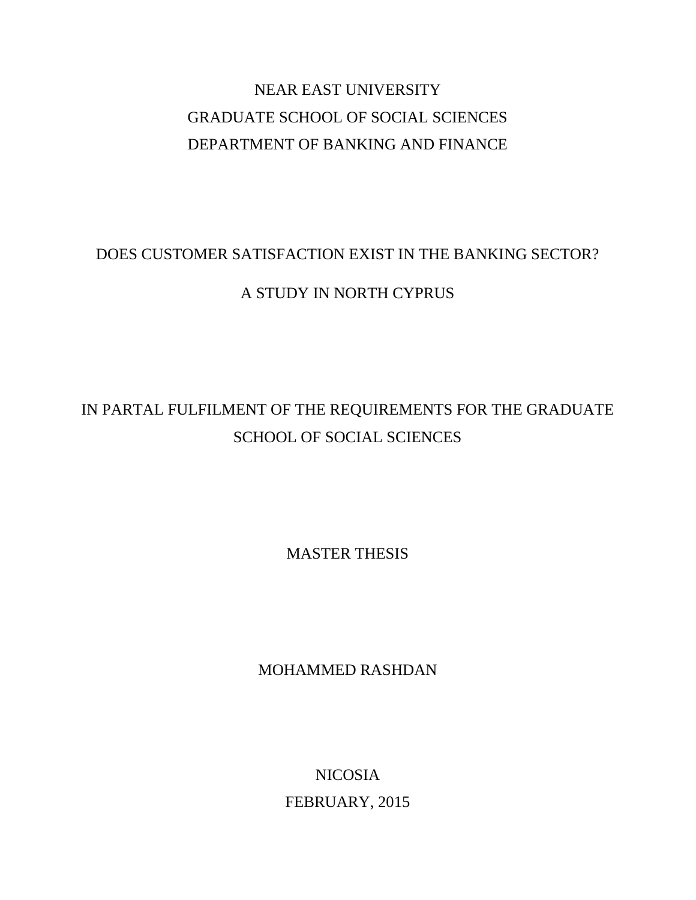NEAR EAST UNIVERSITY

GRADUATE SCHOOL OF SOCIAL SCIENCES

DEPARTMENT OF BANKING AND FINANCE

# DOES CUSTOMER SATISFACTION EXIST IN THE BANKING SECTOR?

# A STUDY IN NORTH CYPRUS

IN PARTAL FULFILMENT OF THE REQUIREMENTS FOR THE GRADUATE SCHOOL OF SOCIAL SCIENCES

MASTER THESIS

MOHAMMED RASHDAN

NICOSIA

FEBRUARY, 2015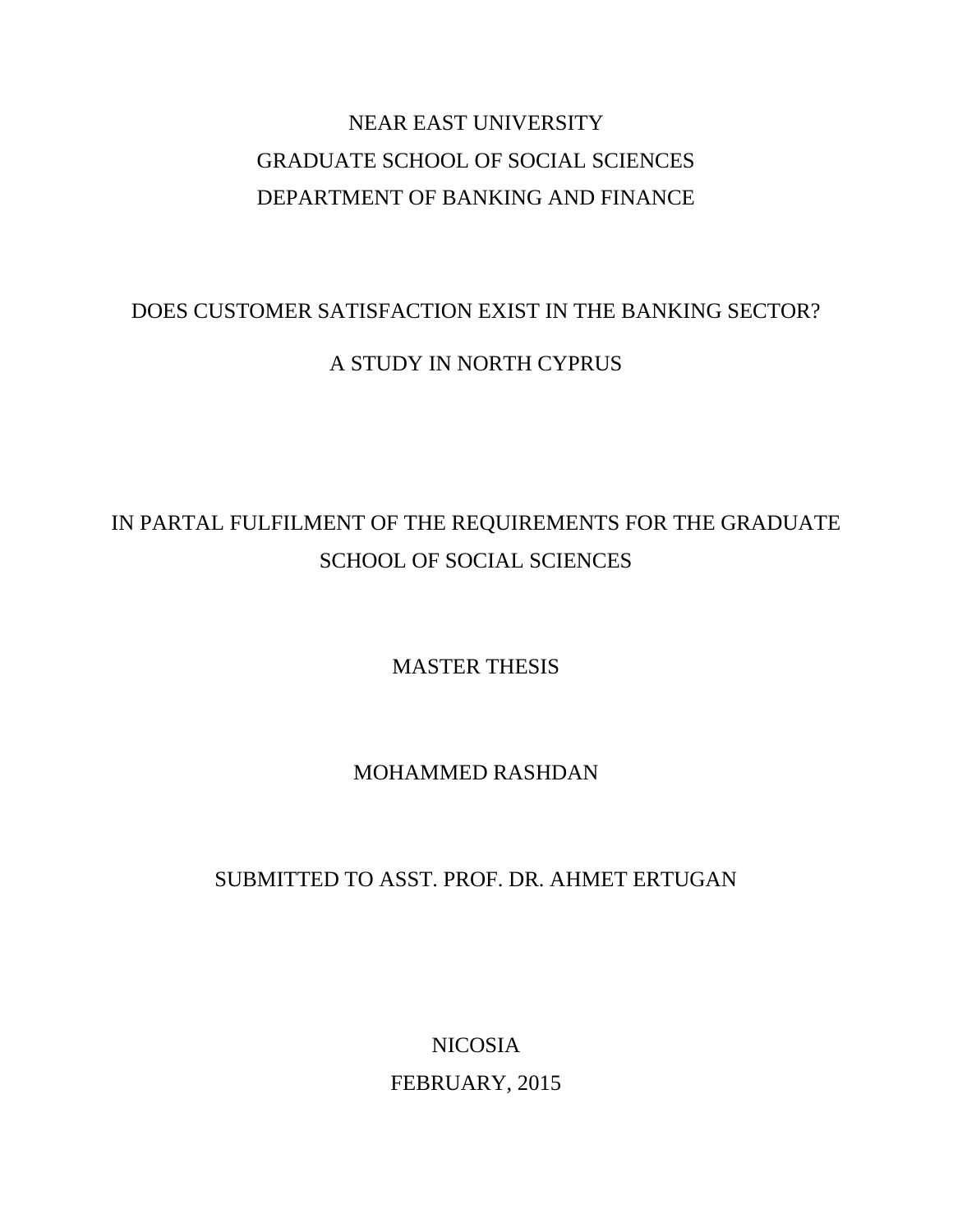NEAR EAST UNIVERSITY

GRADUATE SCHOOL OF SOCIAL SCIENCES

DEPARTMENT OF BANKING AND FINANCE

# DOES CUSTOMER SATISFACTION EXIST IN THE BANKING SECTOR?

# A STUDY IN NORTH CYPRUS

IN PARTAL FULFILMENT OF THE REQUIREMENTS FOR THE GRADUATE SCHOOL OF SOCIAL SCIENCES

MASTER THESIS

MOHAMMED RASHDAN

SUBMITTED TO ASST. PROF. DR. AHMET ERTUGAN

NICOSIA

FEBRUARY, 2015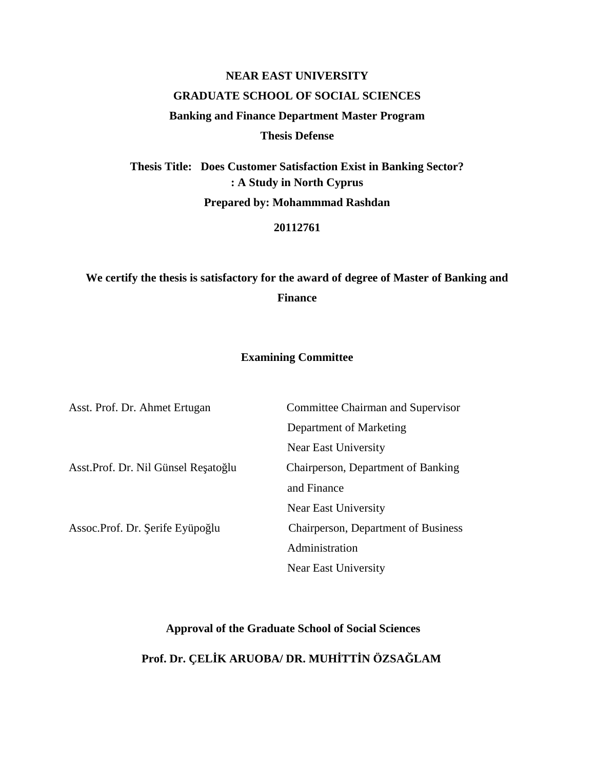**NEAR EAST UNIVERSITY**

**GRADUATE SCHOOL OF SOCIAL SCIENCES**

**Banking and Finance Department Master Program**

**Thesis Defense**

**Thesis Title: Does Customer Satisfaction Exist in Banking Sector? : A Study in North Cyprus**

**Prepared by: Mohammmad Rashdan**

**20112761**

**We certify the thesis is satisfactory for the award of degree of Master of Banking and Finance**

**Examining Committee**

| | |
|---|---|
| Asst. Prof. Dr. Ahmet Ertugan | Committee Chairman and Supervisor<br>Department of Marketing<br>Near East University |
| Asst.Prof. Dr. Nil Günsel Reşatoğlu | Chairperson, Department of Banking and Finance<br>Near East University |
| Assoc.Prof. Dr. Şerife Eyüpoğlu | Chairperson, Department of Business Administration<br>Near East University |

**Approval of the Graduate School of Social Sciences**

**Prof. Dr. ÇELİK ARUOBA/ DR. MUHİTTİN ÖZSAĞLAM**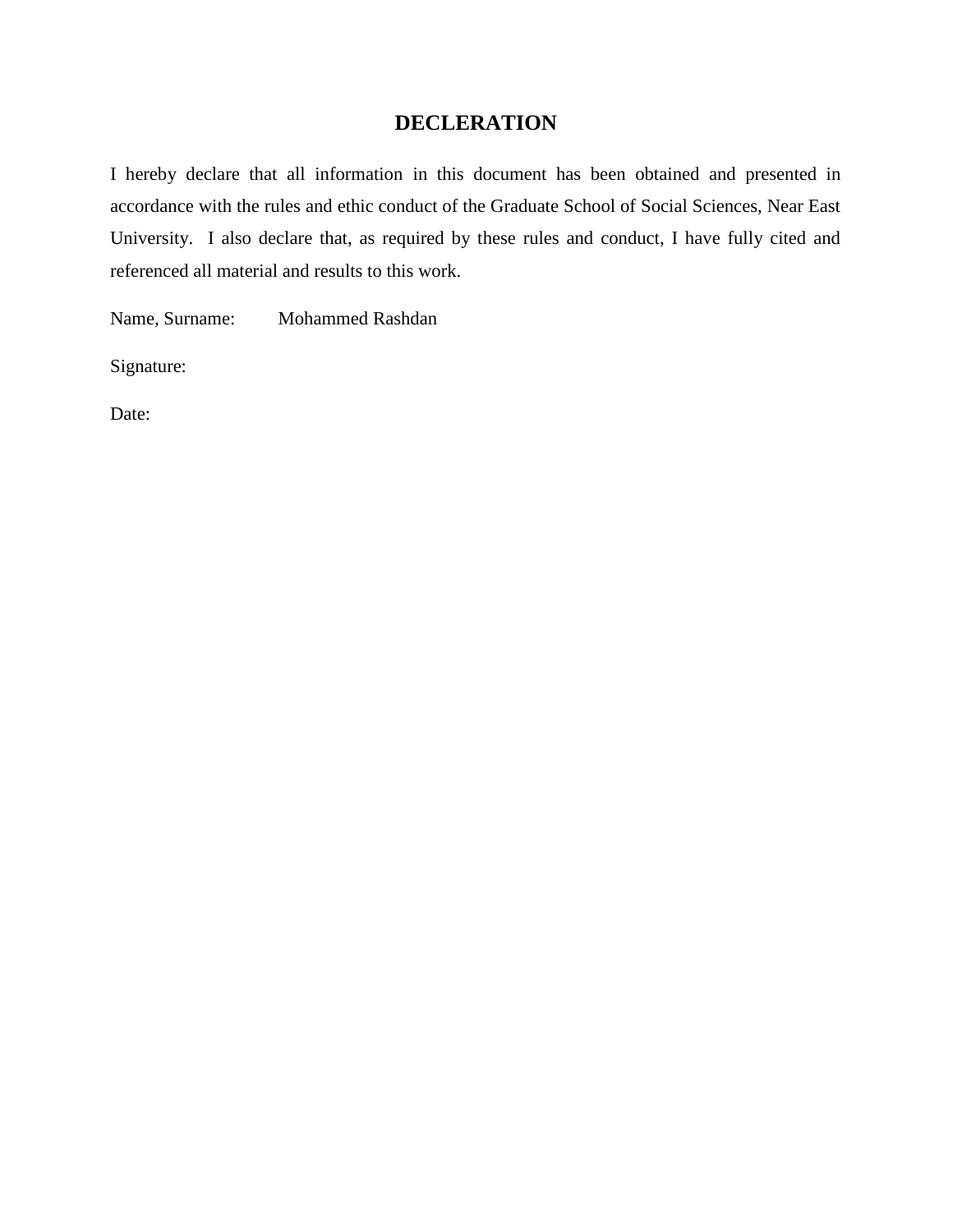# DECLERATION

I hereby declare that all information in this document has been obtained and presented in accordance with the rules and ethic conduct of the Graduate School of Social Sciences, Near East University. I also declare that, as required by these rules and conduct, I have fully cited and referenced all material and results to this work.

Name, Surname: Mohammed Rashdan

Signature:

Date: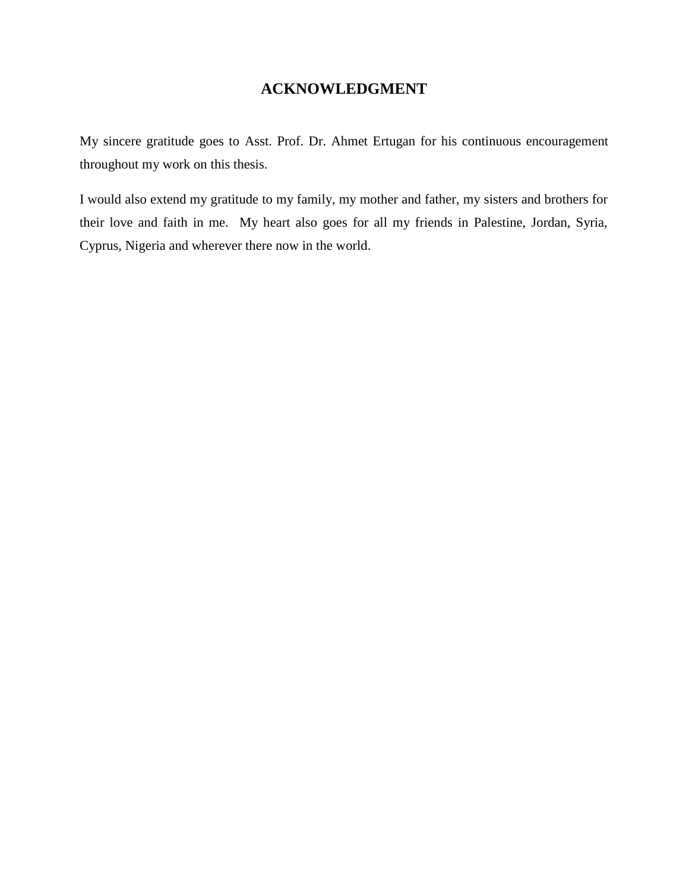# ACKNOWLEDGMENT

My sincere gratitude goes to Asst. Prof. Dr. Ahmet Ertugan for his continuous encouragement throughout my work on this thesis.

I would also extend my gratitude to my family, my mother and father, my sisters and brothers for their love and faith in me.  My heart also goes for all my friends in Palestine, Jordan, Syria, Cyprus, Nigeria and wherever there now in the world.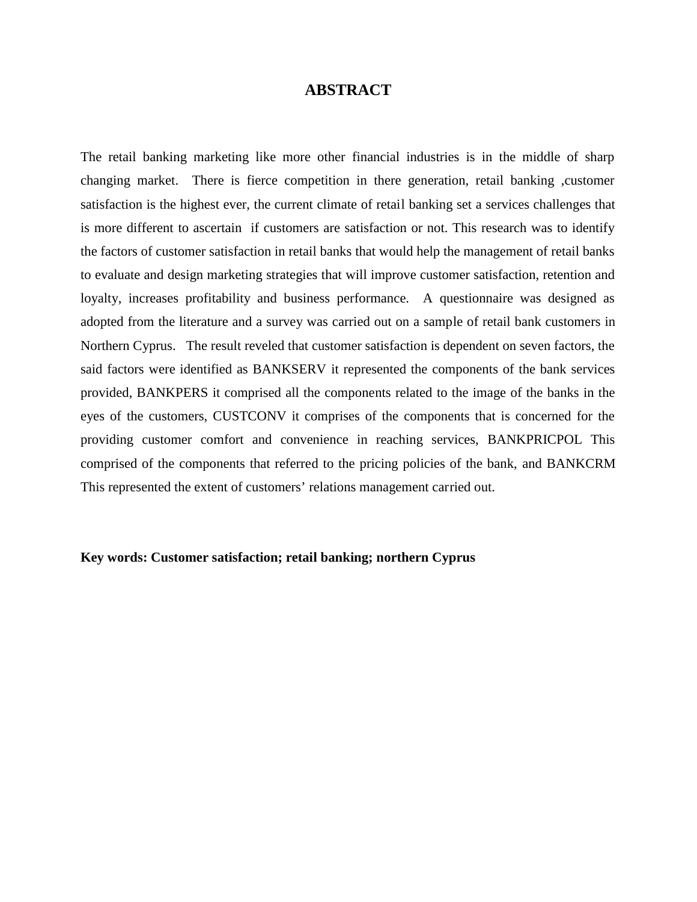# ABSTRACT

The retail banking marketing like more other financial industries is in the middle of sharp changing market. There is fierce competition in there generation, retail banking ,customer satisfaction is the highest ever, the current climate of retail banking set a services challenges that is more different to ascertain if customers are satisfaction or not. This research was to identify the factors of customer satisfaction in retail banks that would help the management of retail banks to evaluate and design marketing strategies that will improve customer satisfaction, retention and loyalty, increases profitability and business performance. A questionnaire was designed as adopted from the literature and a survey was carried out on a sample of retail bank customers in Northern Cyprus. The result reveled that customer satisfaction is dependent on seven factors, the said factors were identified as BANKSERV it represented the components of the bank services provided, BANKPERS it comprised all the components related to the image of the banks in the eyes of the customers, CUSTCONV it comprises of the components that is concerned for the providing customer comfort and convenience in reaching services, BANKPRICPOL This comprised of the components that referred to the pricing policies of the bank, and BANKCRM This represented the extent of customers' relations management carried out.

**Key words: Customer satisfaction; retail banking; northern Cyprus**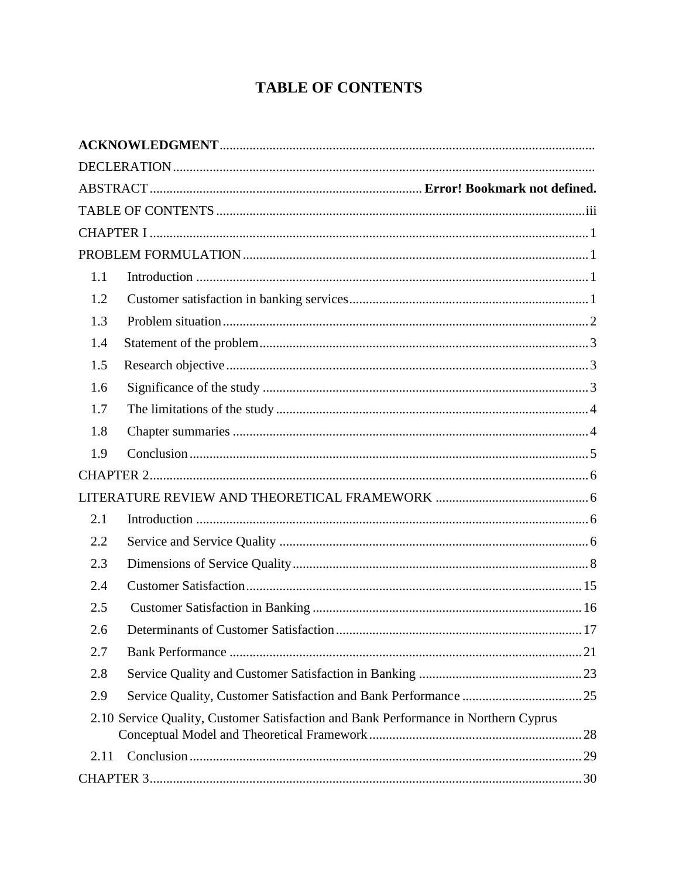# TABLE OF CONTENTS

**ACKNOWLEDGMENT**

DECLERATION

ABSTRACT ........ **Error! Bookmark not defined.**

TABLE OF CONTENTS ........ iii

CHAPTER I ........ 1

PROBLEM FORMULATION ........ 1

- 1.1 Introduction ........ 1
- 1.2 Customer satisfaction in banking services ........ 1
- 1.3 Problem situation ........ 2
- 1.4 Statement of the problem ........ 3
- 1.5 Research objective ........ 3
- 1.6 Significance of the study ........ 3
- 1.7 The limitations of the study ........ 4
- 1.8 Chapter summaries ........ 4
- 1.9 Conclusion ........ 5

CHAPTER 2 ........ 6

LITERATURE REVIEW AND THEORETICAL FRAMEWORK ........ 6

- 2.1 Introduction ........ 6
- 2.2 Service and Service Quality ........ 6
- 2.3 Dimensions of Service Quality ........ 8
- 2.4 Customer Satisfaction ........ 15
- 2.5 Customer Satisfaction in Banking ........ 16
- 2.6 Determinants of Customer Satisfaction ........ 17
- 2.7 Bank Performance ........ 21
- 2.8 Service Quality and Customer Satisfaction in Banking ........ 23
- 2.9 Service Quality, Customer Satisfaction and Bank Performance ........ 25
- 2.10 Service Quality, Customer Satisfaction and Bank Performance in Northern Cyprus Conceptual Model and Theoretical Framework ........ 28
- 2.11 Conclusion ........ 29

CHAPTER 3 ........ 30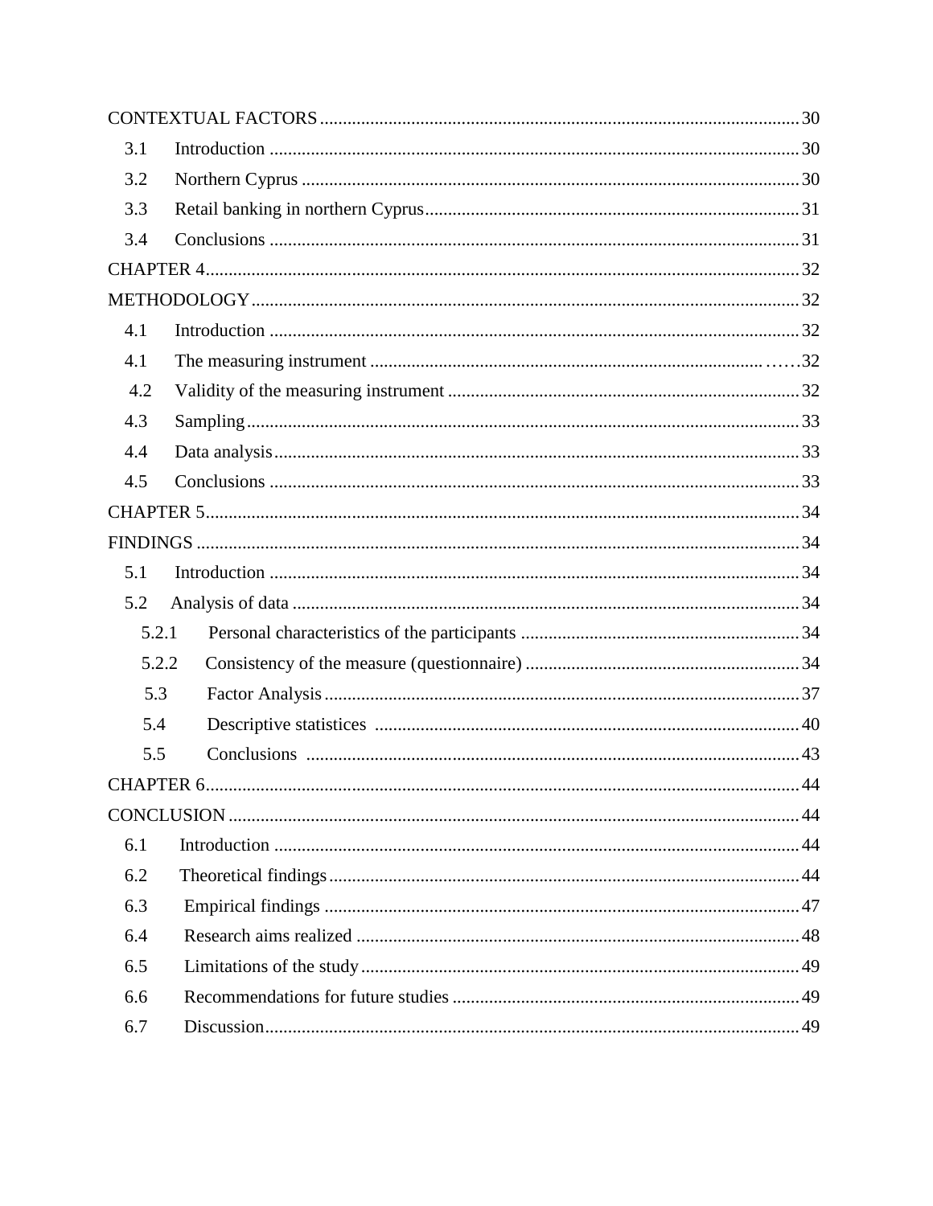CONTEXTUAL FACTORS ........................................................................................................ 30

3.1 Introduction ........................................................................................................ 30

3.2 Northern Cyprus ........................................................................................................ 30

3.3 Retail banking in northern Cyprus ........................................................................................................ 31

3.4 Conclusions ........................................................................................................ 31

CHAPTER 4 ........................................................................................................ 32

METHODOLOGY ........................................................................................................ 32

4.1 Introduction ........................................................................................................ 32

4.1 The measuring instrument ........................................................................................................ 32

4.2 Validity of the measuring instrument ........................................................................................................ 32

4.3 Sampling ........................................................................................................ 33

4.4 Data analysis ........................................................................................................ 33

4.5 Conclusions ........................................................................................................ 33

CHAPTER 5 ........................................................................................................ 34

FINDINGS ........................................................................................................ 34

5.1 Introduction ........................................................................................................ 34

5.2 Analysis of data ........................................................................................................ 34

5.2.1 Personal characteristics of the participants ........................................................................................................ 34

5.2.2 Consistency of the measure (questionnaire) ........................................................................................................ 34

5.3 Factor Analysis ........................................................................................................ 37

5.4 Descriptive statistices ........................................................................................................ 40

5.5 Conclusions ........................................................................................................ 43

CHAPTER 6 ........................................................................................................ 44

CONCLUSION ........................................................................................................ 44

6.1 Introduction ........................................................................................................ 44

6.2 Theoretical findings ........................................................................................................ 44

6.3 Empirical findings ........................................................................................................ 47

6.4 Research aims realized ........................................................................................................ 48

6.5 Limitations of the study ........................................................................................................ 49

6.6 Recommendations for future studies ........................................................................................................ 49

6.7 Discussion ........................................................................................................ 49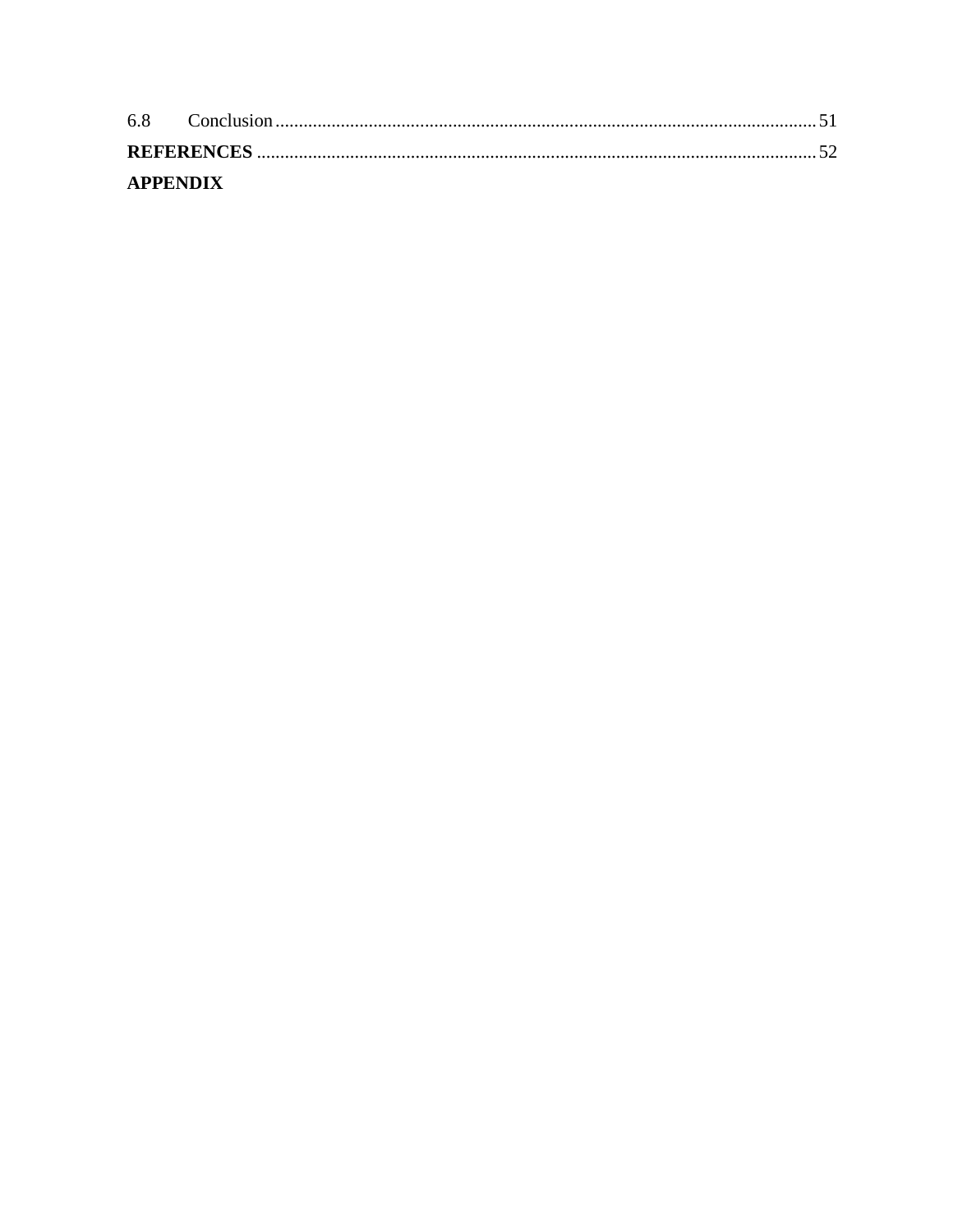6.8 Conclusion ..................................................................................................................... 51

**REFERENCES** ........................................................................................................................ 52

**APPENDIX**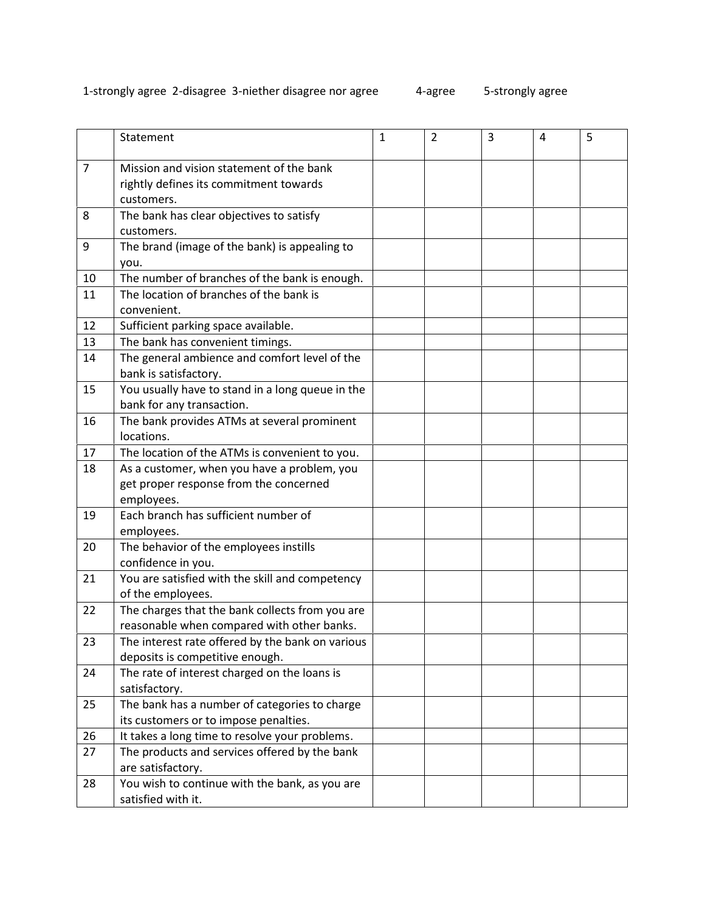1-strongly agree 2-disagree 3-niether disagree nor agree 4-agree 5-strongly agree

| | Statement | 1 | 2 | 3 | 4 | 5 |
|---|---|---|---|---|---|---|
| 7 | Mission and vision statement of the bank rightly defines its commitment towards customers. | | | | | |
| 8 | The bank has clear objectives to satisfy customers. | | | | | |
| 9 | The brand (image of the bank) is appealing to you. | | | | | |
| 10 | The number of branches of the bank is enough. | | | | | |
| 11 | The location of branches of the bank is convenient. | | | | | |
| 12 | Sufficient parking space available. | | | | | |
| 13 | The bank has convenient timings. | | | | | |
| 14 | The general ambience and comfort level of the bank is satisfactory. | | | | | |
| 15 | You usually have to stand in a long queue in the bank for any transaction. | | | | | |
| 16 | The bank provides ATMs at several prominent locations. | | | | | |
| 17 | The location of the ATMs is convenient to you. | | | | | |
| 18 | As a customer, when you have a problem, you get proper response from the concerned employees. | | | | | |
| 19 | Each branch has sufficient number of employees. | | | | | |
| 20 | The behavior of the employees instills confidence in you. | | | | | |
| 21 | You are satisfied with the skill and competency of the employees. | | | | | |
| 22 | The charges that the bank collects from you are reasonable when compared with other banks. | | | | | |
| 23 | The interest rate offered by the bank on various deposits is competitive enough. | | | | | |
| 24 | The rate of interest charged on the loans is satisfactory. | | | | | |
| 25 | The bank has a number of categories to charge its customers or to impose penalties. | | | | | |
| 26 | It takes a long time to resolve your problems. | | | | | |
| 27 | The products and services offered by the bank are satisfactory. | | | | | |
| 28 | You wish to continue with the bank, as you are satisfied with it. | | | | | |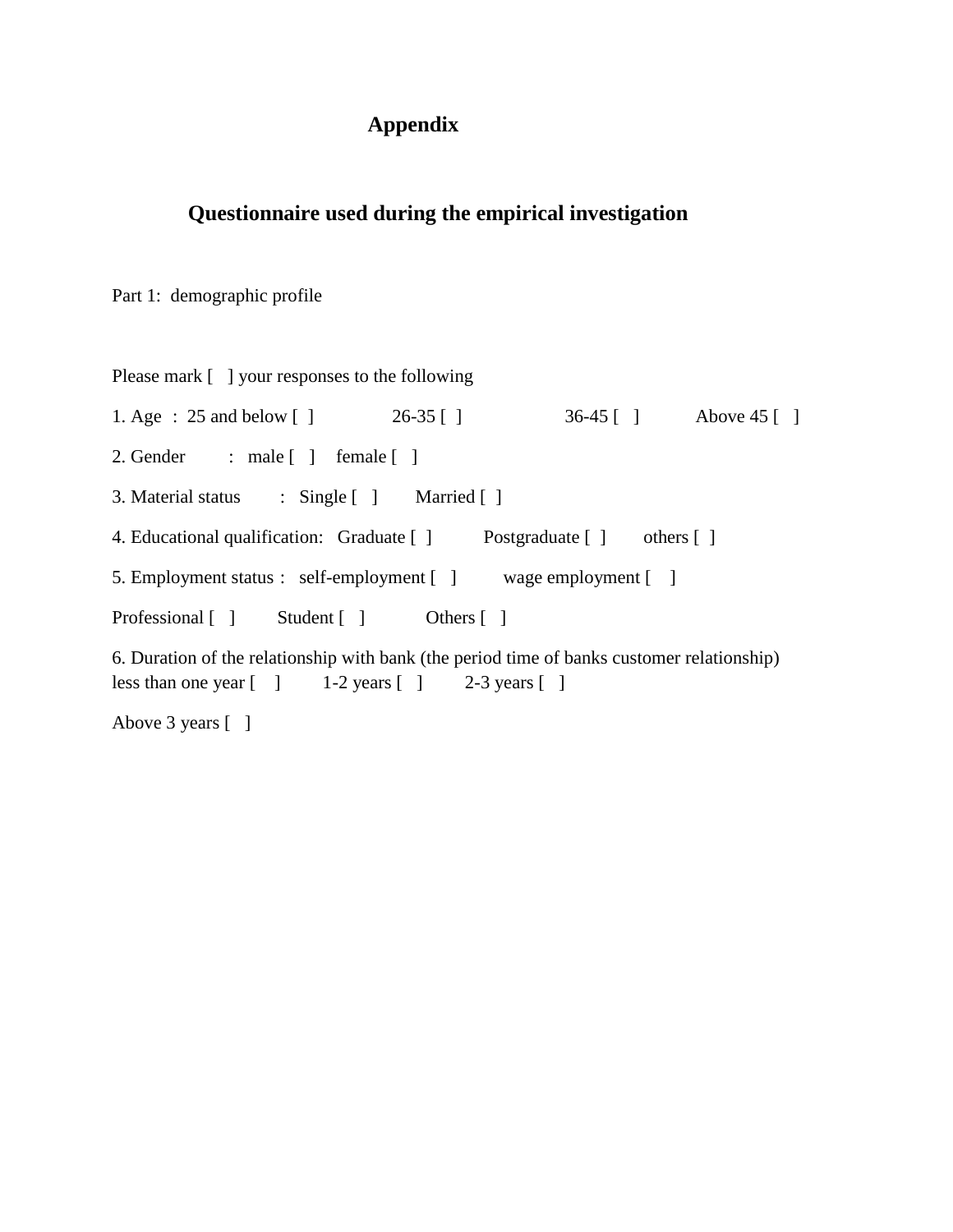# Appendix

## Questionnaire used during the empirical investigation

Part 1: demographic profile

Please mark [ ] your responses to the following

1. Age : 25 and below [ ] 26-35 [ ] 36-45 [ ] Above 45 [ ]

2. Gender : male [ ] female [ ]

3. Material status : Single [ ] Married [ ]

4. Educational qualification: Graduate [ ] Postgraduate [ ] others [ ]

5. Employment status : self-employment [ ] wage employment [ ]

Professional [ ] Student [ ] Others [ ]

6. Duration of the relationship with bank (the period time of banks customer relationship) less than one year [ ] 1-2 years [ ] 2-3 years [ ]

Above 3 years [ ]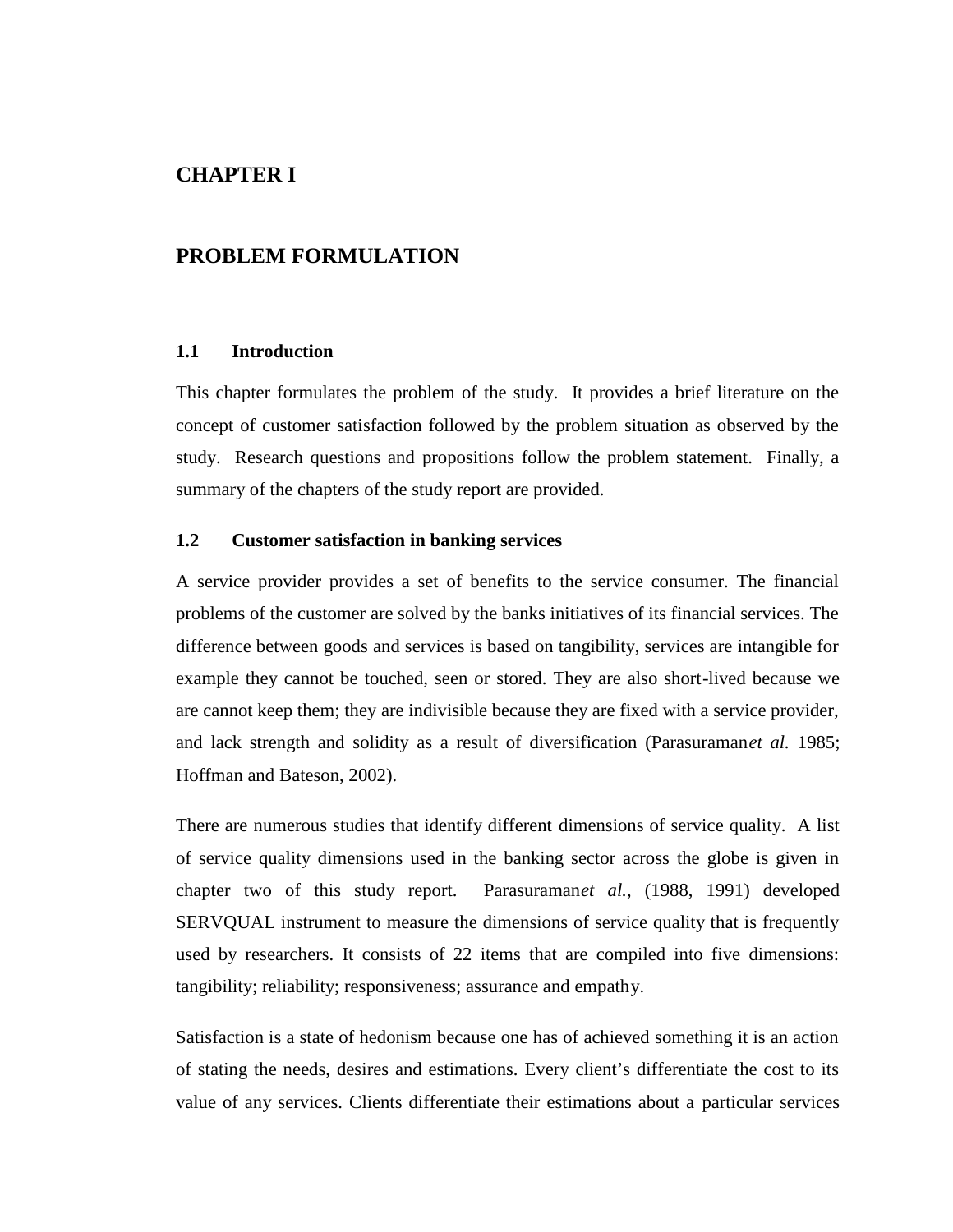# CHAPTER I

# PROBLEM FORMULATION

## 1.1 Introduction

This chapter formulates the problem of the study. It provides a brief literature on the concept of customer satisfaction followed by the problem situation as observed by the study. Research questions and propositions follow the problem statement. Finally, a summary of the chapters of the study report are provided.

## 1.2 Customer satisfaction in banking services

A service provider provides a set of benefits to the service consumer. The financial problems of the customer are solved by the banks initiatives of its financial services. The difference between goods and services is based on tangibility, services are intangible for example they cannot be touched, seen or stored. They are also short-lived because we are cannot keep them; they are indivisible because they are fixed with a service provider, and lack strength and solidity as a result of diversification (Parasuraman*et al.* 1985; Hoffman and Bateson, 2002).

There are numerous studies that identify different dimensions of service quality. A list of service quality dimensions used in the banking sector across the globe is given in chapter two of this study report. Parasuraman*et al.*, (1988, 1991) developed SERVQUAL instrument to measure the dimensions of service quality that is frequently used by researchers. It consists of 22 items that are compiled into five dimensions: tangibility; reliability; responsiveness; assurance and empathy.

Satisfaction is a state of hedonism because one has of achieved something it is an action of stating the needs, desires and estimations. Every client's differentiate the cost to its value of any services. Clients differentiate their estimations about a particular services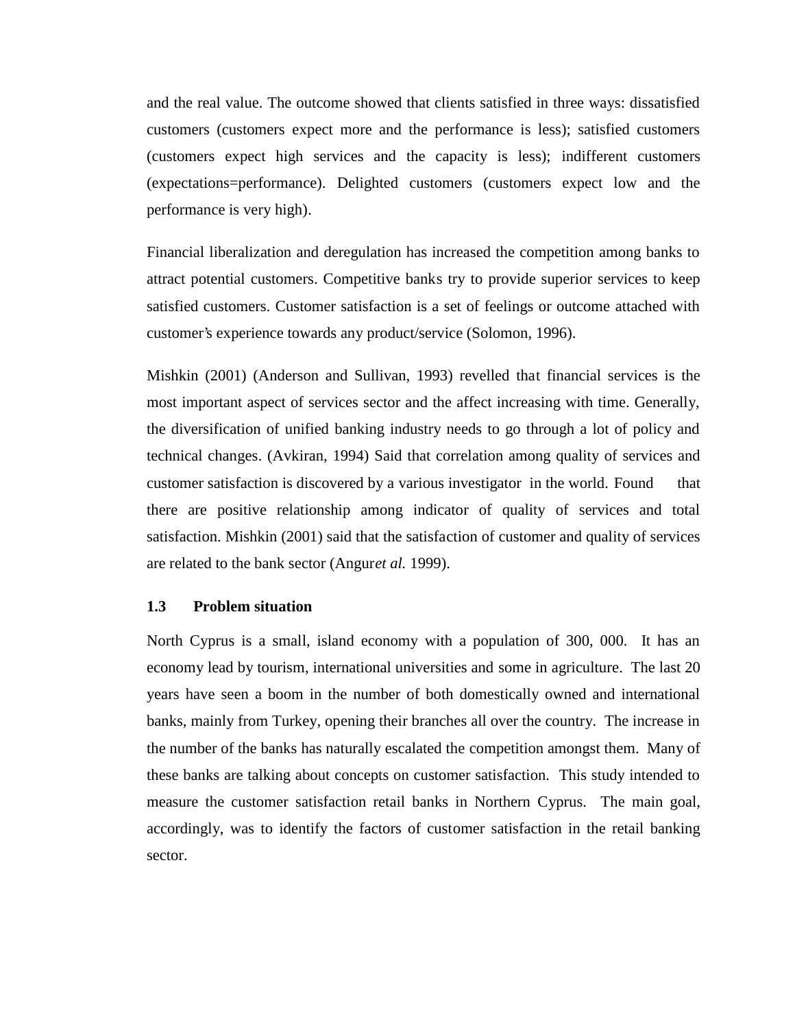and the real value. The outcome showed that clients satisfied in three ways: dissatisfied customers (customers expect more and the performance is less); satisfied customers (customers expect high services and the capacity is less); indifferent customers (expectations=performance). Delighted customers (customers expect low and the performance is very high).

Financial liberalization and deregulation has increased the competition among banks to attract potential customers. Competitive banks try to provide superior services to keep satisfied customers. Customer satisfaction is a set of feelings or outcome attached with customer's experience towards any product/service (Solomon, 1996).

Mishkin (2001) (Anderson and Sullivan, 1993) revelled that financial services is the most important aspect of services sector and the affect increasing with time. Generally, the diversification of unified banking industry needs to go through a lot of policy and technical changes. (Avkiran, 1994) Said that correlation among quality of services and customer satisfaction is discovered by a various investigator in the world. Found that there are positive relationship among indicator of quality of services and total satisfaction. Mishkin (2001) said that the satisfaction of customer and quality of services are related to the bank sector (Angur*et al.* 1999).

## 1.3 Problem situation

North Cyprus is a small, island economy with a population of 300, 000. It has an economy lead by tourism, international universities and some in agriculture. The last 20 years have seen a boom in the number of both domestically owned and international banks, mainly from Turkey, opening their branches all over the country. The increase in the number of the banks has naturally escalated the competition amongst them. Many of these banks are talking about concepts on customer satisfaction. This study intended to measure the customer satisfaction retail banks in Northern Cyprus. The main goal, accordingly, was to identify the factors of customer satisfaction in the retail banking sector.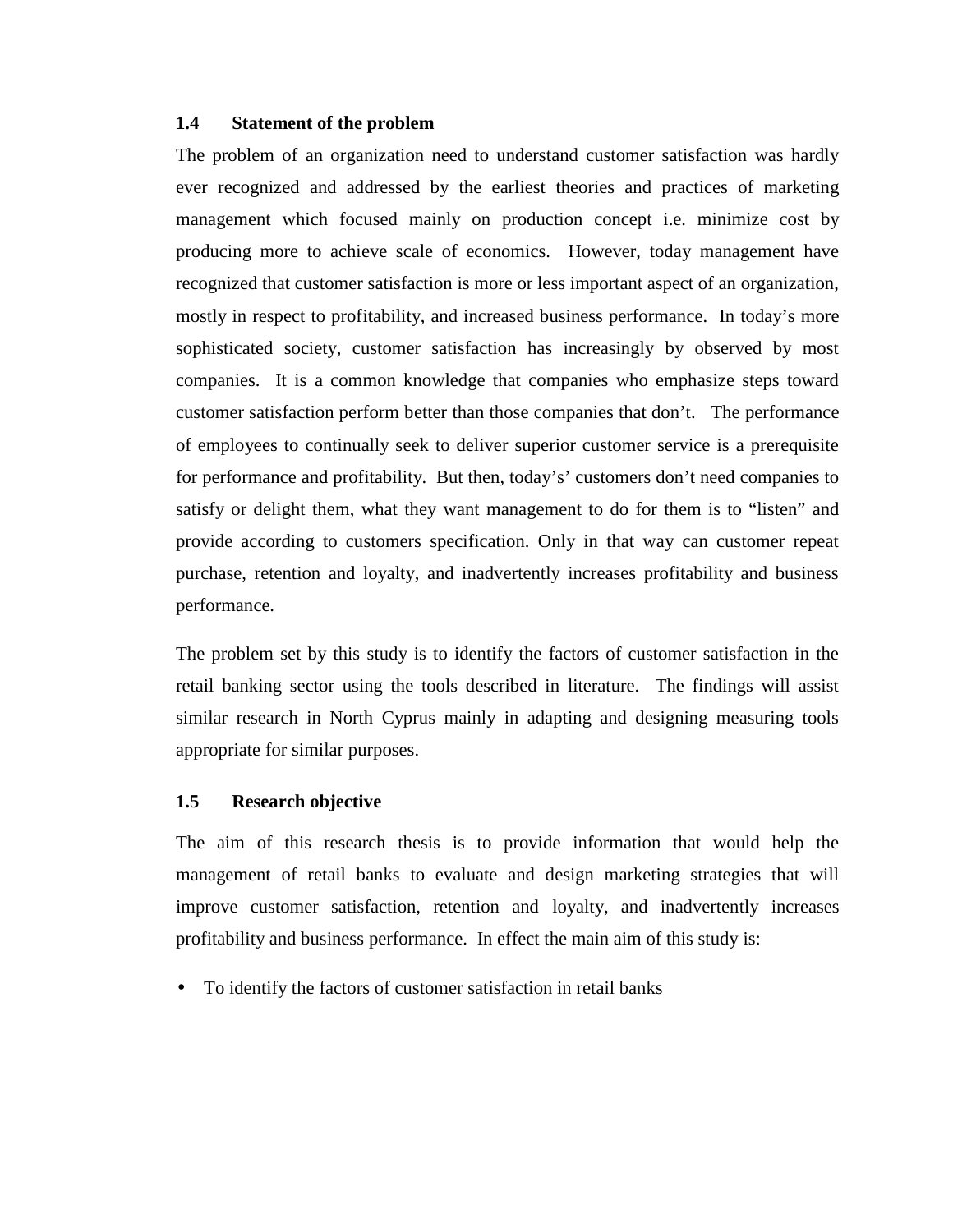### 1.4 Statement of the problem

The problem of an organization need to understand customer satisfaction was hardly ever recognized and addressed by the earliest theories and practices of marketing management which focused mainly on production concept i.e. minimize cost by producing more to achieve scale of economics. However, today management have recognized that customer satisfaction is more or less important aspect of an organization, mostly in respect to profitability, and increased business performance. In today's more sophisticated society, customer satisfaction has increasingly by observed by most companies. It is a common knowledge that companies who emphasize steps toward customer satisfaction perform better than those companies that don't. The performance of employees to continually seek to deliver superior customer service is a prerequisite for performance and profitability. But then, today's' customers don't need companies to satisfy or delight them, what they want management to do for them is to "listen" and provide according to customers specification. Only in that way can customer repeat purchase, retention and loyalty, and inadvertently increases profitability and business performance.

The problem set by this study is to identify the factors of customer satisfaction in the retail banking sector using the tools described in literature. The findings will assist similar research in North Cyprus mainly in adapting and designing measuring tools appropriate for similar purposes.

### 1.5 Research objective

The aim of this research thesis is to provide information that would help the management of retail banks to evaluate and design marketing strategies that will improve customer satisfaction, retention and loyalty, and inadvertently increases profitability and business performance. In effect the main aim of this study is:

- To identify the factors of customer satisfaction in retail banks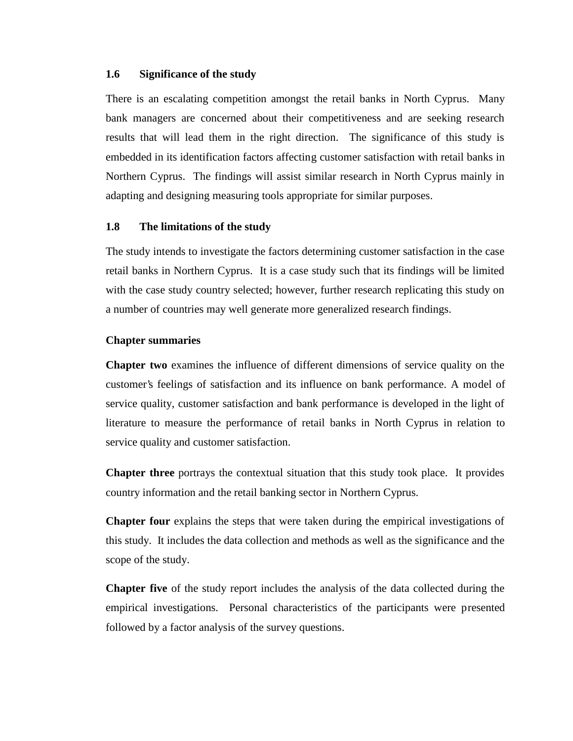### 1.6 Significance of the study

There is an escalating competition amongst the retail banks in North Cyprus. Many bank managers are concerned about their competitiveness and are seeking research results that will lead them in the right direction. The significance of this study is embedded in its identification factors affecting customer satisfaction with retail banks in Northern Cyprus. The findings will assist similar research in North Cyprus mainly in adapting and designing measuring tools appropriate for similar purposes.

### 1.8 The limitations of the study

The study intends to investigate the factors determining customer satisfaction in the case retail banks in Northern Cyprus. It is a case study such that its findings will be limited with the case study country selected; however, further research replicating this study on a number of countries may well generate more generalized research findings.

### Chapter summaries

**Chapter two** examines the influence of different dimensions of service quality on the customer's feelings of satisfaction and its influence on bank performance. A model of service quality, customer satisfaction and bank performance is developed in the light of literature to measure the performance of retail banks in North Cyprus in relation to service quality and customer satisfaction.

**Chapter three** portrays the contextual situation that this study took place. It provides country information and the retail banking sector in Northern Cyprus.

**Chapter four** explains the steps that were taken during the empirical investigations of this study. It includes the data collection and methods as well as the significance and the scope of the study.

**Chapter five** of the study report includes the analysis of the data collected during the empirical investigations. Personal characteristics of the participants were presented followed by a factor analysis of the survey questions.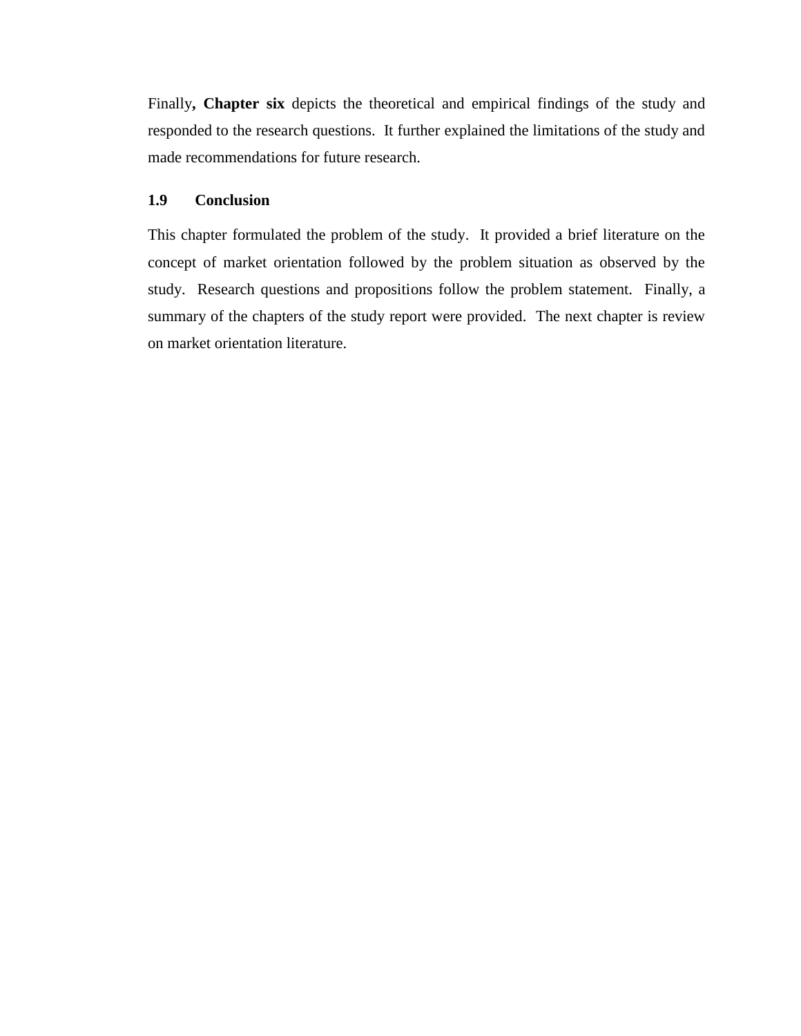Finally**, Chapter six** depicts the theoretical and empirical findings of the study and responded to the research questions.  It further explained the limitations of the study and made recommendations for future research.

### 1.9 Conclusion

This chapter formulated the problem of the study.  It provided a brief literature on the concept of market orientation followed by the problem situation as observed by the study.  Research questions and propositions follow the problem statement.  Finally, a summary of the chapters of the study report were provided.  The next chapter is review on market orientation literature.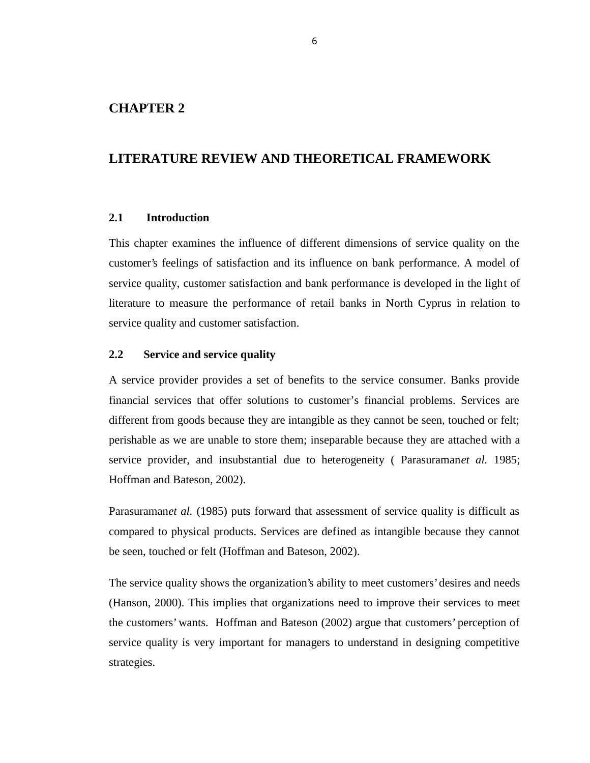# CHAPTER 2

# LITERATURE REVIEW AND THEORETICAL FRAMEWORK

## 2.1 Introduction

This chapter examines the influence of different dimensions of service quality on the customer's feelings of satisfaction and its influence on bank performance. A model of service quality, customer satisfaction and bank performance is developed in the light of literature to measure the performance of retail banks in North Cyprus in relation to service quality and customer satisfaction.

## 2.2 Service and service quality

A service provider provides a set of benefits to the service consumer. Banks provide financial services that offer solutions to customer's financial problems. Services are different from goods because they are intangible as they cannot be seen, touched or felt; perishable as we are unable to store them; inseparable because they are attached with a service provider, and insubstantial due to heterogeneity ( Parasuraman*et al.* 1985; Hoffman and Bateson, 2002).

Parasuraman*et al.* (1985) puts forward that assessment of service quality is difficult as compared to physical products. Services are defined as intangible because they cannot be seen, touched or felt (Hoffman and Bateson, 2002).

The service quality shows the organization's ability to meet customers' desires and needs (Hanson, 2000). This implies that organizations need to improve their services to meet the customers' wants. Hoffman and Bateson (2002) argue that customers' perception of service quality is very important for managers to understand in designing competitive strategies.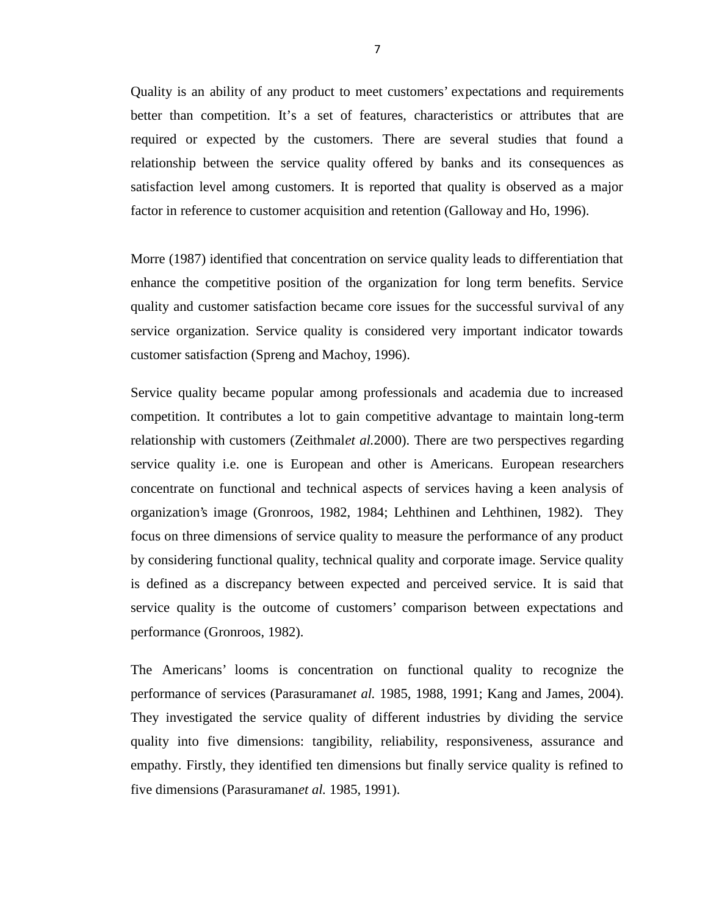Quality is an ability of any product to meet customers' expectations and requirements better than competition. It's a set of features, characteristics or attributes that are required or expected by the customers. There are several studies that found a relationship between the service quality offered by banks and its consequences as satisfaction level among customers. It is reported that quality is observed as a major factor in reference to customer acquisition and retention (Galloway and Ho, 1996).

Morre (1987) identified that concentration on service quality leads to differentiation that enhance the competitive position of the organization for long term benefits. Service quality and customer satisfaction became core issues for the successful survival of any service organization. Service quality is considered very important indicator towards customer satisfaction (Spreng and Machoy, 1996).

Service quality became popular among professionals and academia due to increased competition. It contributes a lot to gain competitive advantage to maintain long-term relationship with customers (Zeithmal*et al.*2000). There are two perspectives regarding service quality i.e. one is European and other is Americans. European researchers concentrate on functional and technical aspects of services having a keen analysis of organization's image (Gronroos, 1982, 1984; Lehthinen and Lehthinen, 1982). They focus on three dimensions of service quality to measure the performance of any product by considering functional quality, technical quality and corporate image. Service quality is defined as a discrepancy between expected and perceived service. It is said that service quality is the outcome of customers' comparison between expectations and performance (Gronroos, 1982).

The Americans' looms is concentration on functional quality to recognize the performance of services (Parasuraman*et al.* 1985, 1988, 1991; Kang and James, 2004). They investigated the service quality of different industries by dividing the service quality into five dimensions: tangibility, reliability, responsiveness, assurance and empathy. Firstly, they identified ten dimensions but finally service quality is refined to five dimensions (Parasuraman*et al.* 1985, 1991).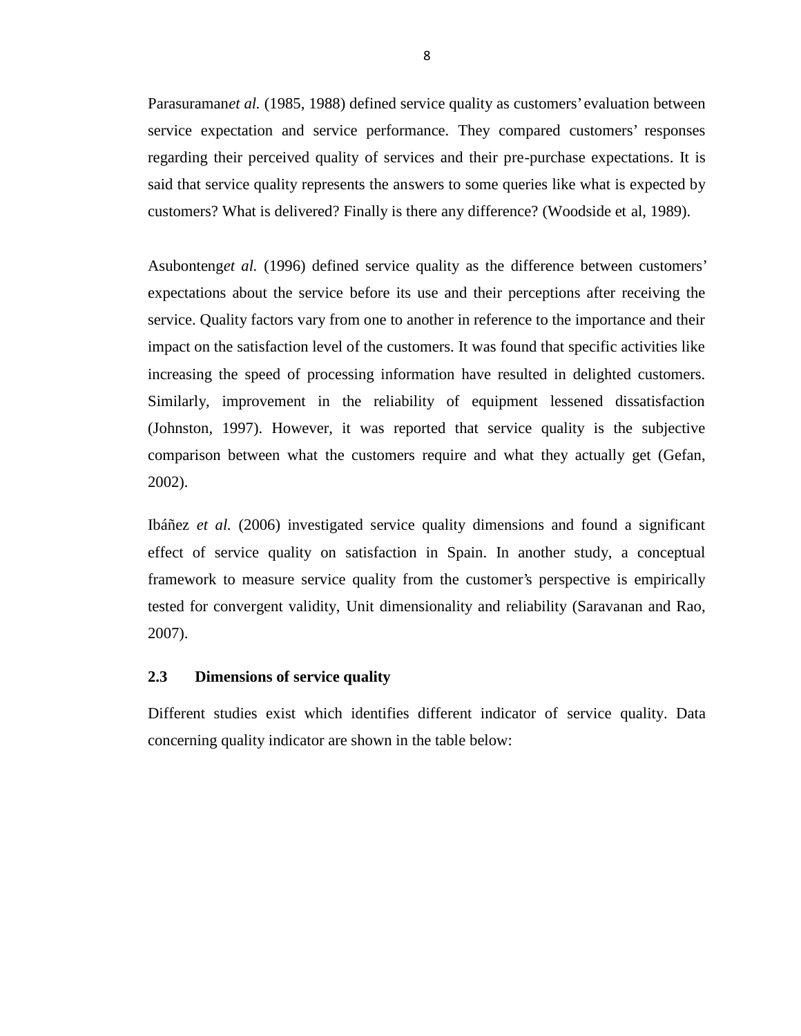Parasuraman*et al.* (1985, 1988) defined service quality as customers' evaluation between service expectation and service performance. They compared customers' responses regarding their perceived quality of services and their pre-purchase expectations. It is said that service quality represents the answers to some queries like what is expected by customers? What is delivered? Finally is there any difference? (Woodside et al, 1989).

Asubonteng*et al.* (1996) defined service quality as the difference between customers' expectations about the service before its use and their perceptions after receiving the service. Quality factors vary from one to another in reference to the importance and their impact on the satisfaction level of the customers. It was found that specific activities like increasing the speed of processing information have resulted in delighted customers. Similarly, improvement in the reliability of equipment lessened dissatisfaction (Johnston, 1997). However, it was reported that service quality is the subjective comparison between what the customers require and what they actually get (Gefan, 2002).

Ibáñez *et al.* (2006) investigated service quality dimensions and found a significant effect of service quality on satisfaction in Spain. In another study, a conceptual framework to measure service quality from the customer's perspective is empirically tested for convergent validity, Unit dimensionality and reliability (Saravanan and Rao, 2007).

### 2.3 Dimensions of service quality

Different studies exist which identifies different indicator of service quality. Data concerning quality indicator are shown in the table below: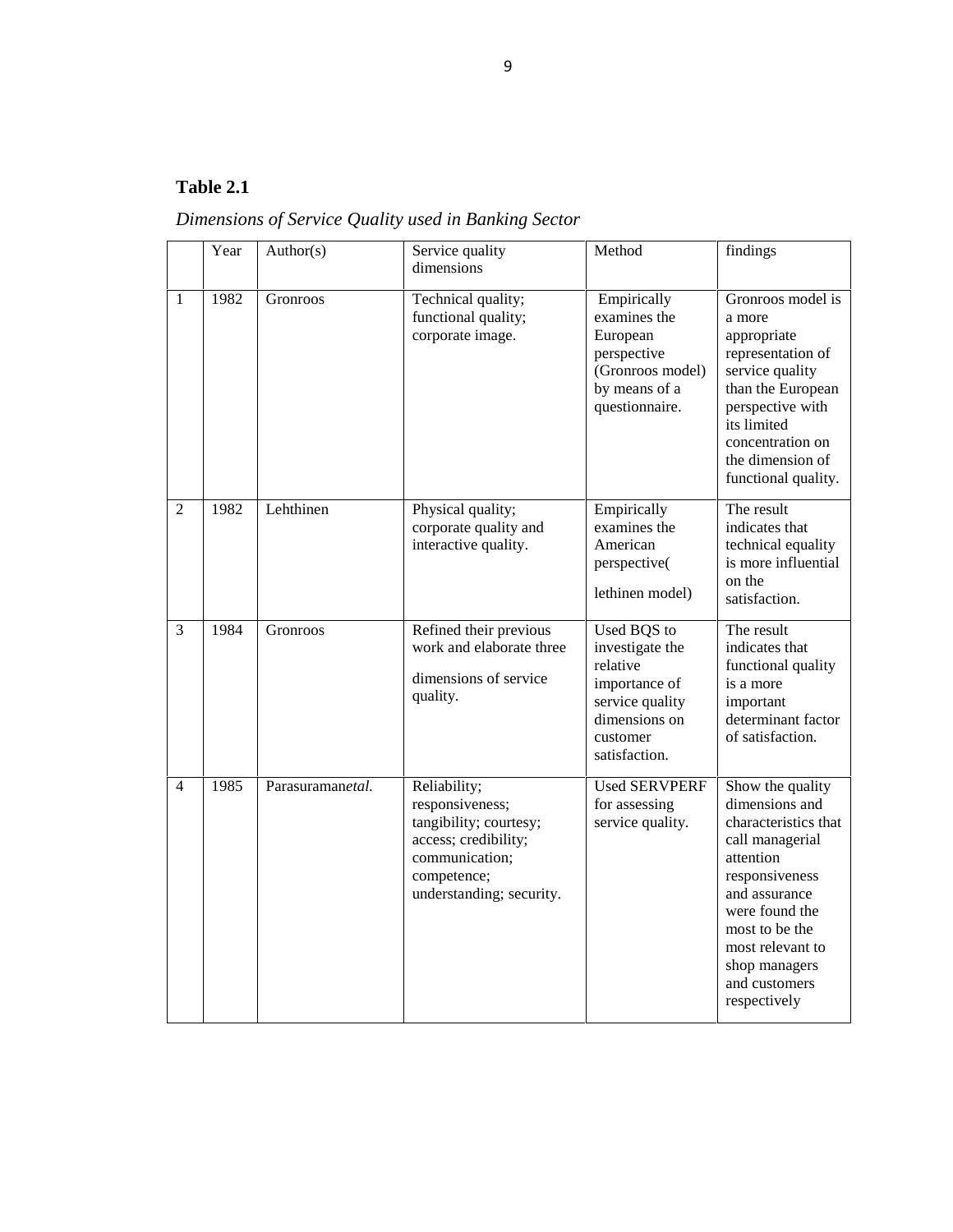**Table 2.1**

*Dimensions of Service Quality used in Banking Sector*

| | Year | Author(s) | Service quality dimensions | Method | findings |
|---|---|---|---|---|---|
| 1 | 1982 | Gronroos | Technical quality; functional quality; corporate image. | Empirically examines the European perspective (Gronroos model) by means of a questionnaire. | Gronroos model is a more appropriate representation of service quality than the European perspective with its limited concentration on the dimension of functional quality. |
| 2 | 1982 | Lehthinen | Physical quality; corporate quality and interactive quality. | Empirically examines the American perspective( lethinen model) | The result indicates that technical equality is more influential on the satisfaction. |
| 3 | 1984 | Gronroos | Refined their previous work and elaborate three dimensions of service quality. | Used BQS to investigate the relative importance of service quality dimensions on customer satisfaction. | The result indicates that functional quality is a more important determinant factor of satisfaction. |
| 4 | 1985 | Parasuraman*etal.* | Reliability; responsiveness; tangibility; courtesy; access; credibility; communication; competence; understanding; security. | Used SERVPERF for assessing service quality. | Show the quality dimensions and characteristics that call managerial attention responsiveness and assurance were found the most to be the most relevant to shop managers and customers respectively |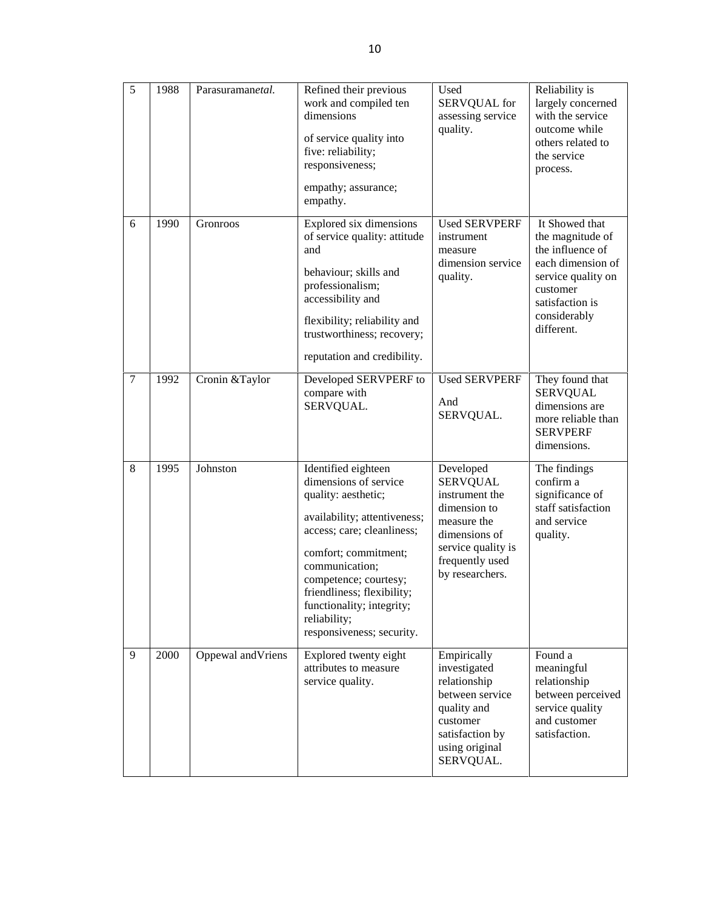| 5 | 1988 | Parasuraman*et al.* | Refined their previous work and compiled ten dimensions of service quality into five: reliability; responsiveness; empathy; assurance; empathy. | Used SERVQUAL for assessing service quality. | Reliability is largely concerned with the service outcome while others related to the service process. |
|---|---|---|---|---|---|
| 6 | 1990 | Gronroos | Explored six dimensions of service quality: attitude and behaviour; skills and professionalism; accessibility and flexibility; reliability and trustworthiness; recovery; reputation and credibility. | Used SERVPERF instrument measure dimension service quality. | It Showed that the magnitude of the influence of each dimension of service quality on customer satisfaction is considerably different. |
| 7 | 1992 | Cronin &Taylor | Developed SERVPERF to compare with SERVQUAL. | Used SERVPERF And SERVQUAL. | They found that SERVQUAL dimensions are more reliable than SERVPERF dimensions. |
| 8 | 1995 | Johnston | Identified eighteen dimensions of service quality: aesthetic; availability; attentiveness; access; care; cleanliness; comfort; commitment; communication; competence; courtesy; friendliness; flexibility; functionality; integrity; reliability; responsiveness; security. | Developed SERVQUAL instrument the dimension to measure the dimensions of service quality is frequently used by researchers. | The findings confirm a significance of staff satisfaction and service quality. |
| 9 | 2000 | Oppewal andVriens | Explored twenty eight attributes to measure service quality. | Empirically investigated relationship between service quality and customer satisfaction by using original SERVQUAL. | Found a meaningful relationship between perceived service quality and customer satisfaction. |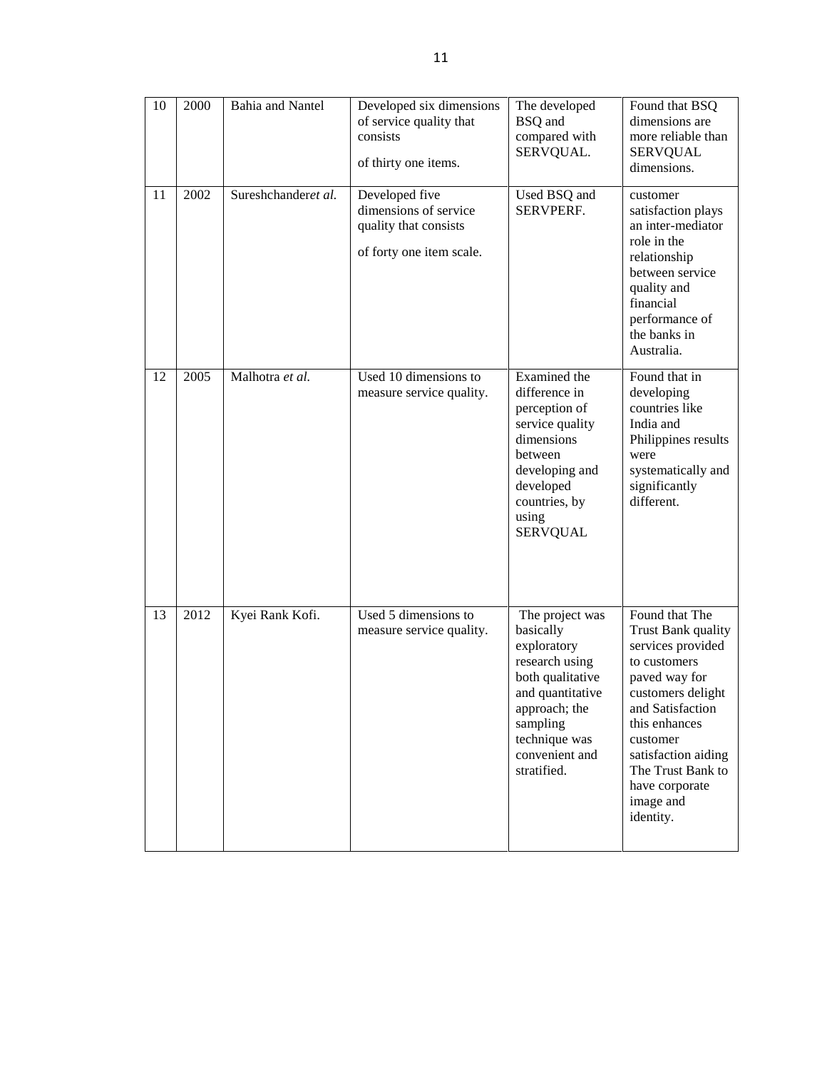| 10 | 2000 | Bahia and Nantel | Developed six dimensions of service quality that consists of thirty one items. | The developed BSQ and compared with SERVQUAL. | Found that BSQ dimensions are more reliable than SERVQUAL dimensions. |
|---|---|---|---|---|---|
| 11 | 2002 | Sureshchander*et al.* | Developed five dimensions of service quality that consists of forty one item scale. | Used BSQ and SERVPERF. | customer satisfaction plays an inter-mediator role in the relationship between service quality and financial performance of the banks in Australia. |
| 12 | 2005 | Malhotra *et al.* | Used 10 dimensions to measure service quality. | Examined the difference in perception of service quality dimensions between developing and developed countries, by using SERVQUAL | Found that in developing countries like India and Philippines results were systematically and significantly different. |
| 13 | 2012 | Kyei Rank Kofi. | Used 5 dimensions to measure service quality. | The project was basically exploratory research using both qualitative and quantitative approach; the sampling technique was convenient and stratified. | Found that The Trust Bank quality services provided to customers paved way for customers delight and Satisfaction this enhances customer satisfaction aiding The Trust Bank to have corporate image and identity. |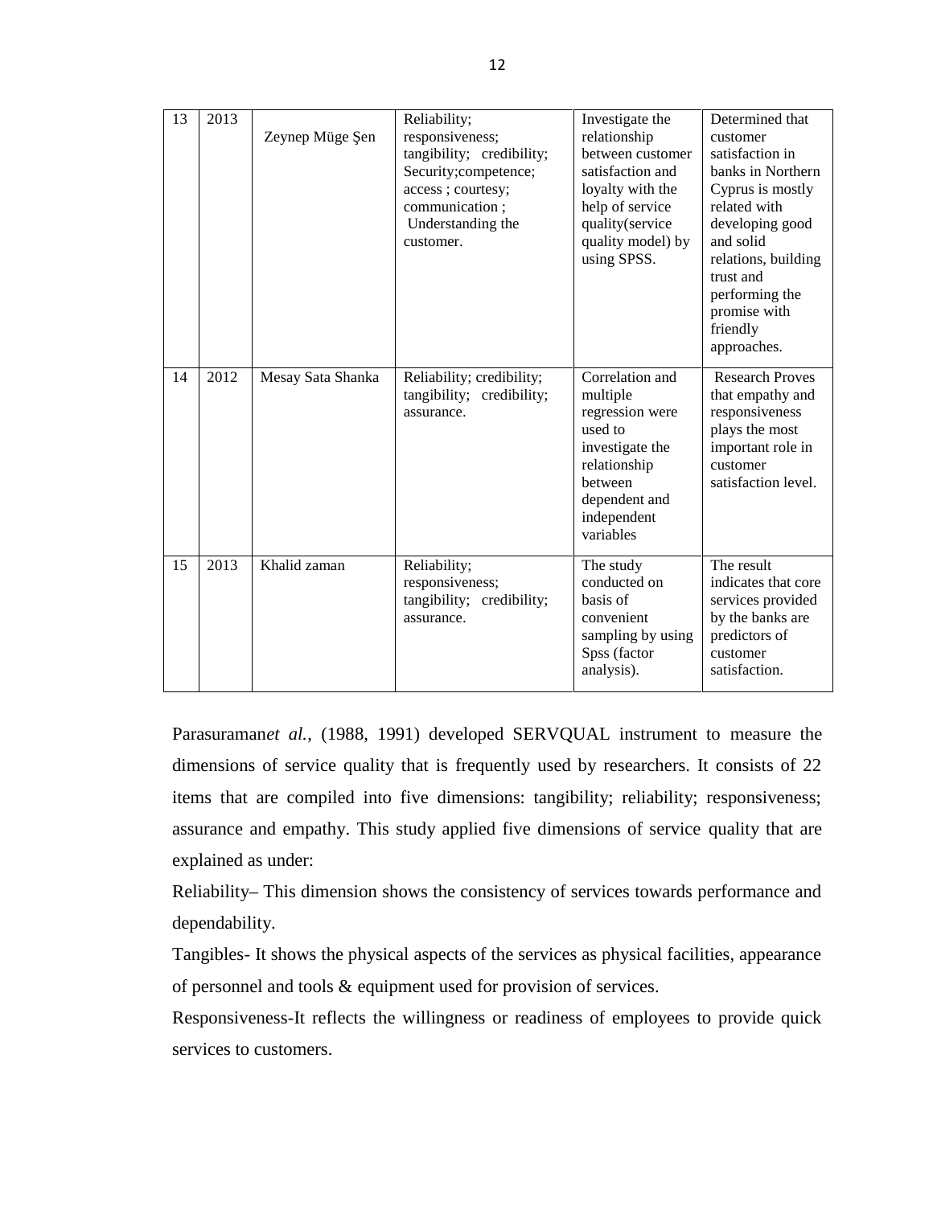| 13 | 2013 | Zeynep Müge Şen | Reliability; responsiveness; tangibility; credibility; Security;competence; access ; courtesy; communication ; Understanding the customer. | Investigate the relationship between customer satisfaction and loyalty with the help of service quality(service quality model) by using SPSS. | Determined that customer satisfaction in banks in Northern Cyprus is mostly related with developing good and solid relations, building trust and performing the promise with friendly approaches. |
|---|---|---|---|---|---|
| 14 | 2012 | Mesay Sata Shanka | Reliability; credibility; tangibility; credibility; assurance. | Correlation and multiple regression were used to investigate the relationship between dependent and independent variables | Research Proves that empathy and responsiveness plays the most important role in customer satisfaction level. |
| 15 | 2013 | Khalid zaman | Reliability; responsiveness; tangibility; credibility; assurance. | The study conducted on basis of convenient sampling by using Spss (factor analysis). | The result indicates that core services provided by the banks are predictors of customer satisfaction. |

Parasuraman*et al.*, (1988, 1991) developed SERVQUAL instrument to measure the dimensions of service quality that is frequently used by researchers. It consists of 22 items that are compiled into five dimensions: tangibility; reliability; responsiveness; assurance and empathy. This study applied five dimensions of service quality that are explained as under:

Reliability– This dimension shows the consistency of services towards performance and dependability.

Tangibles- It shows the physical aspects of the services as physical facilities, appearance of personnel and tools & equipment used for provision of services.

Responsiveness-It reflects the willingness or readiness of employees to provide quick services to customers.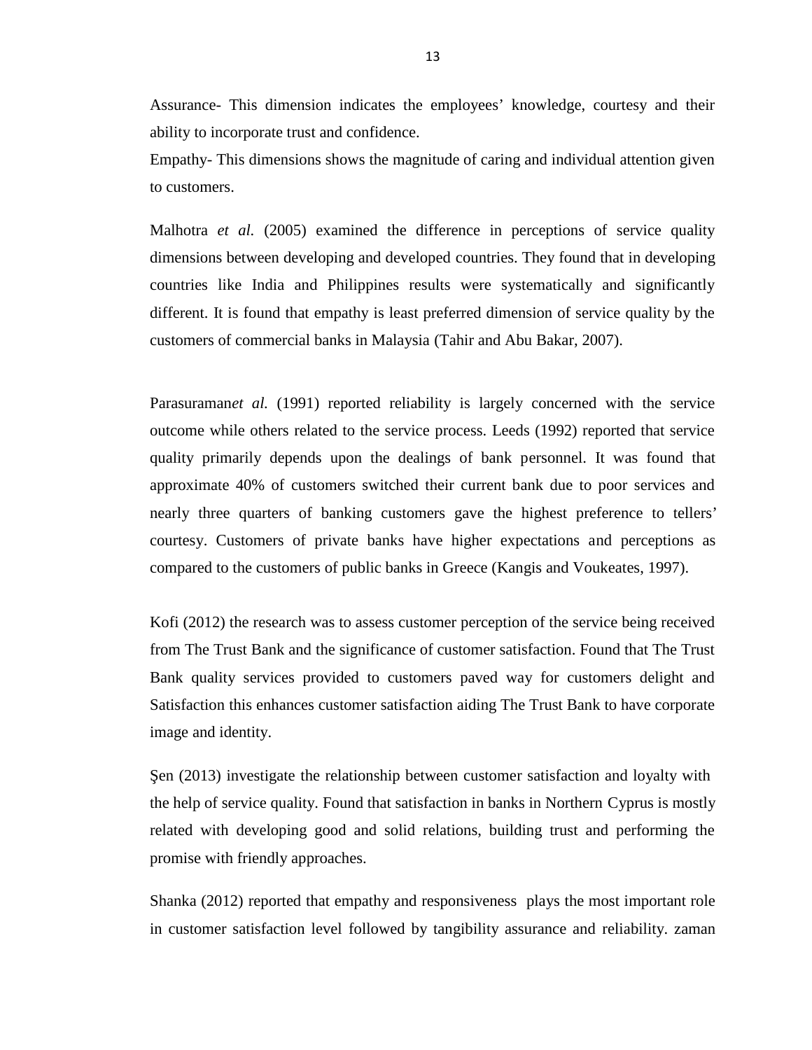Assurance- This dimension indicates the employees' knowledge, courtesy and their ability to incorporate trust and confidence.

Empathy- This dimensions shows the magnitude of caring and individual attention given to customers.

Malhotra *et al.* (2005) examined the difference in perceptions of service quality dimensions between developing and developed countries. They found that in developing countries like India and Philippines results were systematically and significantly different. It is found that empathy is least preferred dimension of service quality by the customers of commercial banks in Malaysia (Tahir and Abu Bakar, 2007).

Parasuraman*et al.* (1991) reported reliability is largely concerned with the service outcome while others related to the service process. Leeds (1992) reported that service quality primarily depends upon the dealings of bank personnel. It was found that approximate 40% of customers switched their current bank due to poor services and nearly three quarters of banking customers gave the highest preference to tellers' courtesy. Customers of private banks have higher expectations and perceptions as compared to the customers of public banks in Greece (Kangis and Voukeates, 1997).

Kofi (2012) the research was to assess customer perception of the service being received from The Trust Bank and the significance of customer satisfaction. Found that The Trust Bank quality services provided to customers paved way for customers delight and Satisfaction this enhances customer satisfaction aiding The Trust Bank to have corporate image and identity.

Şen (2013) investigate the relationship between customer satisfaction and loyalty with the help of service quality. Found that satisfaction in banks in Northern Cyprus is mostly related with developing good and solid relations, building trust and performing the promise with friendly approaches.

Shanka (2012) reported that empathy and responsiveness plays the most important role in customer satisfaction level followed by tangibility assurance and reliability. zaman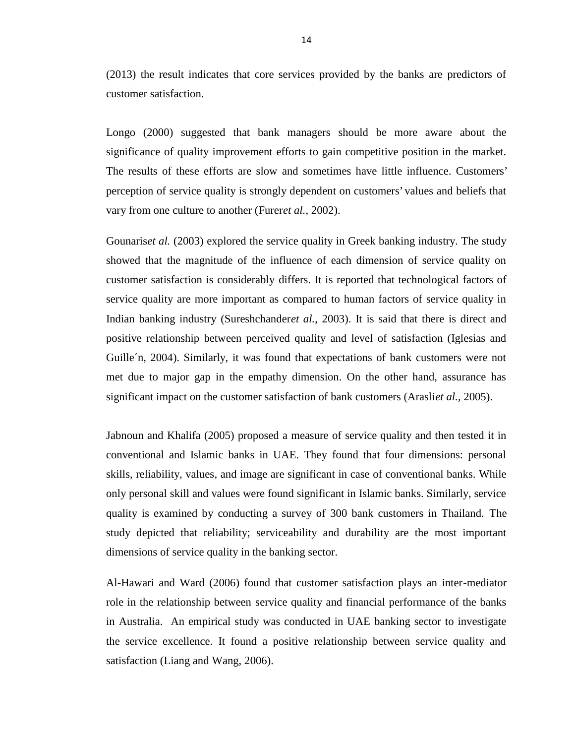(2013) the result indicates that core services provided by the banks are predictors of customer satisfaction.

Longo (2000) suggested that bank managers should be more aware about the significance of quality improvement efforts to gain competitive position in the market. The results of these efforts are slow and sometimes have little influence. Customers' perception of service quality is strongly dependent on customers' values and beliefs that vary from one culture to another (Furer*et al.*, 2002).

Gounaris*et al.* (2003) explored the service quality in Greek banking industry. The study showed that the magnitude of the influence of each dimension of service quality on customer satisfaction is considerably differs. It is reported that technological factors of service quality are more important as compared to human factors of service quality in Indian banking industry (Sureshchander*et al.*, 2003). It is said that there is direct and positive relationship between perceived quality and level of satisfaction (Iglesias and Guille´n, 2004). Similarly, it was found that expectations of bank customers were not met due to major gap in the empathy dimension. On the other hand, assurance has significant impact on the customer satisfaction of bank customers (Arasli*et al.*, 2005).

Jabnoun and Khalifa (2005) proposed a measure of service quality and then tested it in conventional and Islamic banks in UAE. They found that four dimensions: personal skills, reliability, values, and image are significant in case of conventional banks. While only personal skill and values were found significant in Islamic banks. Similarly, service quality is examined by conducting a survey of 300 bank customers in Thailand. The study depicted that reliability; serviceability and durability are the most important dimensions of service quality in the banking sector.

Al-Hawari and Ward (2006) found that customer satisfaction plays an inter-mediator role in the relationship between service quality and financial performance of the banks in Australia. An empirical study was conducted in UAE banking sector to investigate the service excellence. It found a positive relationship between service quality and satisfaction (Liang and Wang, 2006).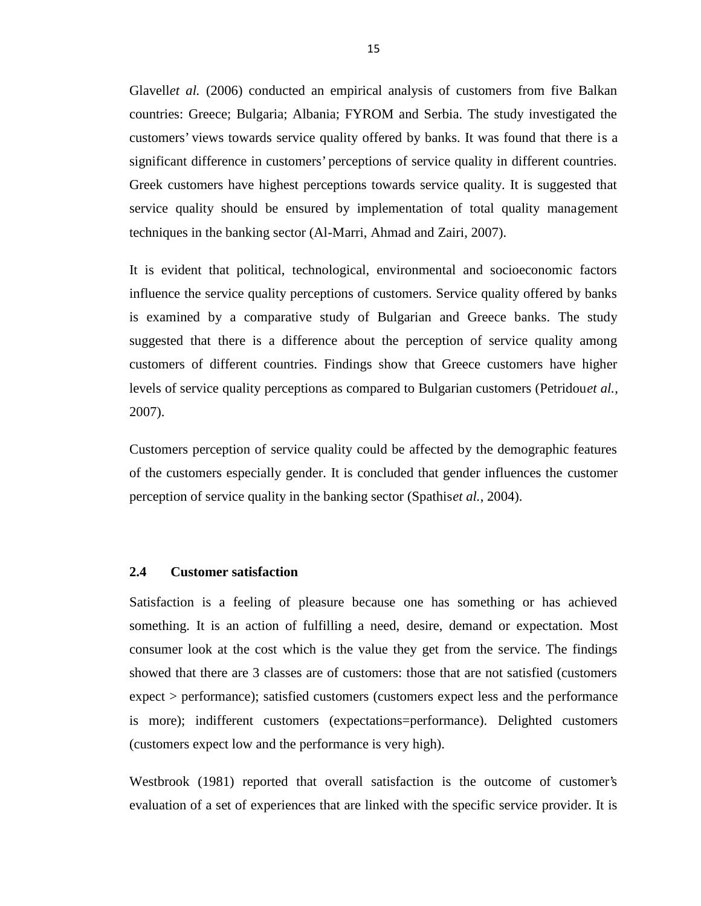Glavell*et al.* (2006) conducted an empirical analysis of customers from five Balkan countries: Greece; Bulgaria; Albania; FYROM and Serbia. The study investigated the customers' views towards service quality offered by banks. It was found that there is a significant difference in customers' perceptions of service quality in different countries. Greek customers have highest perceptions towards service quality. It is suggested that service quality should be ensured by implementation of total quality management techniques in the banking sector (Al-Marri, Ahmad and Zairi, 2007).

It is evident that political, technological, environmental and socioeconomic factors influence the service quality perceptions of customers. Service quality offered by banks is examined by a comparative study of Bulgarian and Greece banks. The study suggested that there is a difference about the perception of service quality among customers of different countries. Findings show that Greece customers have higher levels of service quality perceptions as compared to Bulgarian customers (Petridou*et al.*, 2007).

Customers perception of service quality could be affected by the demographic features of the customers especially gender. It is concluded that gender influences the customer perception of service quality in the banking sector (Spathis*et al.*, 2004).

## 2.4 Customer satisfaction

Satisfaction is a feeling of pleasure because one has something or has achieved something. It is an action of fulfilling a need, desire, demand or expectation. Most consumer look at the cost which is the value they get from the service. The findings showed that there are 3 classes are of customers: those that are not satisfied (customers expect > performance); satisfied customers (customers expect less and the performance is more); indifferent customers (expectations=performance). Delighted customers (customers expect low and the performance is very high).

Westbrook (1981) reported that overall satisfaction is the outcome of customer's evaluation of a set of experiences that are linked with the specific service provider. It is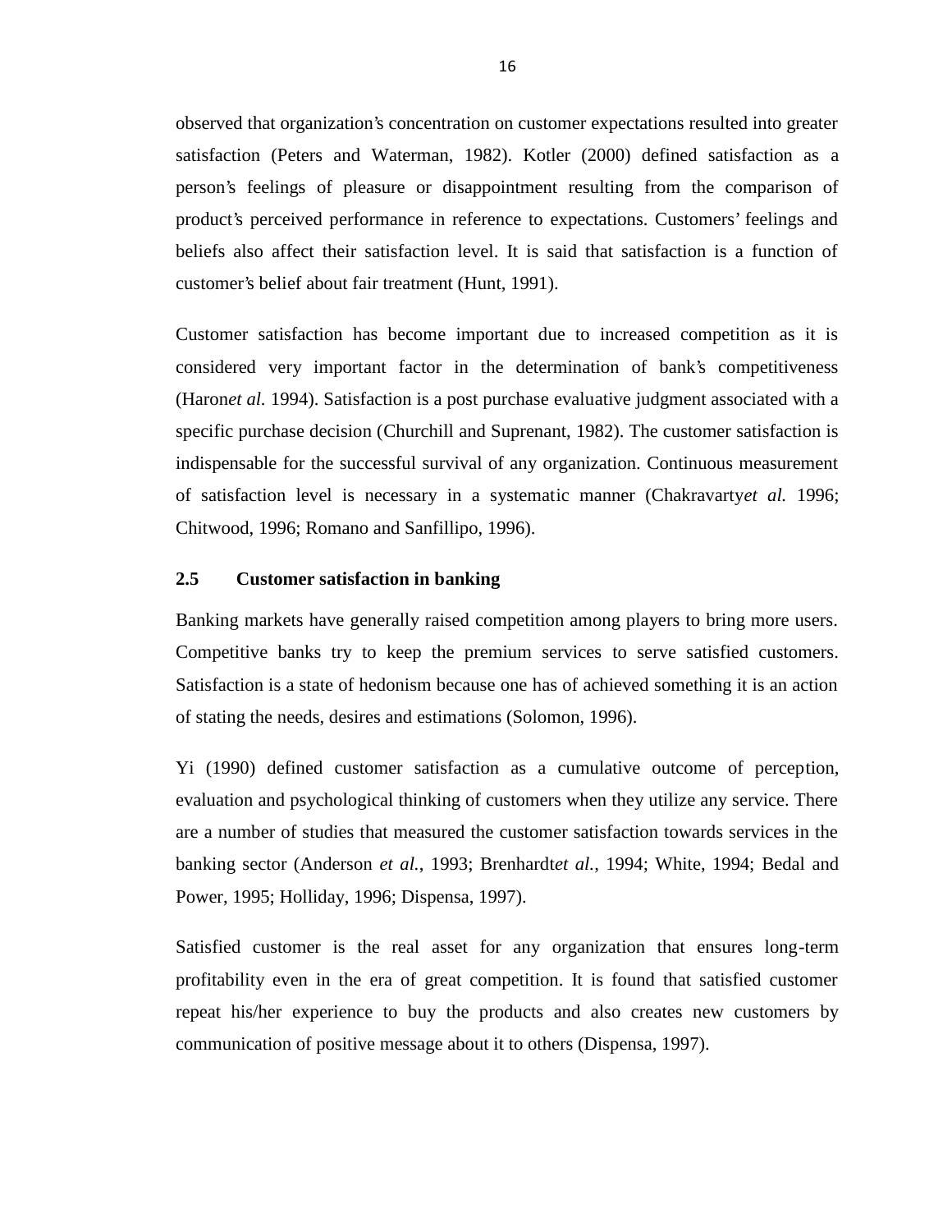observed that organization's concentration on customer expectations resulted into greater satisfaction (Peters and Waterman, 1982). Kotler (2000) defined satisfaction as a person's feelings of pleasure or disappointment resulting from the comparison of product's perceived performance in reference to expectations. Customers' feelings and beliefs also affect their satisfaction level. It is said that satisfaction is a function of customer's belief about fair treatment (Hunt, 1991).

Customer satisfaction has become important due to increased competition as it is considered very important factor in the determination of bank's competitiveness (Haron*et al.* 1994). Satisfaction is a post purchase evaluative judgment associated with a specific purchase decision (Churchill and Suprenant, 1982). The customer satisfaction is indispensable for the successful survival of any organization. Continuous measurement of satisfaction level is necessary in a systematic manner (Chakravarty*et al.* 1996; Chitwood, 1996; Romano and Sanfillipo, 1996).

## 2.5 Customer satisfaction in banking

Banking markets have generally raised competition among players to bring more users. Competitive banks try to keep the premium services to serve satisfied customers. Satisfaction is a state of hedonism because one has of achieved something it is an action of stating the needs, desires and estimations (Solomon, 1996).

Yi (1990) defined customer satisfaction as a cumulative outcome of perception, evaluation and psychological thinking of customers when they utilize any service. There are a number of studies that measured the customer satisfaction towards services in the banking sector (Anderson *et al.*, 1993; Brenhardt*et al.*, 1994; White, 1994; Bedal and Power, 1995; Holliday, 1996; Dispensa, 1997).

Satisfied customer is the real asset for any organization that ensures long-term profitability even in the era of great competition. It is found that satisfied customer repeat his/her experience to buy the products and also creates new customers by communication of positive message about it to others (Dispensa, 1997).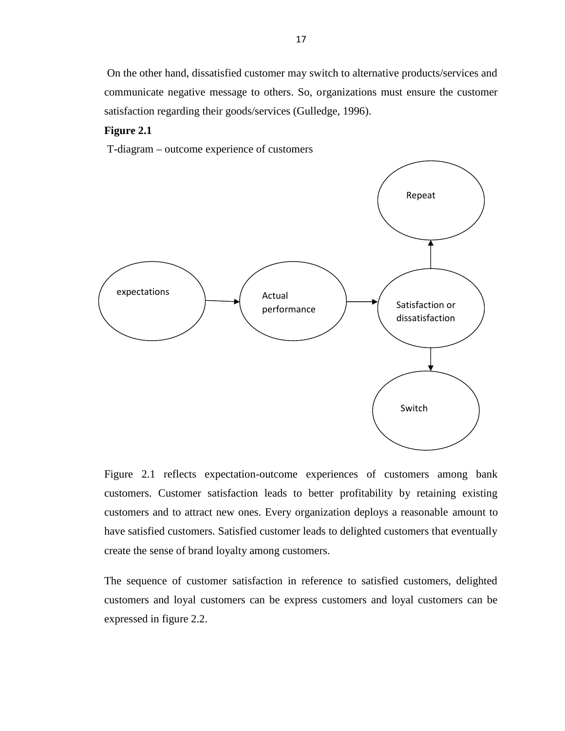On the other hand, dissatisfied customer may switch to alternative products/services and communicate negative message to others. So, organizations must ensure the customer satisfaction regarding their goods/services (Gulledge, 1996).

**Figure 2.1**

T-diagram – outcome experience of customers

expectations → Actual performance → Satisfaction or dissatisfaction → Repeat / Switch

Figure 2.1 reflects expectation-outcome experiences of customers among bank customers. Customer satisfaction leads to better profitability by retaining existing customers and to attract new ones. Every organization deploys a reasonable amount to have satisfied customers. Satisfied customer leads to delighted customers that eventually create the sense of brand loyalty among customers.

The sequence of customer satisfaction in reference to satisfied customers, delighted customers and loyal customers can be express customers and loyal customers can be expressed in figure 2.2.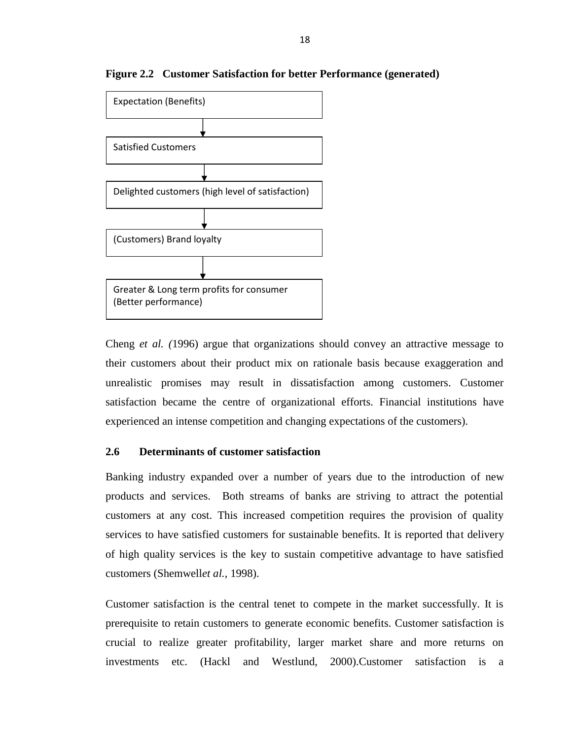**Figure 2.2 Customer Satisfaction for better Performance (generated)**

Expectation (Benefits)

↓

Satisfied Customers

↓

Delighted customers (high level of satisfaction)

↓

(Customers) Brand loyalty

↓

Greater & Long term profits for consumer (Better performance)

Cheng *et al. (*1996) argue that organizations should convey an attractive message to their customers about their product mix on rationale basis because exaggeration and unrealistic promises may result in dissatisfaction among customers. Customer satisfaction became the centre of organizational efforts. Financial institutions have experienced an intense competition and changing expectations of the customers).

### 2.6 Determinants of customer satisfaction

Banking industry expanded over a number of years due to the introduction of new products and services. Both streams of banks are striving to attract the potential customers at any cost. This increased competition requires the provision of quality services to have satisfied customers for sustainable benefits. It is reported that delivery of high quality services is the key to sustain competitive advantage to have satisfied customers (Shemwell*et al.*, 1998).

Customer satisfaction is the central tenet to compete in the market successfully. It is prerequisite to retain customers to generate economic benefits. Customer satisfaction is crucial to realize greater profitability, larger market share and more returns on investments etc. (Hackl and Westlund, 2000).Customer satisfaction is a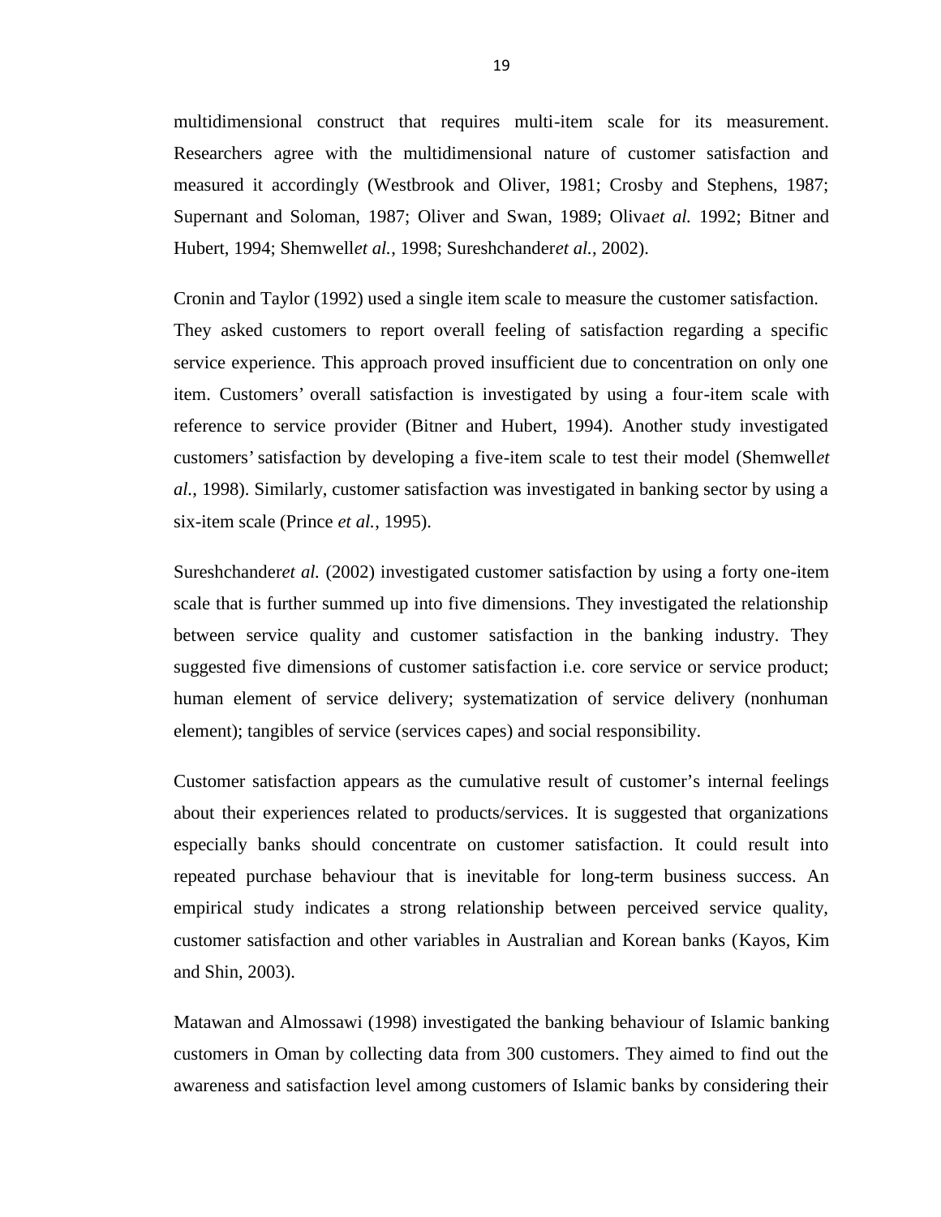multidimensional construct that requires multi-item scale for its measurement. Researchers agree with the multidimensional nature of customer satisfaction and measured it accordingly (Westbrook and Oliver, 1981; Crosby and Stephens, 1987; Supernant and Soloman, 1987; Oliver and Swan, 1989; Oliva*et al.* 1992; Bitner and Hubert, 1994; Shemwell*et al.*, 1998; Sureshchander*et al.*, 2002).

Cronin and Taylor (1992) used a single item scale to measure the customer satisfaction. They asked customers to report overall feeling of satisfaction regarding a specific service experience. This approach proved insufficient due to concentration on only one item. Customers' overall satisfaction is investigated by using a four-item scale with reference to service provider (Bitner and Hubert, 1994). Another study investigated customers' satisfaction by developing a five-item scale to test their model (Shemwell*et al.*, 1998). Similarly, customer satisfaction was investigated in banking sector by using a six-item scale (Prince *et al.*, 1995).

Sureshchander*et al.* (2002) investigated customer satisfaction by using a forty one-item scale that is further summed up into five dimensions. They investigated the relationship between service quality and customer satisfaction in the banking industry. They suggested five dimensions of customer satisfaction i.e. core service or service product; human element of service delivery; systematization of service delivery (nonhuman element); tangibles of service (services capes) and social responsibility.

Customer satisfaction appears as the cumulative result of customer's internal feelings about their experiences related to products/services. It is suggested that organizations especially banks should concentrate on customer satisfaction. It could result into repeated purchase behaviour that is inevitable for long-term business success. An empirical study indicates a strong relationship between perceived service quality, customer satisfaction and other variables in Australian and Korean banks (Kayos, Kim and Shin, 2003).

Matawan and Almossawi (1998) investigated the banking behaviour of Islamic banking customers in Oman by collecting data from 300 customers. They aimed to find out the awareness and satisfaction level among customers of Islamic banks by considering their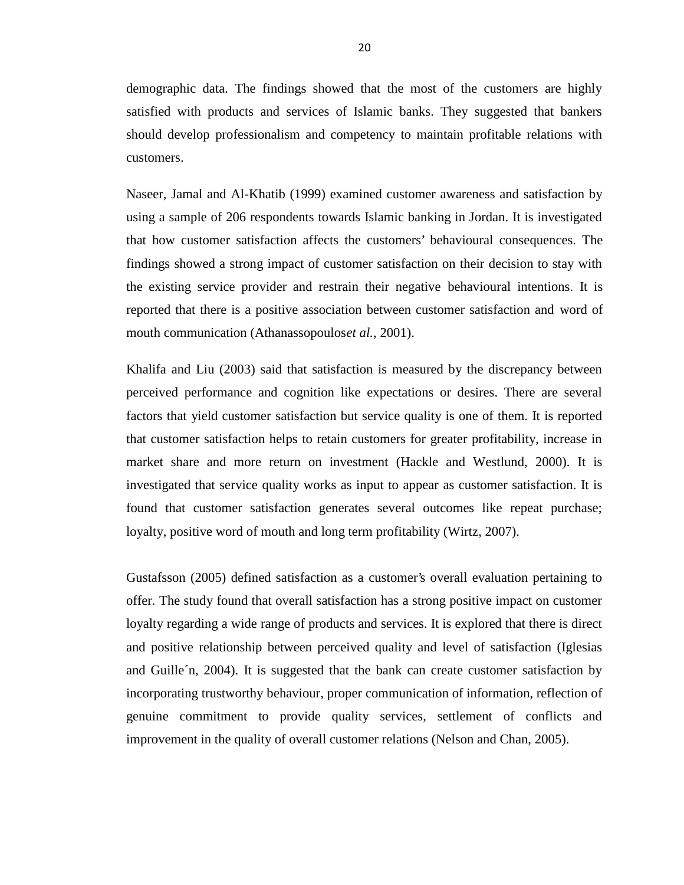demographic data. The findings showed that the most of the customers are highly satisfied with products and services of Islamic banks. They suggested that bankers should develop professionalism and competency to maintain profitable relations with customers.

Naseer, Jamal and Al-Khatib (1999) examined customer awareness and satisfaction by using a sample of 206 respondents towards Islamic banking in Jordan. It is investigated that how customer satisfaction affects the customers' behavioural consequences. The findings showed a strong impact of customer satisfaction on their decision to stay with the existing service provider and restrain their negative behavioural intentions. It is reported that there is a positive association between customer satisfaction and word of mouth communication (Athanassopoulos*et al.*, 2001).

Khalifa and Liu (2003) said that satisfaction is measured by the discrepancy between perceived performance and cognition like expectations or desires. There are several factors that yield customer satisfaction but service quality is one of them. It is reported that customer satisfaction helps to retain customers for greater profitability, increase in market share and more return on investment (Hackle and Westlund, 2000). It is investigated that service quality works as input to appear as customer satisfaction. It is found that customer satisfaction generates several outcomes like repeat purchase; loyalty, positive word of mouth and long term profitability (Wirtz, 2007).

Gustafsson (2005) defined satisfaction as a customer's overall evaluation pertaining to offer. The study found that overall satisfaction has a strong positive impact on customer loyalty regarding a wide range of products and services. It is explored that there is direct and positive relationship between perceived quality and level of satisfaction (Iglesias and Guille´n, 2004). It is suggested that the bank can create customer satisfaction by incorporating trustworthy behaviour, proper communication of information, reflection of genuine commitment to provide quality services, settlement of conflicts and improvement in the quality of overall customer relations (Nelson and Chan, 2005).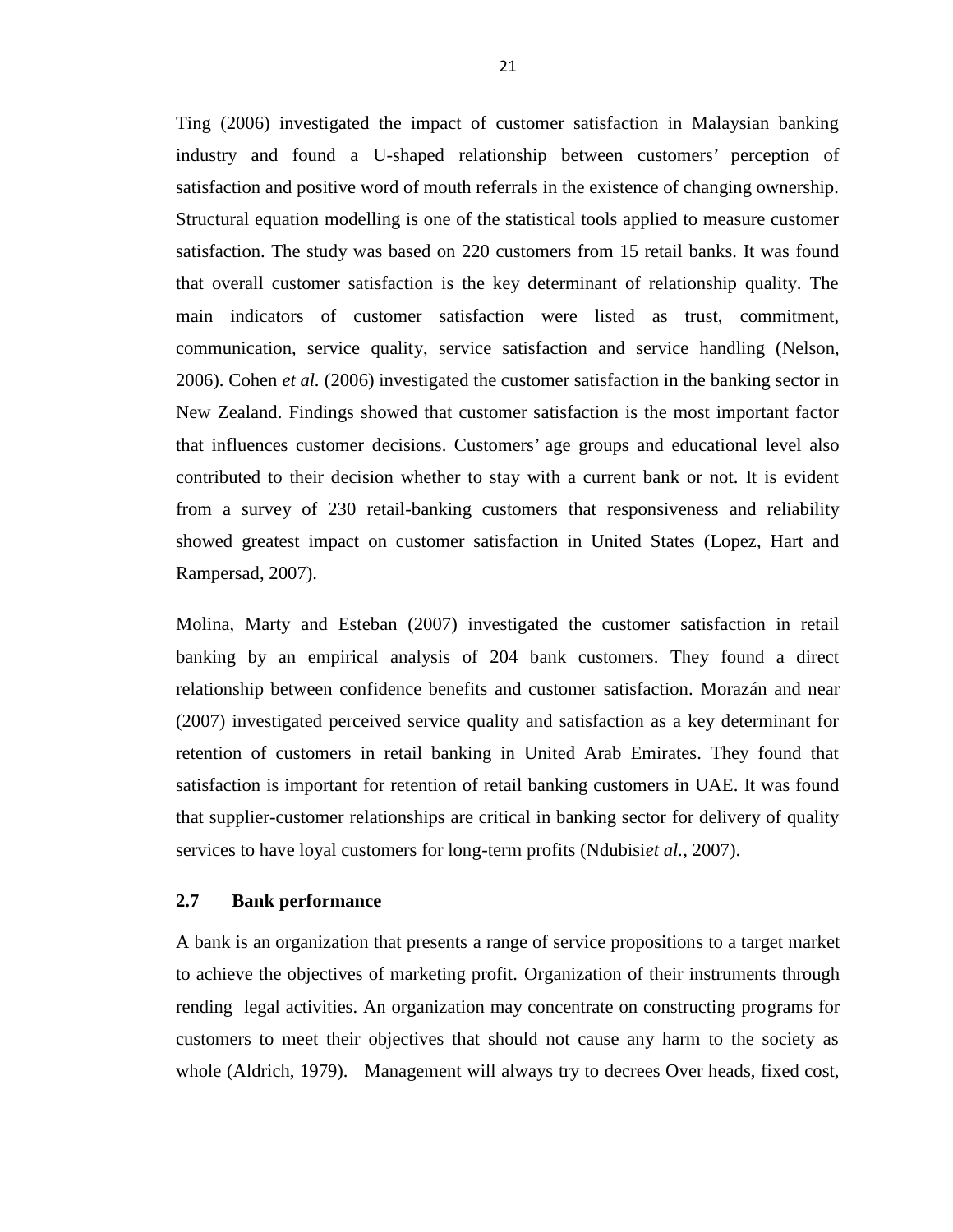Ting (2006) investigated the impact of customer satisfaction in Malaysian banking industry and found a U-shaped relationship between customers' perception of satisfaction and positive word of mouth referrals in the existence of changing ownership. Structural equation modelling is one of the statistical tools applied to measure customer satisfaction. The study was based on 220 customers from 15 retail banks. It was found that overall customer satisfaction is the key determinant of relationship quality. The main indicators of customer satisfaction were listed as trust, commitment, communication, service quality, service satisfaction and service handling (Nelson, 2006). Cohen *et al.* (2006) investigated the customer satisfaction in the banking sector in New Zealand. Findings showed that customer satisfaction is the most important factor that influences customer decisions. Customers' age groups and educational level also contributed to their decision whether to stay with a current bank or not. It is evident from a survey of 230 retail-banking customers that responsiveness and reliability showed greatest impact on customer satisfaction in United States (Lopez, Hart and Rampersad, 2007).

Molina, Marty and Esteban (2007) investigated the customer satisfaction in retail banking by an empirical analysis of 204 bank customers. They found a direct relationship between confidence benefits and customer satisfaction. Morazán and near (2007) investigated perceived service quality and satisfaction as a key determinant for retention of customers in retail banking in United Arab Emirates. They found that satisfaction is important for retention of retail banking customers in UAE. It was found that supplier-customer relationships are critical in banking sector for delivery of quality services to have loyal customers for long-term profits (Ndubisi*et al.*, 2007).

## 2.7 Bank performance

A bank is an organization that presents a range of service propositions to a target market to achieve the objectives of marketing profit. Organization of their instruments through rending legal activities. An organization may concentrate on constructing programs for customers to meet their objectives that should not cause any harm to the society as whole (Aldrich, 1979). Management will always try to decrees Over heads, fixed cost,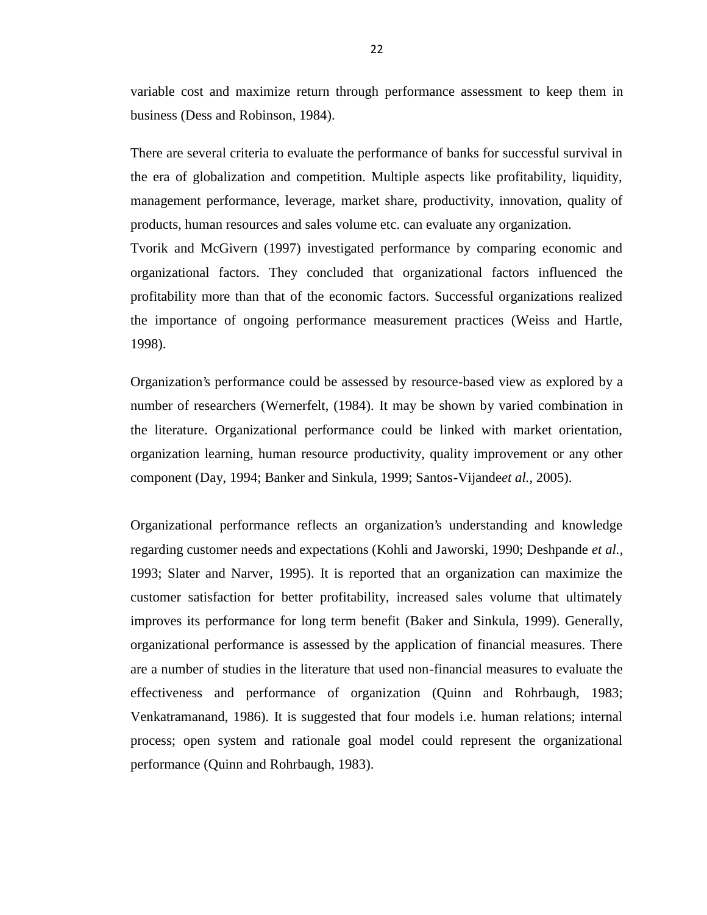variable cost and maximize return through performance assessment to keep them in business (Dess and Robinson, 1984).

There are several criteria to evaluate the performance of banks for successful survival in the era of globalization and competition. Multiple aspects like profitability, liquidity, management performance, leverage, market share, productivity, innovation, quality of products, human resources and sales volume etc. can evaluate any organization.
Tvorik and McGivern (1997) investigated performance by comparing economic and organizational factors. They concluded that organizational factors influenced the profitability more than that of the economic factors. Successful organizations realized the importance of ongoing performance measurement practices (Weiss and Hartle, 1998).

Organization's performance could be assessed by resource-based view as explored by a number of researchers (Wernerfelt, (1984). It may be shown by varied combination in the literature. Organizational performance could be linked with market orientation, organization learning, human resource productivity, quality improvement or any other component (Day, 1994; Banker and Sinkula, 1999; Santos-Vijande*et al.*, 2005).

Organizational performance reflects an organization's understanding and knowledge regarding customer needs and expectations (Kohli and Jaworski, 1990; Deshpande *et al.*, 1993; Slater and Narver, 1995). It is reported that an organization can maximize the customer satisfaction for better profitability, increased sales volume that ultimately improves its performance for long term benefit (Baker and Sinkula, 1999). Generally, organizational performance is assessed by the application of financial measures. There are a number of studies in the literature that used non-financial measures to evaluate the effectiveness and performance of organization (Quinn and Rohrbaugh, 1983; Venkatramanand, 1986). It is suggested that four models i.e. human relations; internal process; open system and rationale goal model could represent the organizational performance (Quinn and Rohrbaugh, 1983).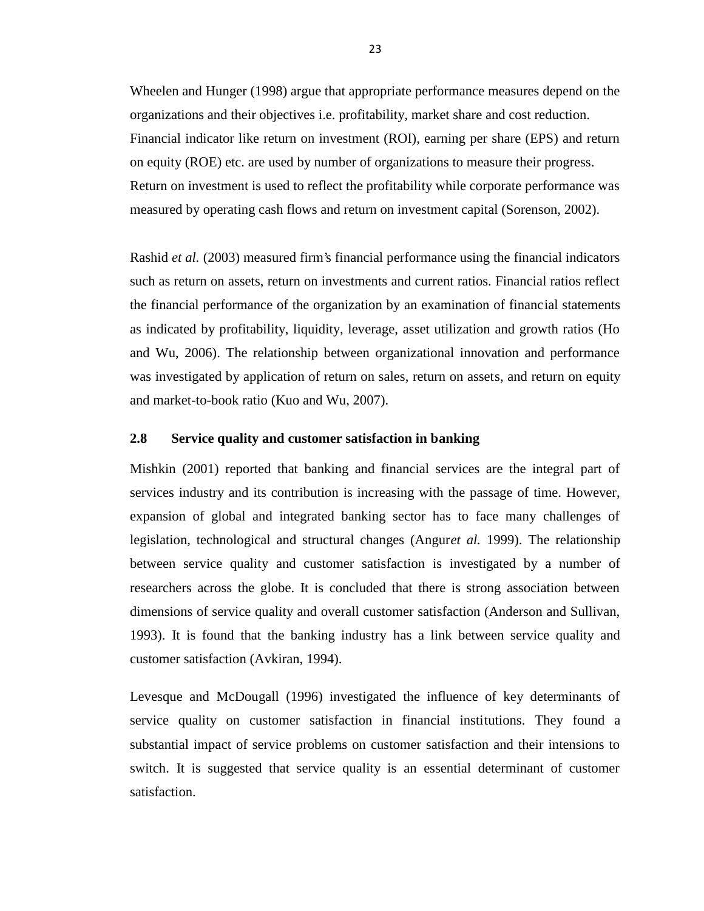Wheelen and Hunger (1998) argue that appropriate performance measures depend on the organizations and their objectives i.e. profitability, market share and cost reduction. Financial indicator like return on investment (ROI), earning per share (EPS) and return on equity (ROE) etc. are used by number of organizations to measure their progress. Return on investment is used to reflect the profitability while corporate performance was measured by operating cash flows and return on investment capital (Sorenson, 2002).

Rashid *et al.* (2003) measured firm's financial performance using the financial indicators such as return on assets, return on investments and current ratios. Financial ratios reflect the financial performance of the organization by an examination of financial statements as indicated by profitability, liquidity, leverage, asset utilization and growth ratios (Ho and Wu, 2006). The relationship between organizational innovation and performance was investigated by application of return on sales, return on assets, and return on equity and market-to-book ratio (Kuo and Wu, 2007).

## 2.8 Service quality and customer satisfaction in banking

Mishkin (2001) reported that banking and financial services are the integral part of services industry and its contribution is increasing with the passage of time. However, expansion of global and integrated banking sector has to face many challenges of legislation, technological and structural changes (Angur*et al.* 1999). The relationship between service quality and customer satisfaction is investigated by a number of researchers across the globe. It is concluded that there is strong association between dimensions of service quality and overall customer satisfaction (Anderson and Sullivan, 1993). It is found that the banking industry has a link between service quality and customer satisfaction (Avkiran, 1994).

Levesque and McDougall (1996) investigated the influence of key determinants of service quality on customer satisfaction in financial institutions. They found a substantial impact of service problems on customer satisfaction and their intensions to switch. It is suggested that service quality is an essential determinant of customer satisfaction.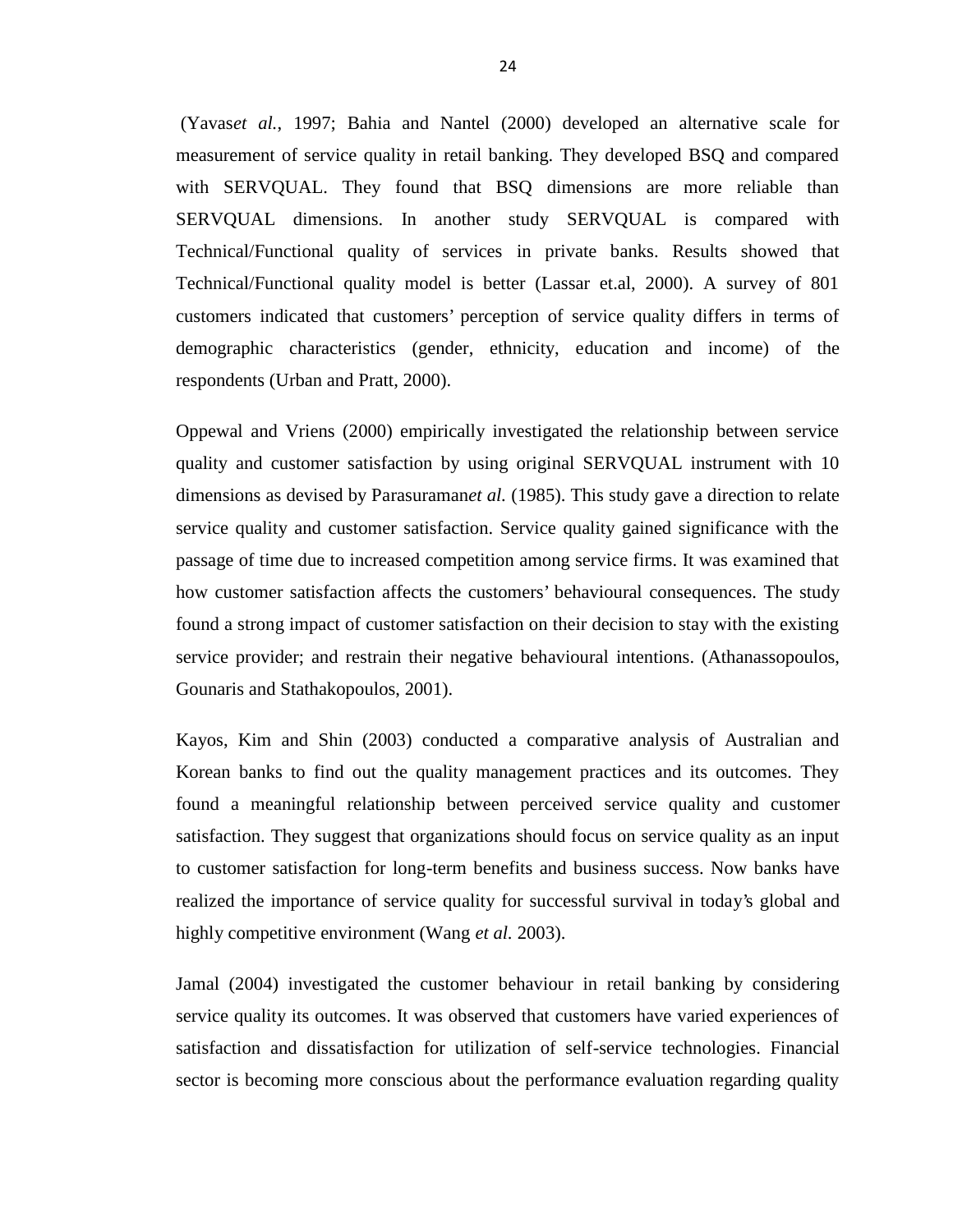(Yavas*et al.*, 1997; Bahia and Nantel (2000) developed an alternative scale for measurement of service quality in retail banking. They developed BSQ and compared with SERVQUAL. They found that BSQ dimensions are more reliable than SERVQUAL dimensions. In another study SERVQUAL is compared with Technical/Functional quality of services in private banks. Results showed that Technical/Functional quality model is better (Lassar et.al, 2000). A survey of 801 customers indicated that customers' perception of service quality differs in terms of demographic characteristics (gender, ethnicity, education and income) of the respondents (Urban and Pratt, 2000).

Oppewal and Vriens (2000) empirically investigated the relationship between service quality and customer satisfaction by using original SERVQUAL instrument with 10 dimensions as devised by Parasuraman*et al.* (1985). This study gave a direction to relate service quality and customer satisfaction. Service quality gained significance with the passage of time due to increased competition among service firms. It was examined that how customer satisfaction affects the customers' behavioural consequences. The study found a strong impact of customer satisfaction on their decision to stay with the existing service provider; and restrain their negative behavioural intentions. (Athanassopoulos, Gounaris and Stathakopoulos, 2001).

Kayos, Kim and Shin (2003) conducted a comparative analysis of Australian and Korean banks to find out the quality management practices and its outcomes. They found a meaningful relationship between perceived service quality and customer satisfaction. They suggest that organizations should focus on service quality as an input to customer satisfaction for long-term benefits and business success. Now banks have realized the importance of service quality for successful survival in today's global and highly competitive environment (Wang *et al.* 2003).

Jamal (2004) investigated the customer behaviour in retail banking by considering service quality its outcomes. It was observed that customers have varied experiences of satisfaction and dissatisfaction for utilization of self-service technologies. Financial sector is becoming more conscious about the performance evaluation regarding quality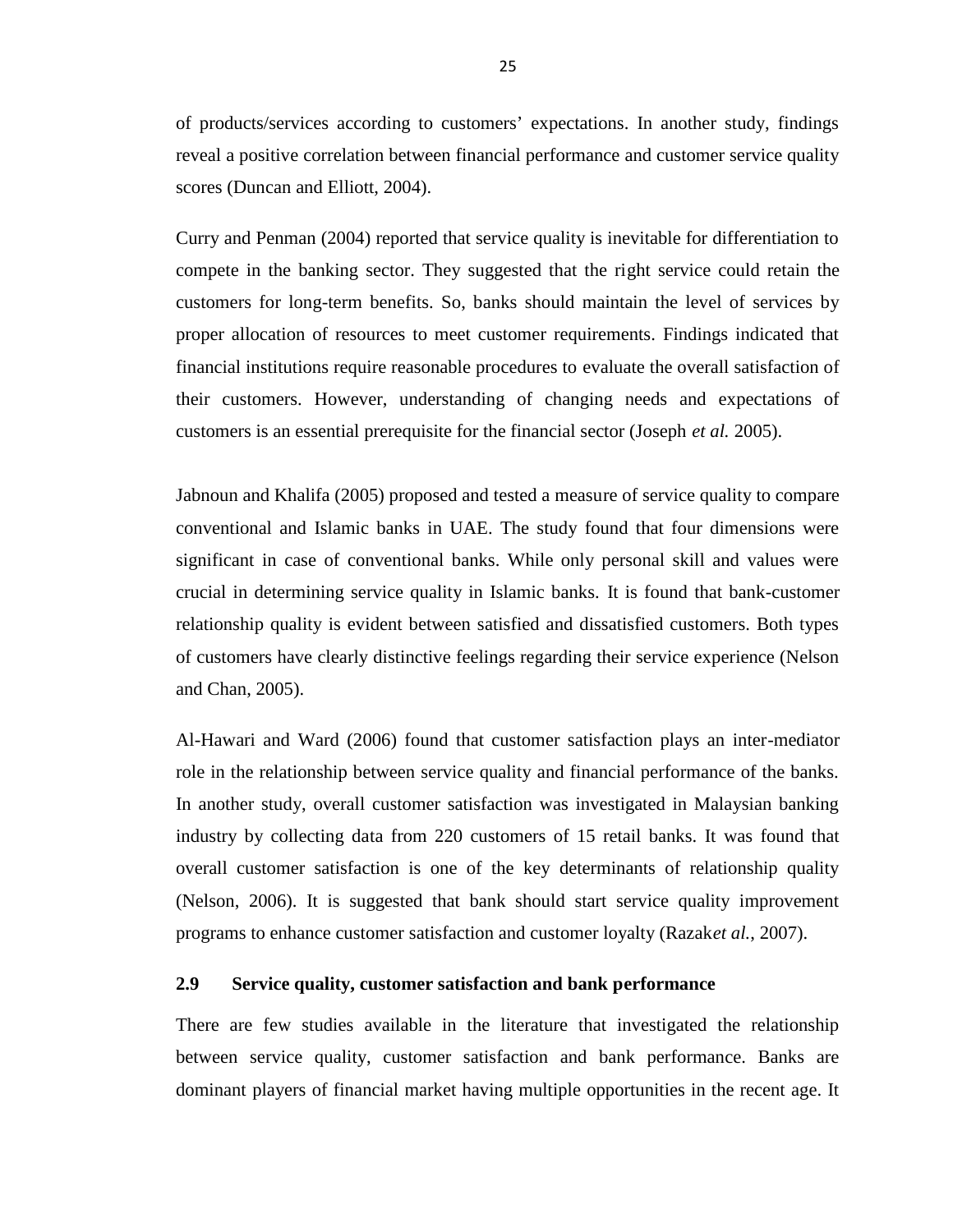of products/services according to customers' expectations. In another study, findings reveal a positive correlation between financial performance and customer service quality scores (Duncan and Elliott, 2004).

Curry and Penman (2004) reported that service quality is inevitable for differentiation to compete in the banking sector. They suggested that the right service could retain the customers for long-term benefits. So, banks should maintain the level of services by proper allocation of resources to meet customer requirements. Findings indicated that financial institutions require reasonable procedures to evaluate the overall satisfaction of their customers. However, understanding of changing needs and expectations of customers is an essential prerequisite for the financial sector (Joseph *et al.* 2005).

Jabnoun and Khalifa (2005) proposed and tested a measure of service quality to compare conventional and Islamic banks in UAE. The study found that four dimensions were significant in case of conventional banks. While only personal skill and values were crucial in determining service quality in Islamic banks. It is found that bank-customer relationship quality is evident between satisfied and dissatisfied customers. Both types of customers have clearly distinctive feelings regarding their service experience (Nelson and Chan, 2005).

Al-Hawari and Ward (2006) found that customer satisfaction plays an inter-mediator role in the relationship between service quality and financial performance of the banks. In another study, overall customer satisfaction was investigated in Malaysian banking industry by collecting data from 220 customers of 15 retail banks. It was found that overall customer satisfaction is one of the key determinants of relationship quality (Nelson, 2006). It is suggested that bank should start service quality improvement programs to enhance customer satisfaction and customer loyalty (Razak*et al.*, 2007).

### 2.9 Service quality, customer satisfaction and bank performance

There are few studies available in the literature that investigated the relationship between service quality, customer satisfaction and bank performance. Banks are dominant players of financial market having multiple opportunities in the recent age. It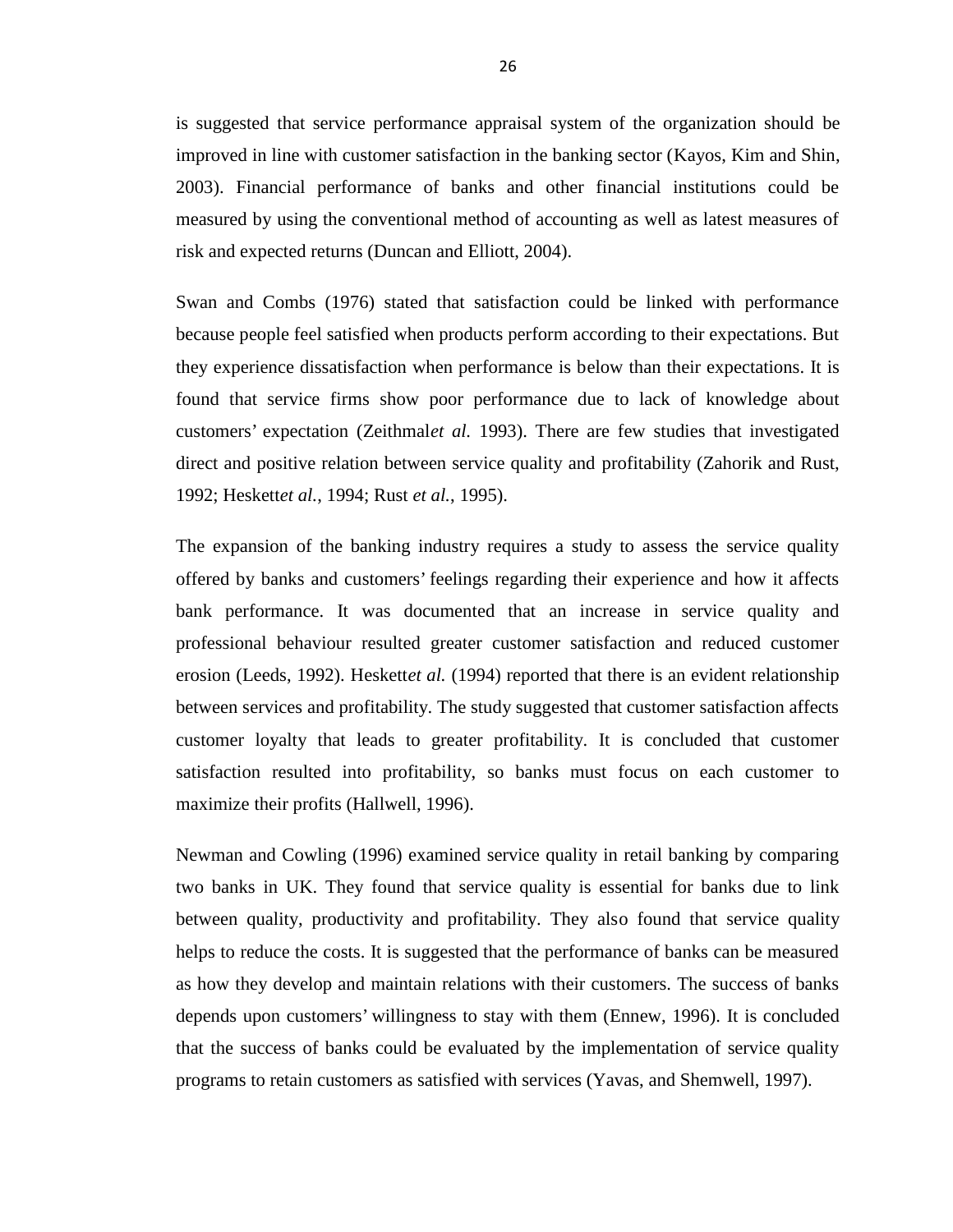is suggested that service performance appraisal system of the organization should be improved in line with customer satisfaction in the banking sector (Kayos, Kim and Shin, 2003). Financial performance of banks and other financial institutions could be measured by using the conventional method of accounting as well as latest measures of risk and expected returns (Duncan and Elliott, 2004).

Swan and Combs (1976) stated that satisfaction could be linked with performance because people feel satisfied when products perform according to their expectations. But they experience dissatisfaction when performance is below than their expectations. It is found that service firms show poor performance due to lack of knowledge about customers' expectation (Zeithmal*et al.* 1993). There are few studies that investigated direct and positive relation between service quality and profitability (Zahorik and Rust, 1992; Heskett*et al.*, 1994; Rust *et al.*, 1995).

The expansion of the banking industry requires a study to assess the service quality offered by banks and customers' feelings regarding their experience and how it affects bank performance. It was documented that an increase in service quality and professional behaviour resulted greater customer satisfaction and reduced customer erosion (Leeds, 1992). Heskett*et al.* (1994) reported that there is an evident relationship between services and profitability. The study suggested that customer satisfaction affects customer loyalty that leads to greater profitability. It is concluded that customer satisfaction resulted into profitability, so banks must focus on each customer to maximize their profits (Hallwell, 1996).

Newman and Cowling (1996) examined service quality in retail banking by comparing two banks in UK. They found that service quality is essential for banks due to link between quality, productivity and profitability. They also found that service quality helps to reduce the costs. It is suggested that the performance of banks can be measured as how they develop and maintain relations with their customers. The success of banks depends upon customers' willingness to stay with them (Ennew, 1996). It is concluded that the success of banks could be evaluated by the implementation of service quality programs to retain customers as satisfied with services (Yavas, and Shemwell, 1997).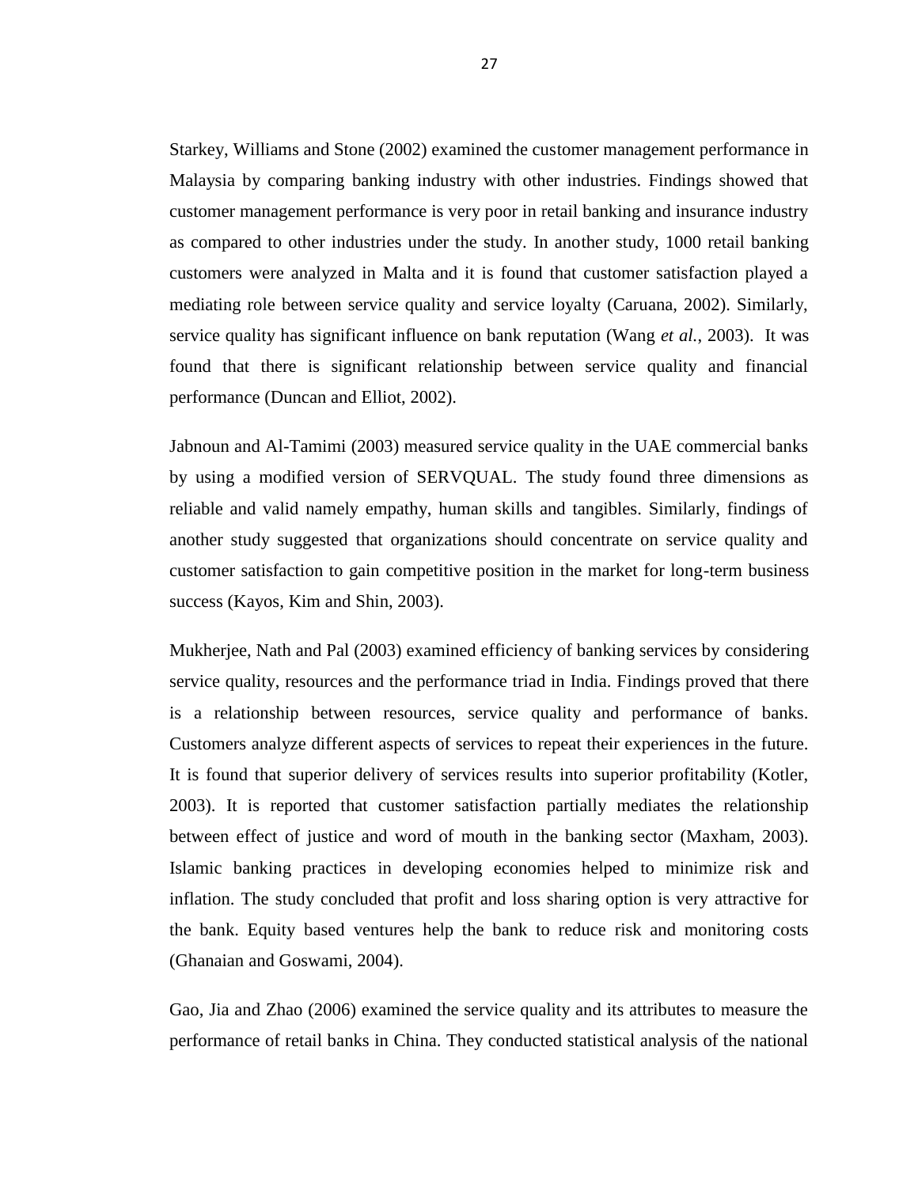Starkey, Williams and Stone (2002) examined the customer management performance in Malaysia by comparing banking industry with other industries. Findings showed that customer management performance is very poor in retail banking and insurance industry as compared to other industries under the study. In another study, 1000 retail banking customers were analyzed in Malta and it is found that customer satisfaction played a mediating role between service quality and service loyalty (Caruana, 2002). Similarly, service quality has significant influence on bank reputation (Wang *et al.*, 2003). It was found that there is significant relationship between service quality and financial performance (Duncan and Elliot, 2002).

Jabnoun and Al-Tamimi (2003) measured service quality in the UAE commercial banks by using a modified version of SERVQUAL. The study found three dimensions as reliable and valid namely empathy, human skills and tangibles. Similarly, findings of another study suggested that organizations should concentrate on service quality and customer satisfaction to gain competitive position in the market for long-term business success (Kayos, Kim and Shin, 2003).

Mukherjee, Nath and Pal (2003) examined efficiency of banking services by considering service quality, resources and the performance triad in India. Findings proved that there is a relationship between resources, service quality and performance of banks. Customers analyze different aspects of services to repeat their experiences in the future. It is found that superior delivery of services results into superior profitability (Kotler, 2003). It is reported that customer satisfaction partially mediates the relationship between effect of justice and word of mouth in the banking sector (Maxham, 2003). Islamic banking practices in developing economies helped to minimize risk and inflation. The study concluded that profit and loss sharing option is very attractive for the bank. Equity based ventures help the bank to reduce risk and monitoring costs (Ghanaian and Goswami, 2004).

Gao, Jia and Zhao (2006) examined the service quality and its attributes to measure the performance of retail banks in China. They conducted statistical analysis of the national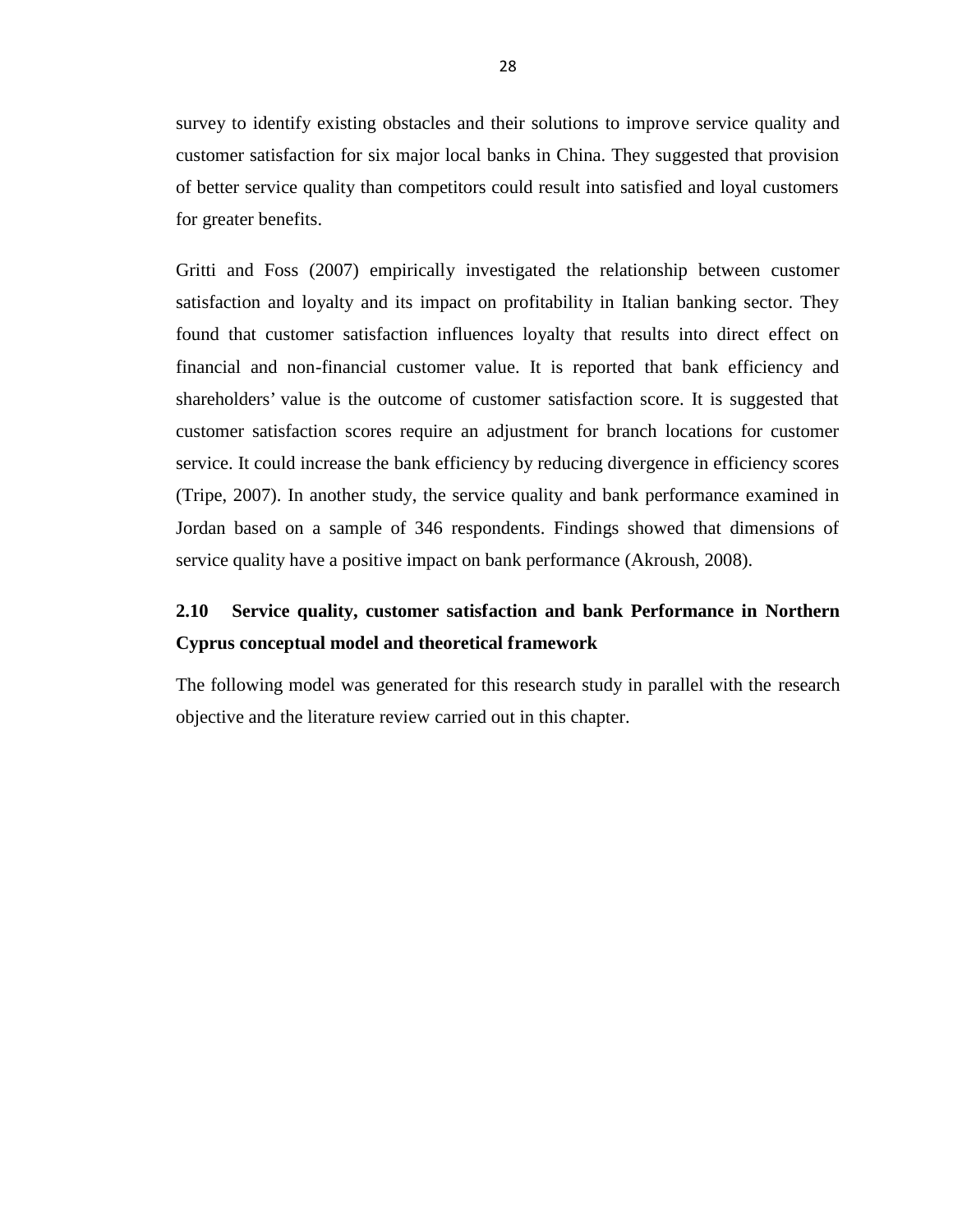survey to identify existing obstacles and their solutions to improve service quality and customer satisfaction for six major local banks in China. They suggested that provision of better service quality than competitors could result into satisfied and loyal customers for greater benefits.

Gritti and Foss (2007) empirically investigated the relationship between customer satisfaction and loyalty and its impact on profitability in Italian banking sector. They found that customer satisfaction influences loyalty that results into direct effect on financial and non-financial customer value. It is reported that bank efficiency and shareholders' value is the outcome of customer satisfaction score. It is suggested that customer satisfaction scores require an adjustment for branch locations for customer service. It could increase the bank efficiency by reducing divergence in efficiency scores (Tripe, 2007). In another study, the service quality and bank performance examined in Jordan based on a sample of 346 respondents. Findings showed that dimensions of service quality have a positive impact on bank performance (Akroush, 2008).

## 2.10 Service quality, customer satisfaction and bank Performance in Northern Cyprus conceptual model and theoretical framework

The following model was generated for this research study in parallel with the research objective and the literature review carried out in this chapter.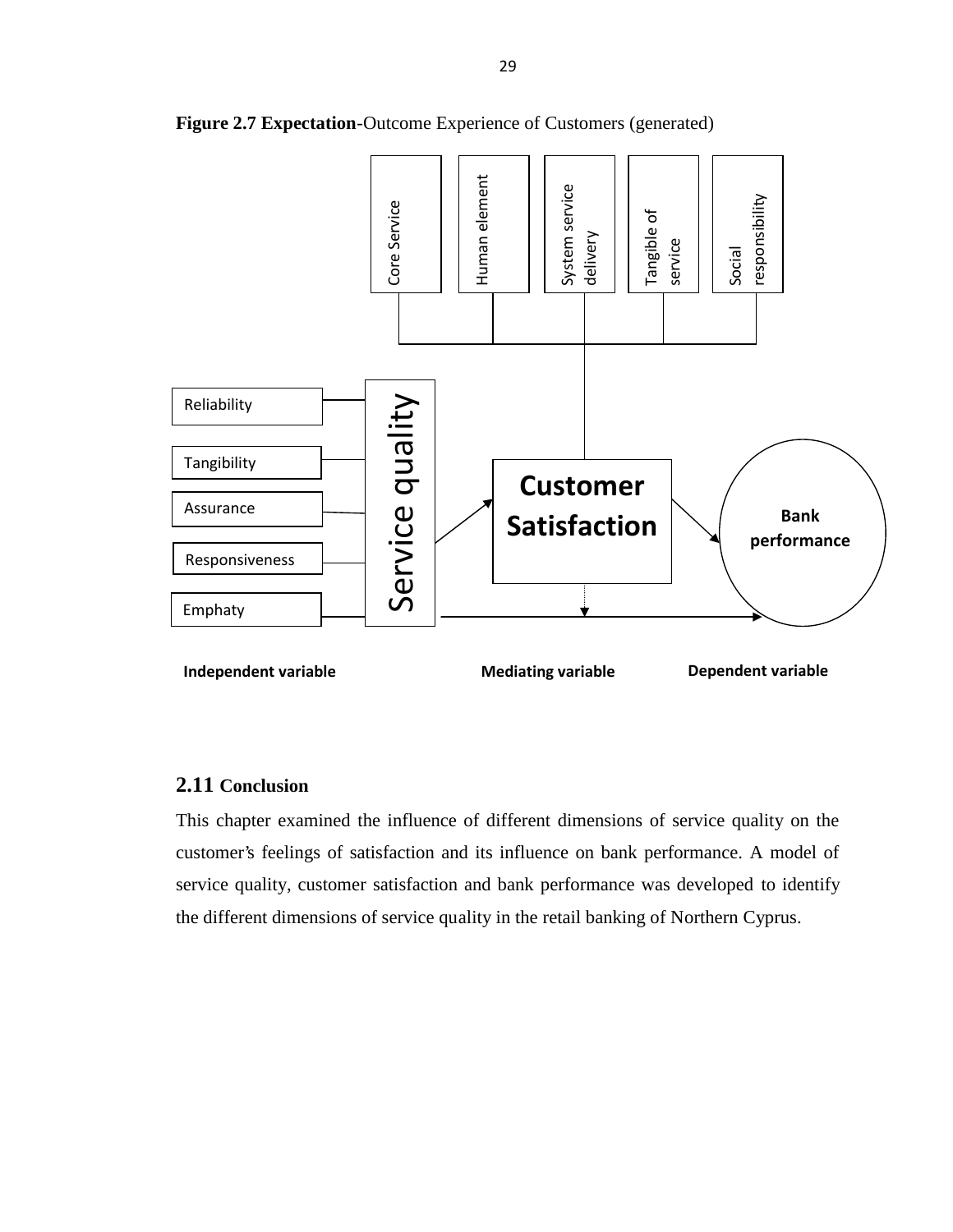**Figure 2.7 Expectation**-Outcome Experience of Customers (generated)

Core Service

Human element

System service delivery

Tangible of service

Social responsibility

Reliability

Tangibility

Assurance

Responsiveness

Emphaty

Service quality

**Customer Satisfaction**

**Bank performance**

**Independent variable** **Mediating variable** **Dependent variable**

## 2.11 Conclusion

This chapter examined the influence of different dimensions of service quality on the customer's feelings of satisfaction and its influence on bank performance. A model of service quality, customer satisfaction and bank performance was developed to identify the different dimensions of service quality in the retail banking of Northern Cyprus.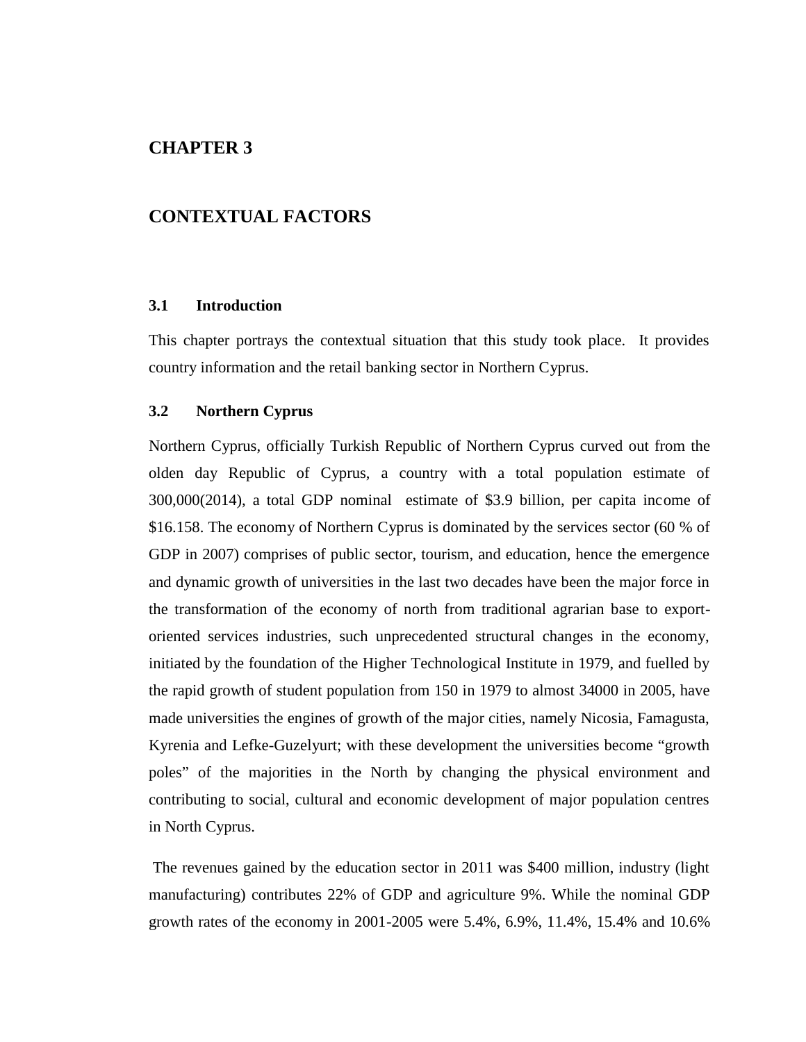# CHAPTER 3

# CONTEXTUAL FACTORS

### 3.1 Introduction

This chapter portrays the contextual situation that this study took place. It provides country information and the retail banking sector in Northern Cyprus.

### 3.2 Northern Cyprus

Northern Cyprus, officially Turkish Republic of Northern Cyprus curved out from the olden day Republic of Cyprus, a country with a total population estimate of 300,000(2014), a total GDP nominal estimate of \$3.9 billion, per capita income of \$16.158. The economy of Northern Cyprus is dominated by the services sector (60 % of GDP in 2007) comprises of public sector, tourism, and education, hence the emergence and dynamic growth of universities in the last two decades have been the major force in the transformation of the economy of north from traditional agrarian base to export-oriented services industries, such unprecedented structural changes in the economy, initiated by the foundation of the Higher Technological Institute in 1979, and fuelled by the rapid growth of student population from 150 in 1979 to almost 34000 in 2005, have made universities the engines of growth of the major cities, namely Nicosia, Famagusta, Kyrenia and Lefke-Guzelyurt; with these development the universities become "growth poles" of the majorities in the North by changing the physical environment and contributing to social, cultural and economic development of major population centres in North Cyprus.

The revenues gained by the education sector in 2011 was \$400 million, industry (light manufacturing) contributes 22% of GDP and agriculture 9%. While the nominal GDP growth rates of the economy in 2001-2005 were 5.4%, 6.9%, 11.4%, 15.4% and 10.6%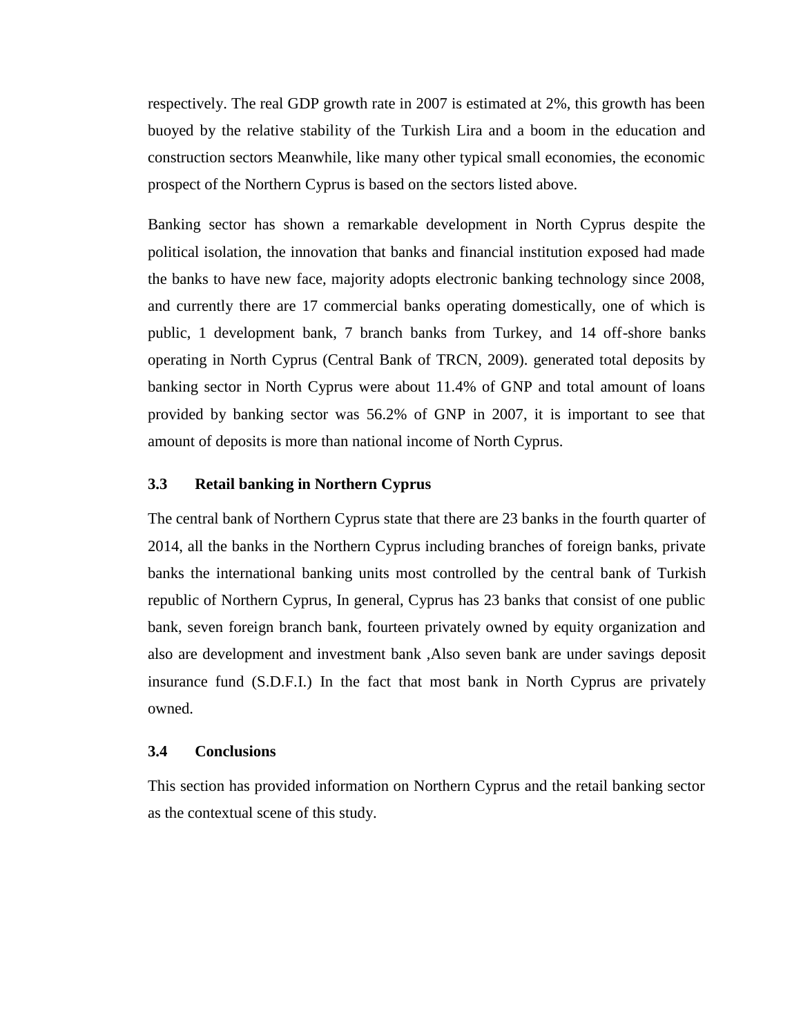respectively. The real GDP growth rate in 2007 is estimated at 2%, this growth has been buoyed by the relative stability of the Turkish Lira and a boom in the education and construction sectors Meanwhile, like many other typical small economies, the economic prospect of the Northern Cyprus is based on the sectors listed above.

Banking sector has shown a remarkable development in North Cyprus despite the political isolation, the innovation that banks and financial institution exposed had made the banks to have new face, majority adopts electronic banking technology since 2008, and currently there are 17 commercial banks operating domestically, one of which is public, 1 development bank, 7 branch banks from Turkey, and 14 off-shore banks operating in North Cyprus (Central Bank of TRCN, 2009). generated total deposits by banking sector in North Cyprus were about 11.4% of GNP and total amount of loans provided by banking sector was 56.2% of GNP in 2007, it is important to see that amount of deposits is more than national income of North Cyprus.

### 3.3 Retail banking in Northern Cyprus

The central bank of Northern Cyprus state that there are 23 banks in the fourth quarter of 2014, all the banks in the Northern Cyprus including branches of foreign banks, private banks the international banking units most controlled by the central bank of Turkish republic of Northern Cyprus, In general, Cyprus has 23 banks that consist of one public bank, seven foreign branch bank, fourteen privately owned by equity organization and also are development and investment bank ,Also seven bank are under savings deposit insurance fund (S.D.F.I.) In the fact that most bank in North Cyprus are privately owned.

### 3.4 Conclusions

This section has provided information on Northern Cyprus and the retail banking sector as the contextual scene of this study.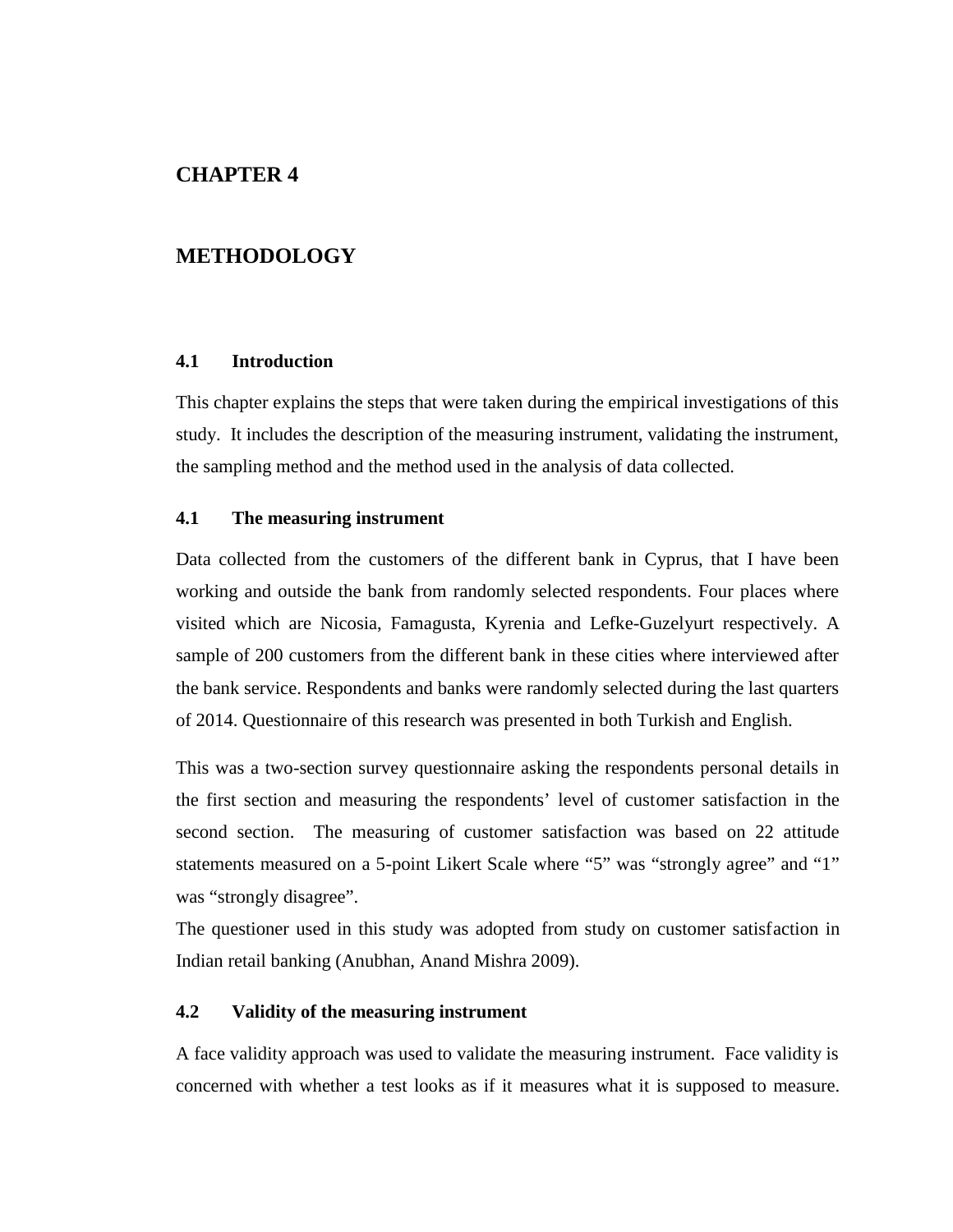# CHAPTER 4

# METHODOLOGY

### 4.1 Introduction

This chapter explains the steps that were taken during the empirical investigations of this study. It includes the description of the measuring instrument, validating the instrument, the sampling method and the method used in the analysis of data collected.

### 4.1 The measuring instrument

Data collected from the customers of the different bank in Cyprus, that I have been working and outside the bank from randomly selected respondents. Four places where visited which are Nicosia, Famagusta, Kyrenia and Lefke-Guzelyurt respectively. A sample of 200 customers from the different bank in these cities where interviewed after the bank service. Respondents and banks were randomly selected during the last quarters of 2014. Questionnaire of this research was presented in both Turkish and English.

This was a two-section survey questionnaire asking the respondents personal details in the first section and measuring the respondents' level of customer satisfaction in the second section. The measuring of customer satisfaction was based on 22 attitude statements measured on a 5-point Likert Scale where "5" was "strongly agree" and "1" was "strongly disagree".

The questioner used in this study was adopted from study on customer satisfaction in Indian retail banking (Anubhan, Anand Mishra 2009).

### 4.2 Validity of the measuring instrument

A face validity approach was used to validate the measuring instrument. Face validity is concerned with whether a test looks as if it measures what it is supposed to measure.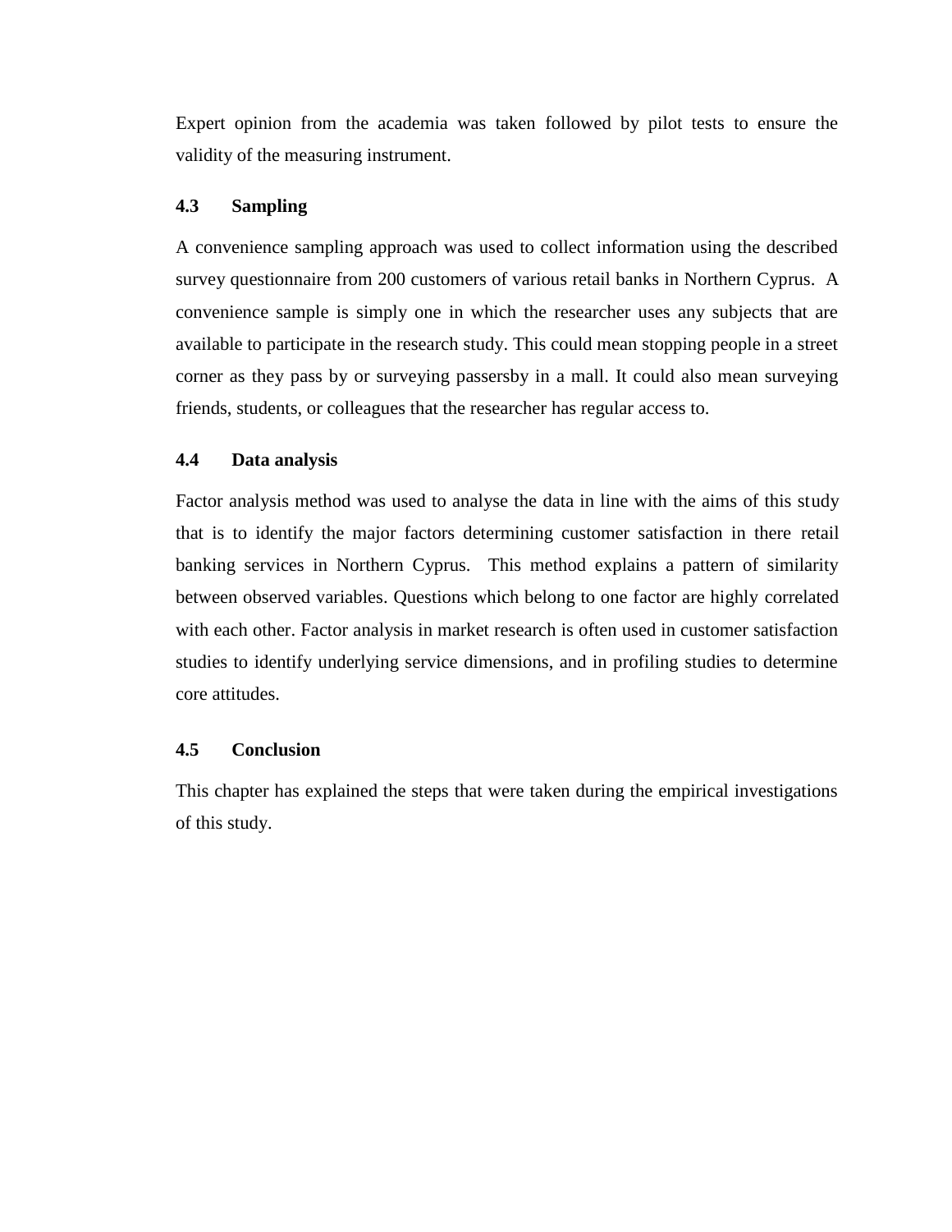Expert opinion from the academia was taken followed by pilot tests to ensure the validity of the measuring instrument.

### 4.3 Sampling

A convenience sampling approach was used to collect information using the described survey questionnaire from 200 customers of various retail banks in Northern Cyprus. A convenience sample is simply one in which the researcher uses any subjects that are available to participate in the research study. This could mean stopping people in a street corner as they pass by or surveying passersby in a mall. It could also mean surveying friends, students, or colleagues that the researcher has regular access to.

### 4.4 Data analysis

Factor analysis method was used to analyse the data in line with the aims of this study that is to identify the major factors determining customer satisfaction in there retail banking services in Northern Cyprus. This method explains a pattern of similarity between observed variables. Questions which belong to one factor are highly correlated with each other. Factor analysis in market research is often used in customer satisfaction studies to identify underlying service dimensions, and in profiling studies to determine core attitudes.

### 4.5 Conclusion

This chapter has explained the steps that were taken during the empirical investigations of this study.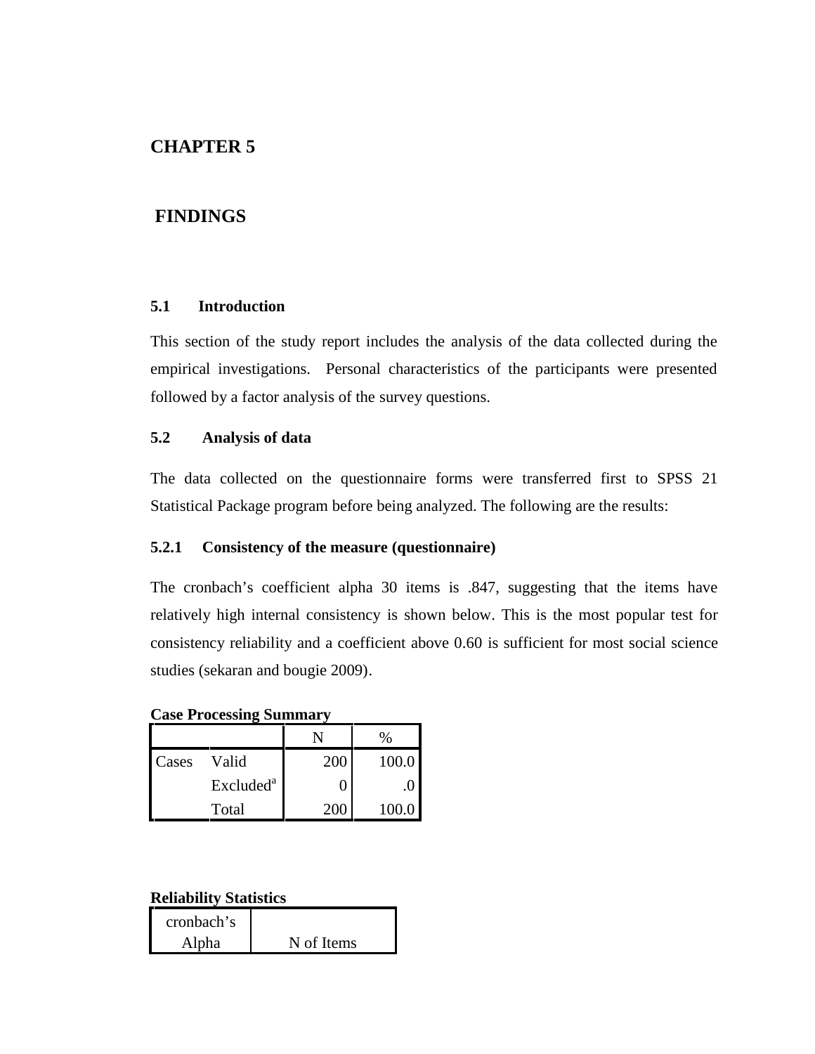# CHAPTER 5

# FINDINGS

## 5.1 Introduction

This section of the study report includes the analysis of the data collected during the empirical investigations. Personal characteristics of the participants were presented followed by a factor analysis of the survey questions.

## 5.2 Analysis of data

The data collected on the questionnaire forms were transferred first to SPSS 21 Statistical Package program before being analyzed. The following are the results:

### 5.2.1 Consistency of the measure (questionnaire)

The cronbach's coefficient alpha 30 items is .847, suggesting that the items have relatively high internal consistency is shown below. This is the most popular test for consistency reliability and a coefficient above 0.60 is sufficient for most social science studies (sekaran and bougie 2009).

**Case Processing Summary**

| | | N | % |
|---|---|---|---|
| Cases | Valid | 200 | 100.0 |
| | Excluded[a] | 0 | .0 |
| | Total | 200 | 100.0 |

**Reliability Statistics**

| cronbach's Alpha | N of Items |
|---|---|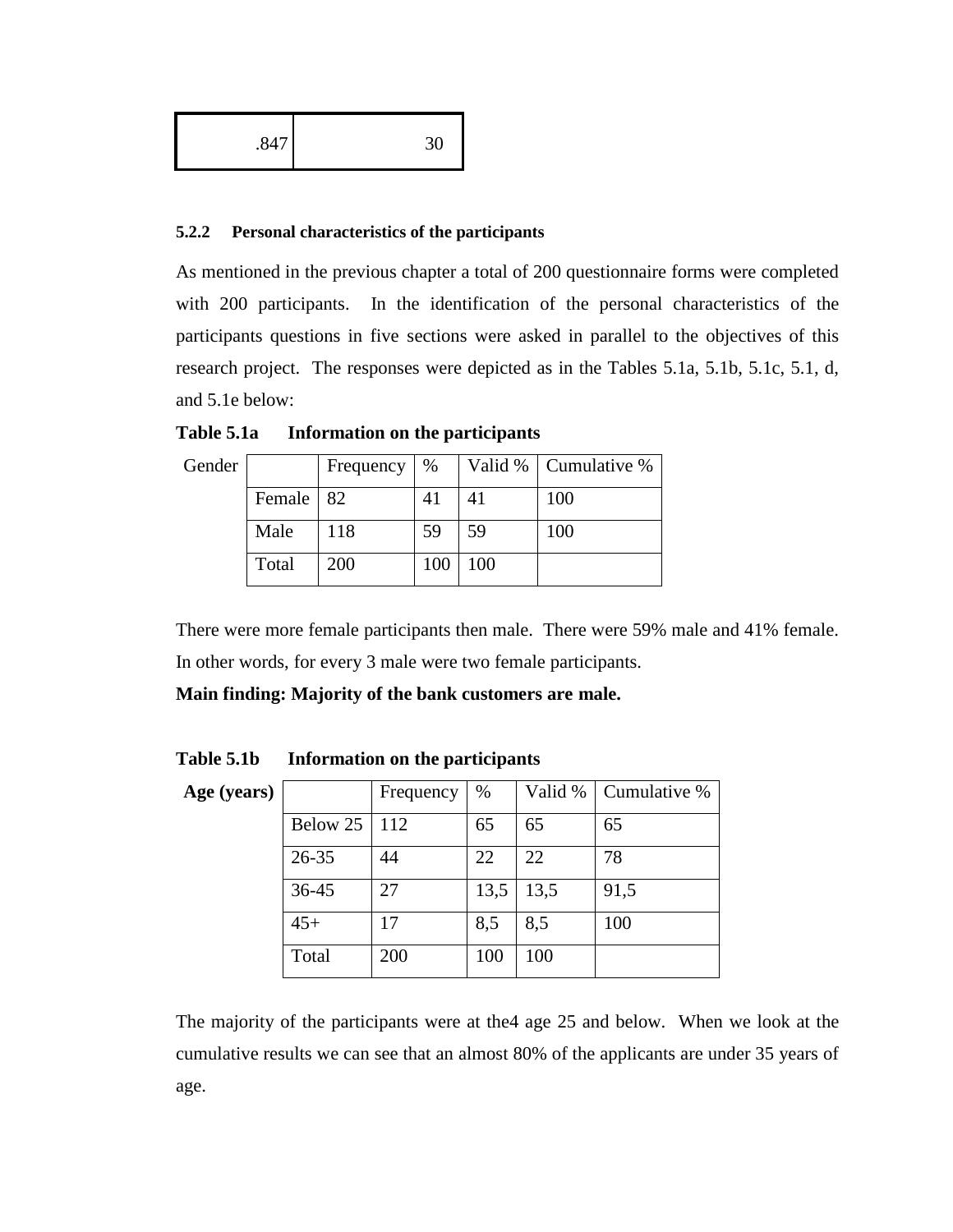| .847 | 30 |
|---|---|

#### 5.2.2 Personal characteristics of the participants

As mentioned in the previous chapter a total of 200 questionnaire forms were completed with 200 participants. In the identification of the personal characteristics of the participants questions in five sections were asked in parallel to the objectives of this research project. The responses were depicted as in the Tables 5.1a, 5.1b, 5.1c, 5.1, d, and 5.1e below:

**Table 5.1a Information on the participants**

| Gender | | Frequency | % | Valid % | Cumulative % |
|---|---|---|---|---|---|
| | Female | 82 | 41 | 41 | 100 |
| | Male | 118 | 59 | 59 | 100 |
| | Total | 200 | 100 | 100 | |

There were more female participants then male. There were 59% male and 41% female. In other words, for every 3 male were two female participants.

**Main finding: Majority of the bank customers are male.**

**Table 5.1b Information on the participants**

| **Age (years)** | | Frequency | % | Valid % | Cumulative % |
|---|---|---|---|---|---|
| | Below 25 | 112 | 65 | 65 | 65 |
| | 26-35 | 44 | 22 | 22 | 78 |
| | 36-45 | 27 | 13,5 | 13,5 | 91,5 |
| | 45+ | 17 | 8,5 | 8,5 | 100 |
| | Total | 200 | 100 | 100 | |

The majority of the participants were at the4 age 25 and below. When we look at the cumulative results we can see that an almost 80% of the applicants are under 35 years of age.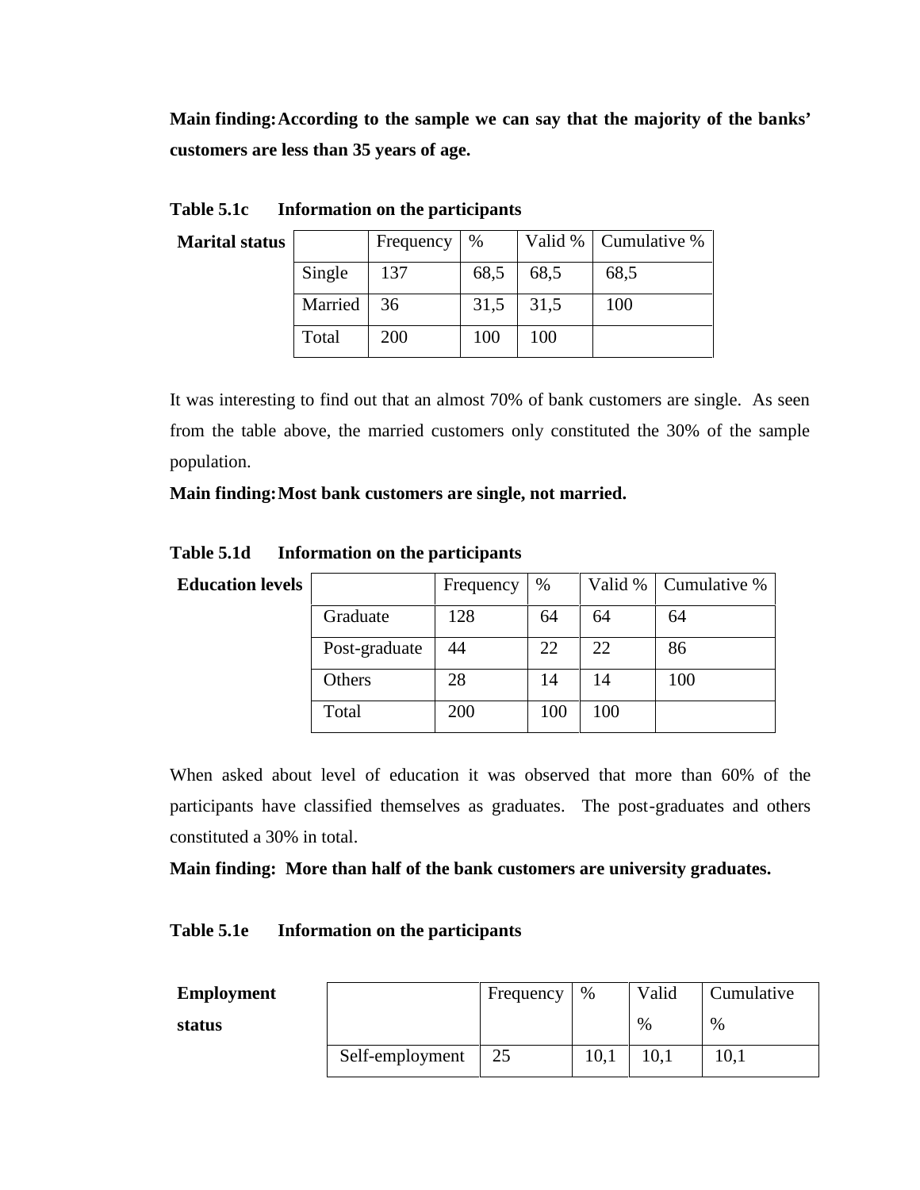**Main finding: According to the sample we can say that the majority of the banks' customers are less than 35 years of age.**

**Table 5.1c Information on the participants**

| Marital status | | Frequency | % | Valid % | Cumulative % |
|---|---|---|---|---|---|
| | Single | 137 | 68,5 | 68,5 | 68,5 |
| | Married | 36 | 31,5 | 31,5 | 100 |
| | Total | 200 | 100 | 100 | |

It was interesting to find out that an almost 70% of bank customers are single. As seen from the table above, the married customers only constituted the 30% of the sample population.

**Main finding: Most bank customers are single, not married.**

**Table 5.1d Information on the participants**

| Education levels | | Frequency | % | Valid % | Cumulative % |
|---|---|---|---|---|---|
| | Graduate | 128 | 64 | 64 | 64 |
| | Post-graduate | 44 | 22 | 22 | 86 |
| | Others | 28 | 14 | 14 | 100 |
| | Total | 200 | 100 | 100 | |

When asked about level of education it was observed that more than 60% of the participants have classified themselves as graduates. The post-graduates and others constituted a 30% in total.

**Main finding: More than half of the bank customers are university graduates.**

**Table 5.1e Information on the participants**

| Employment status | | Frequency | % | Valid % | Cumulative % |
|---|---|---|---|---|---|
| | Self-employment | 25 | 10,1 | 10,1 | 10,1 |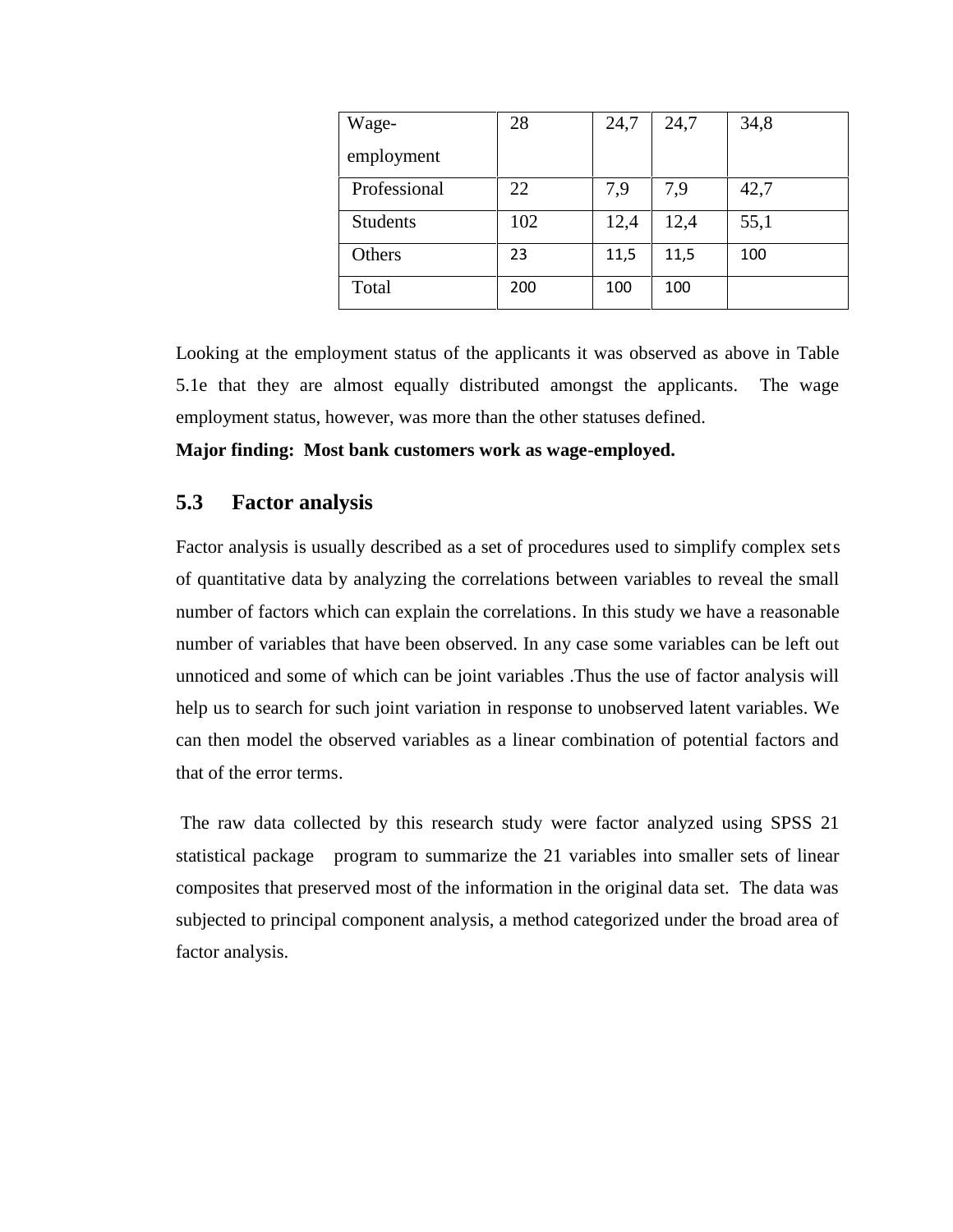| Wage-employment | 28 | 24,7 | 24,7 | 34,8 |
|---|---|---|---|---|
| Professional | 22 | 7,9 | 7,9 | 42,7 |
| Students | 102 | 12,4 | 12,4 | 55,1 |
| Others | 23 | 11,5 | 11,5 | 100 |
| Total | 200 | 100 | 100 | |

Looking at the employment status of the applicants it was observed as above in Table 5.1e that they are almost equally distributed amongst the applicants. The wage employment status, however, was more than the other statuses defined.

**Major finding: Most bank customers work as wage-employed.**

## 5.3 Factor analysis

Factor analysis is usually described as a set of procedures used to simplify complex sets of quantitative data by analyzing the correlations between variables to reveal the small number of factors which can explain the correlations. In this study we have a reasonable number of variables that have been observed. In any case some variables can be left out unnoticed and some of which can be joint variables .Thus the use of factor analysis will help us to search for such joint variation in response to unobserved latent variables. We can then model the observed variables as a linear combination of potential factors and that of the error terms.

The raw data collected by this research study were factor analyzed using SPSS 21 statistical package program to summarize the 21 variables into smaller sets of linear composites that preserved most of the information in the original data set. The data was subjected to principal component analysis, a method categorized under the broad area of factor analysis.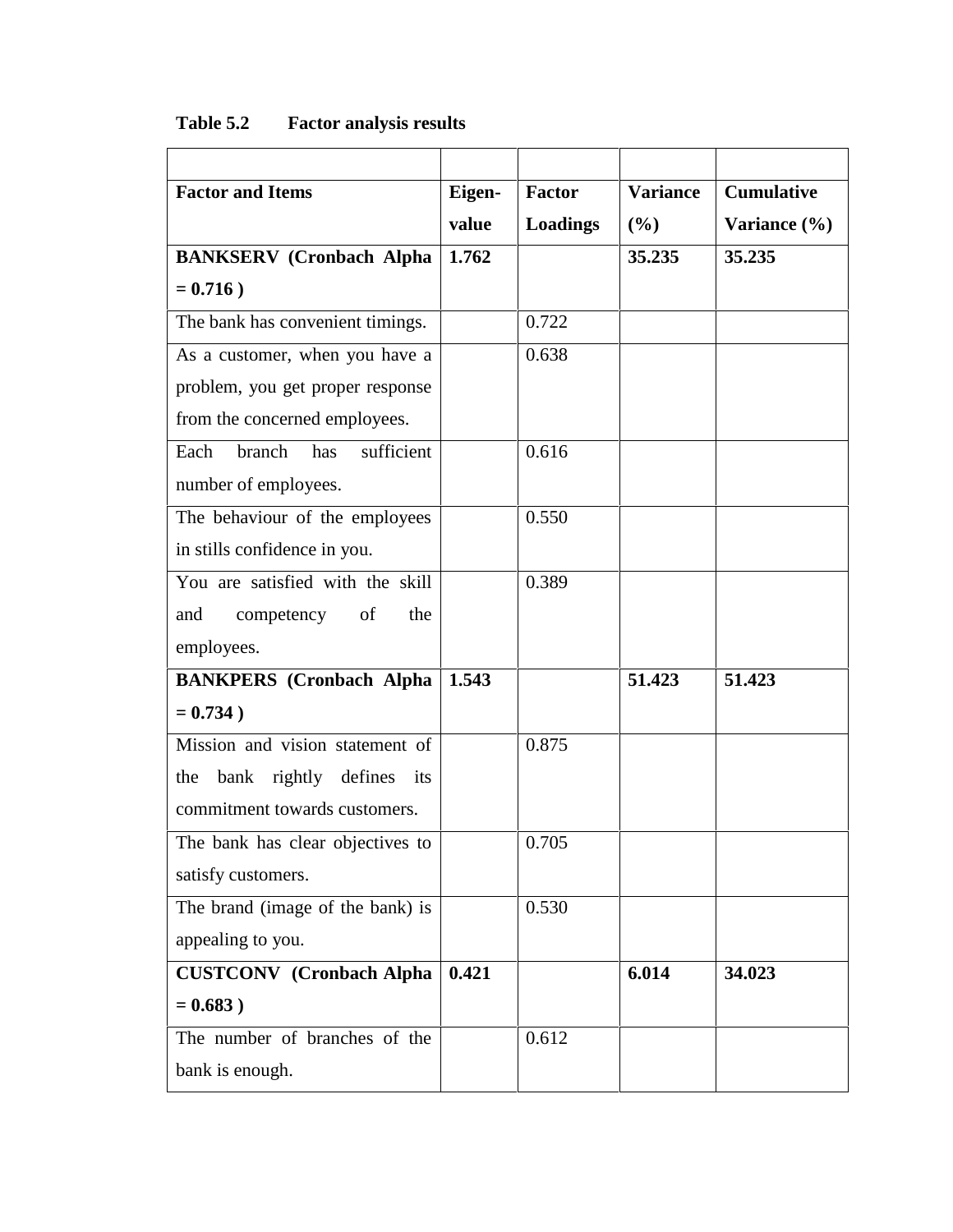**Table 5.2 Factor analysis results**

| Factor and Items | Eigen-value | Factor Loadings | Variance (%) | Cumulative Variance (%) |
|---|---|---|---|---|
| **BANKSERV (Cronbach Alpha = 0.716 )** | **1.762** | | **35.235** | **35.235** |
| The bank has convenient timings. | | 0.722 | | |
| As a customer, when you have a problem, you get proper response from the concerned employees. | | 0.638 | | |
| Each branch has sufficient number of employees. | | 0.616 | | |
| The behaviour of the employees in stills confidence in you. | | 0.550 | | |
| You are satisfied with the skill and competency of the employees. | | 0.389 | | |
| **BANKPERS (Cronbach Alpha = 0.734 )** | **1.543** | | **51.423** | **51.423** |
| Mission and vision statement of the bank rightly defines its commitment towards customers. | | 0.875 | | |
| The bank has clear objectives to satisfy customers. | | 0.705 | | |
| The brand (image of the bank) is appealing to you. | | 0.530 | | |
| **CUSTCONV (Cronbach Alpha = 0.683 )** | **0.421** | | **6.014** | **34.023** |
| The number of branches of the bank is enough. | | 0.612 | | |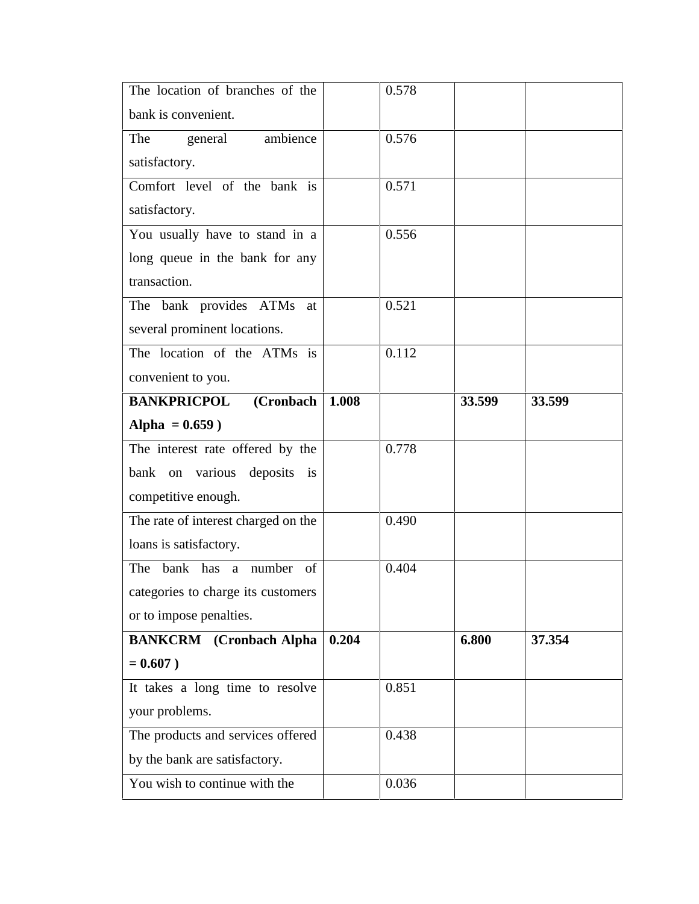| | | | | |
|---|---|---|---|---|
| The location of branches of the bank is convenient. | | 0.578 | | |
| The general ambience satisfactory. | | 0.576 | | |
| Comfort level of the bank is satisfactory. | | 0.571 | | |
| You usually have to stand in a long queue in the bank for any transaction. | | 0.556 | | |
| The bank provides ATMs at several prominent locations. | | 0.521 | | |
| The location of the ATMs is convenient to you. | | 0.112 | | |
| **BANKPRICPOL (Cronbach Alpha = 0.659 )** | **1.008** | | **33.599** | **33.599** |
| The interest rate offered by the bank on various deposits is competitive enough. | | 0.778 | | |
| The rate of interest charged on the loans is satisfactory. | | 0.490 | | |
| The bank has a number of categories to charge its customers or to impose penalties. | | 0.404 | | |
| **BANKCRM (Cronbach Alpha = 0.607 )** | **0.204** | | **6.800** | **37.354** |
| It takes a long time to resolve your problems. | | 0.851 | | |
| The products and services offered by the bank are satisfactory. | | 0.438 | | |
| You wish to continue with the | | 0.036 | | |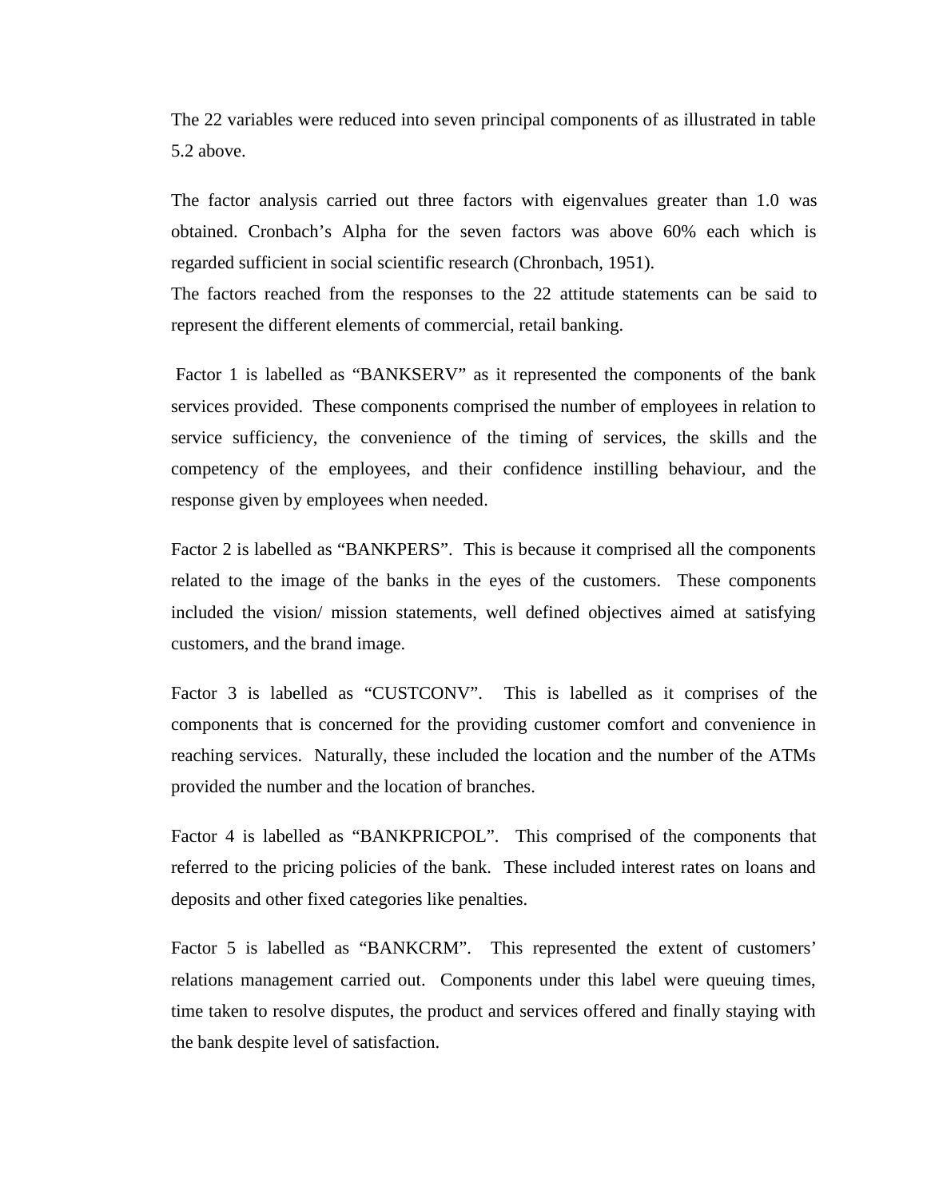The 22 variables were reduced into seven principal components of as illustrated in table 5.2 above.

The factor analysis carried out three factors with eigenvalues greater than 1.0 was obtained. Cronbach's Alpha for the seven factors was above 60% each which is regarded sufficient in social scientific research (Chronbach, 1951).
The factors reached from the responses to the 22 attitude statements can be said to represent the different elements of commercial, retail banking.

Factor 1 is labelled as "BANKSERV" as it represented the components of the bank services provided. These components comprised the number of employees in relation to service sufficiency, the convenience of the timing of services, the skills and the competency of the employees, and their confidence instilling behaviour, and the response given by employees when needed.

Factor 2 is labelled as "BANKPERS". This is because it comprised all the components related to the image of the banks in the eyes of the customers. These components included the vision/ mission statements, well defined objectives aimed at satisfying customers, and the brand image.

Factor 3 is labelled as "CUSTCONV". This is labelled as it comprises of the components that is concerned for the providing customer comfort and convenience in reaching services. Naturally, these included the location and the number of the ATMs provided the number and the location of branches.

Factor 4 is labelled as "BANKPRICPOL". This comprised of the components that referred to the pricing policies of the bank. These included interest rates on loans and deposits and other fixed categories like penalties.

Factor 5 is labelled as "BANKCRM". This represented the extent of customers' relations management carried out. Components under this label were queuing times, time taken to resolve disputes, the product and services offered and finally staying with the bank despite level of satisfaction.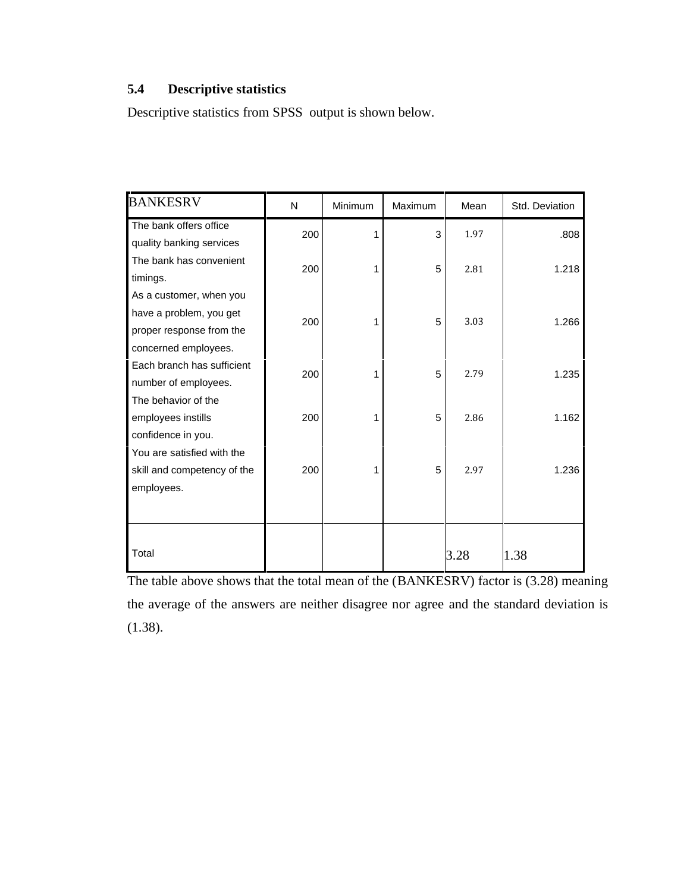## 5.4 Descriptive statistics

Descriptive statistics from SPSS output is shown below.

| BANKESRV | N | Minimum | Maximum | Mean | Std. Deviation |
|---|---|---|---|---|---|
| The bank offers office quality banking services | 200 | 1 | 3 | 1.97 | .808 |
| The bank has convenient timings. | 200 | 1 | 5 | 2.81 | 1.218 |
| As a customer, when you have a problem, you get proper response from the concerned employees. | 200 | 1 | 5 | 3.03 | 1.266 |
| Each branch has sufficient number of employees. | 200 | 1 | 5 | 2.79 | 1.235 |
| The behavior of the employees instills confidence in you. | 200 | 1 | 5 | 2.86 | 1.162 |
| You are satisfied with the skill and competency of the employees. | 200 | 1 | 5 | 2.97 | 1.236 |
| Total | | | | 3.28 | 1.38 |

The table above shows that the total mean of the (BANKESRV) factor is (3.28) meaning the average of the answers are neither disagree nor agree and the standard deviation is (1.38).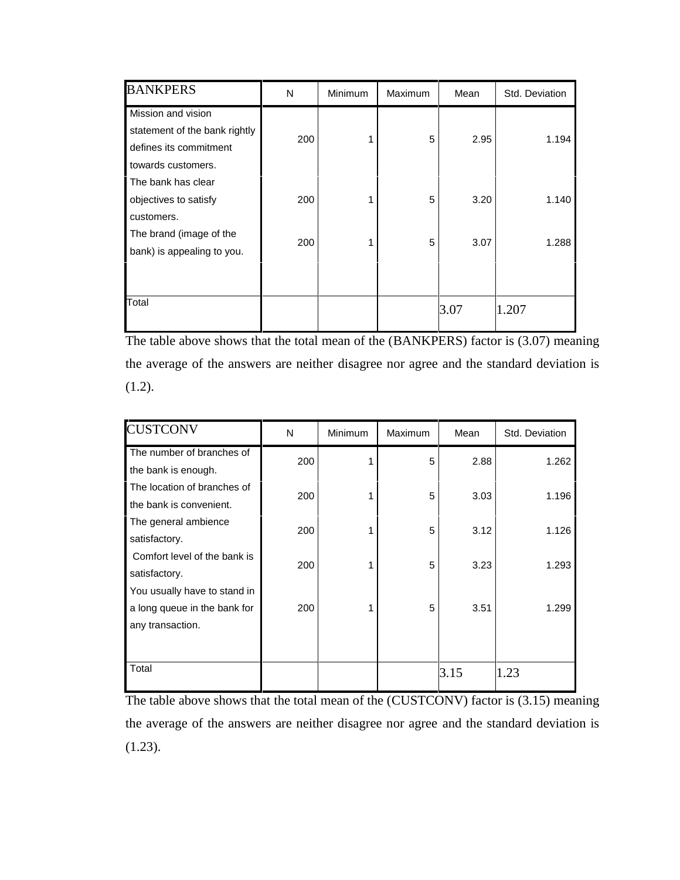| BANKPERS | N | Minimum | Maximum | Mean | Std. Deviation |
| --- | --- | --- | --- | --- | --- |
| Mission and vision statement of the bank rightly defines its commitment towards customers. | 200 | 1 | 5 | 2.95 | 1.194 |
| The bank has clear objectives to satisfy customers. | 200 | 1 | 5 | 3.20 | 1.140 |
| The brand (image of the bank) is appealing to you. | 200 | 1 | 5 | 3.07 | 1.288 |
| | | | | | |
| Total | | | | 3.07 | 1.207 |

The table above shows that the total mean of the (BANKPERS) factor is (3.07) meaning the average of the answers are neither disagree nor agree and the standard deviation is (1.2).

| CUSTCONV | N | Minimum | Maximum | Mean | Std. Deviation |
| --- | --- | --- | --- | --- | --- |
| The number of branches of the bank is enough. | 200 | 1 | 5 | 2.88 | 1.262 |
| The location of branches of the bank is convenient. | 200 | 1 | 5 | 3.03 | 1.196 |
| The general ambience satisfactory. | 200 | 1 | 5 | 3.12 | 1.126 |
| Comfort level of the bank is satisfactory. | 200 | 1 | 5 | 3.23 | 1.293 |
| You usually have to stand in a long queue in the bank for any transaction. | 200 | 1 | 5 | 3.51 | 1.299 |
| Total | | | | 3.15 | 1.23 |

The table above shows that the total mean of the (CUSTCONV) factor is (3.15) meaning the average of the answers are neither disagree nor agree and the standard deviation is (1.23).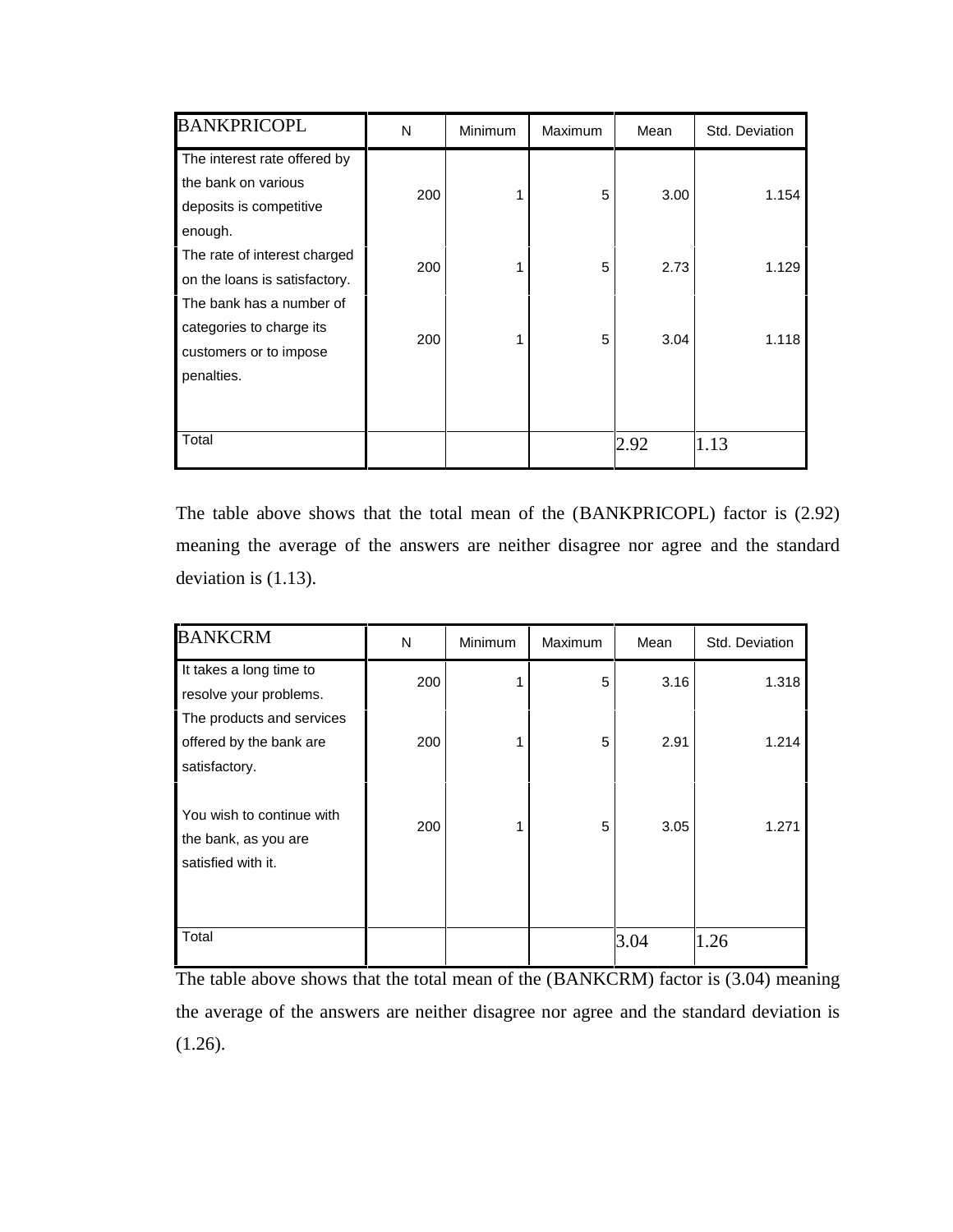| BANKPRICOPL | N | Minimum | Maximum | Mean | Std. Deviation |
|---|---|---|---|---|---|
| The interest rate offered by the bank on various deposits is competitive enough. | 200 | 1 | 5 | 3.00 | 1.154 |
| The rate of interest charged on the loans is satisfactory. | 200 | 1 | 5 | 2.73 | 1.129 |
| The bank has a number of categories to charge its customers or to impose penalties. | 200 | 1 | 5 | 3.04 | 1.118 |
| Total | | | | 2.92 | 1.13 |

The table above shows that the total mean of the (BANKPRICOPL) factor is (2.92) meaning the average of the answers are neither disagree nor agree and the standard deviation is (1.13).

| BANKCRM | N | Minimum | Maximum | Mean | Std. Deviation |
|---|---|---|---|---|---|
| It takes a long time to resolve your problems. | 200 | 1 | 5 | 3.16 | 1.318 |
| The products and services offered by the bank are satisfactory. | 200 | 1 | 5 | 2.91 | 1.214 |
| You wish to continue with the bank, as you are satisfied with it. | 200 | 1 | 5 | 3.05 | 1.271 |
| Total | | | | 3.04 | 1.26 |

The table above shows that the total mean of the (BANKCRM) factor is (3.04) meaning the average of the answers are neither disagree nor agree and the standard deviation is (1.26).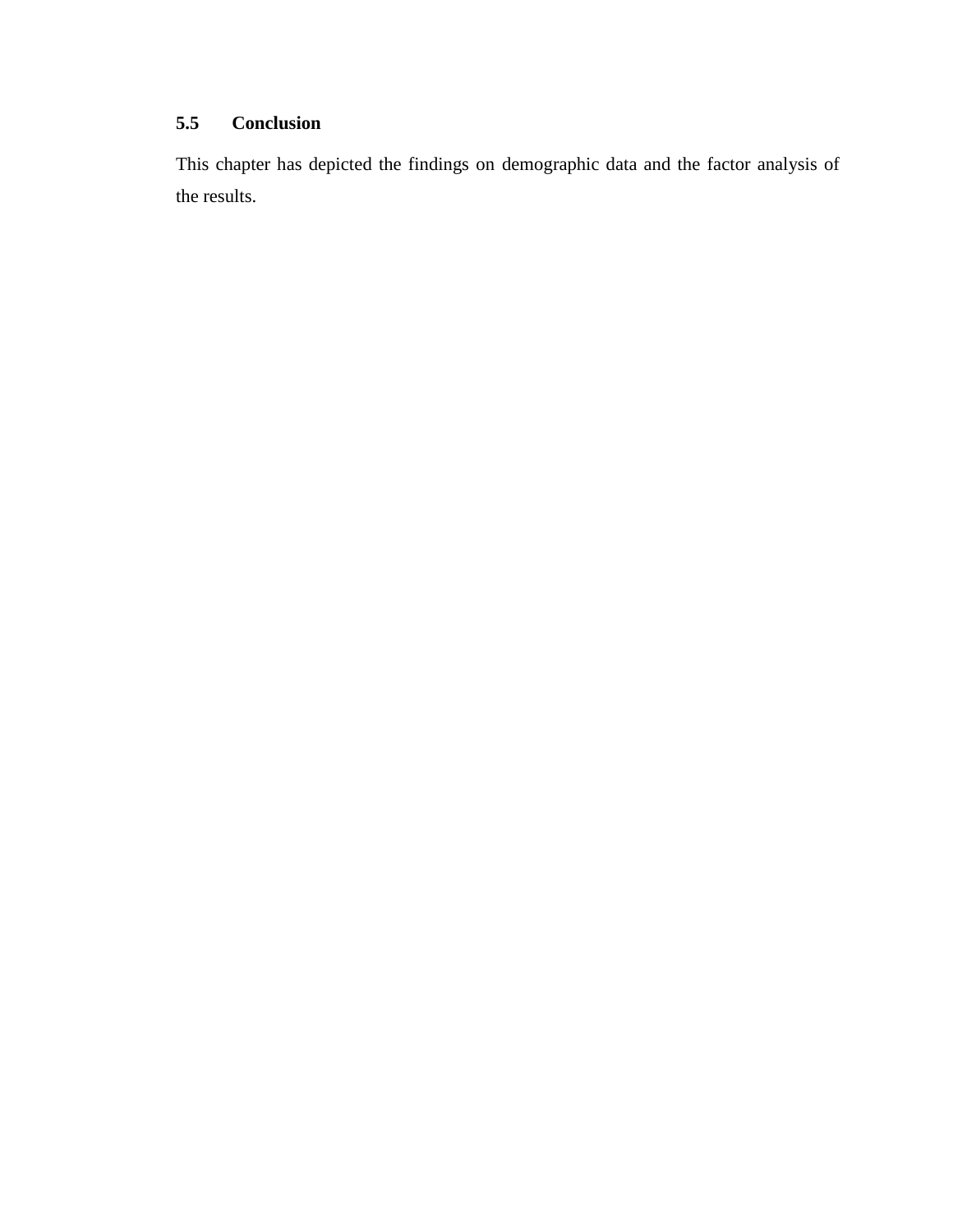### 5.5 Conclusion

This chapter has depicted the findings on demographic data and the factor analysis of the results.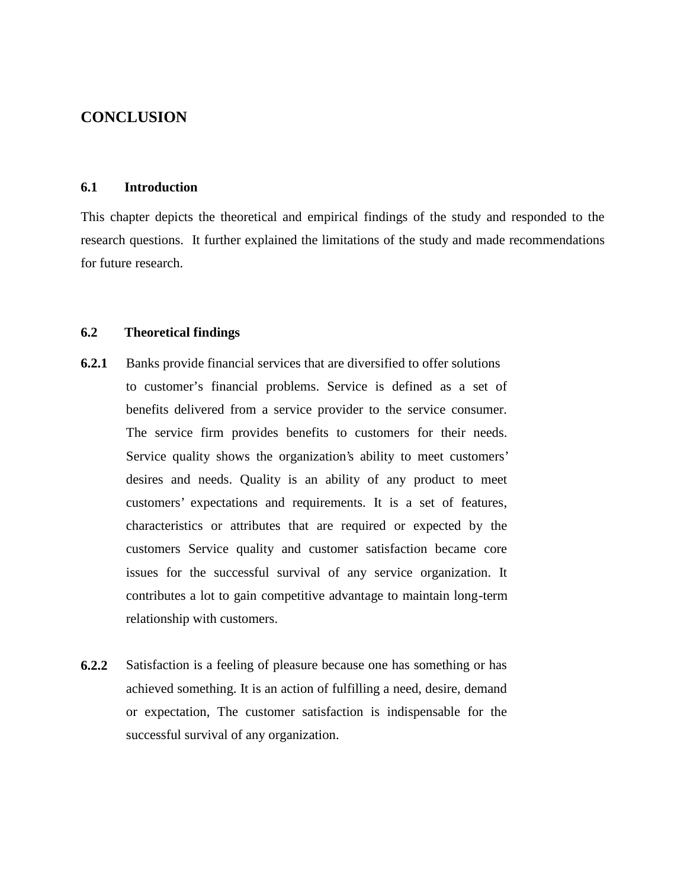# CONCLUSION

## 6.1 Introduction

This chapter depicts the theoretical and empirical findings of the study and responded to the research questions. It further explained the limitations of the study and made recommendations for future research.

## 6.2 Theoretical findings

**6.2.1** Banks provide financial services that are diversified to offer solutions to customer's financial problems. Service is defined as a set of benefits delivered from a service provider to the service consumer. The service firm provides benefits to customers for their needs. Service quality shows the organization's ability to meet customers' desires and needs. Quality is an ability of any product to meet customers' expectations and requirements. It is a set of features, characteristics or attributes that are required or expected by the customers Service quality and customer satisfaction became core issues for the successful survival of any service organization. It contributes a lot to gain competitive advantage to maintain long-term relationship with customers.

**6.2.2** Satisfaction is a feeling of pleasure because one has something or has achieved something. It is an action of fulfilling a need, desire, demand or expectation, The customer satisfaction is indispensable for the successful survival of any organization.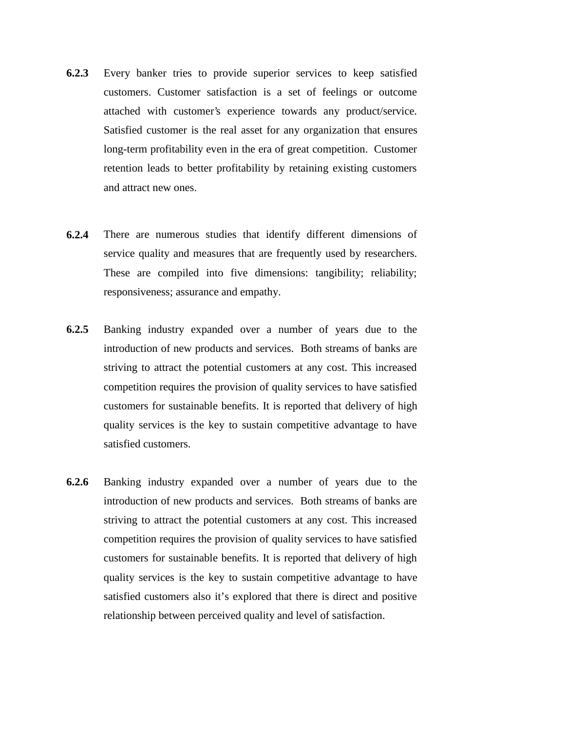**6.2.3** Every banker tries to provide superior services to keep satisfied customers. Customer satisfaction is a set of feelings or outcome attached with customer's experience towards any product/service. Satisfied customer is the real asset for any organization that ensures long-term profitability even in the era of great competition. Customer retention leads to better profitability by retaining existing customers and attract new ones.

**6.2.4** There are numerous studies that identify different dimensions of service quality and measures that are frequently used by researchers. These are compiled into five dimensions: tangibility; reliability; responsiveness; assurance and empathy.

**6.2.5** Banking industry expanded over a number of years due to the introduction of new products and services. Both streams of banks are striving to attract the potential customers at any cost. This increased competition requires the provision of quality services to have satisfied customers for sustainable benefits. It is reported that delivery of high quality services is the key to sustain competitive advantage to have satisfied customers.

**6.2.6** Banking industry expanded over a number of years due to the introduction of new products and services. Both streams of banks are striving to attract the potential customers at any cost. This increased competition requires the provision of quality services to have satisfied customers for sustainable benefits. It is reported that delivery of high quality services is the key to sustain competitive advantage to have satisfied customers also it's explored that there is direct and positive relationship between perceived quality and level of satisfaction.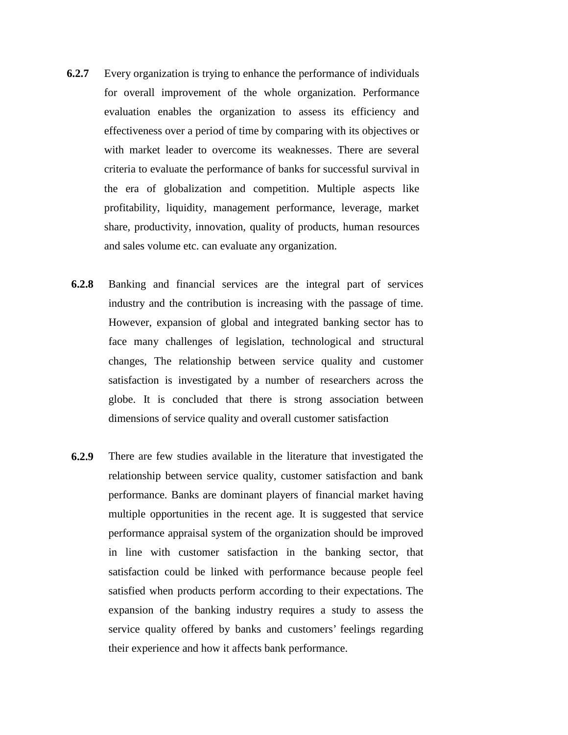**6.2.7** Every organization is trying to enhance the performance of individuals for overall improvement of the whole organization. Performance evaluation enables the organization to assess its efficiency and effectiveness over a period of time by comparing with its objectives or with market leader to overcome its weaknesses. There are several criteria to evaluate the performance of banks for successful survival in the era of globalization and competition. Multiple aspects like profitability, liquidity, management performance, leverage, market share, productivity, innovation, quality of products, human resources and sales volume etc. can evaluate any organization.

**6.2.8** Banking and financial services are the integral part of services industry and the contribution is increasing with the passage of time. However, expansion of global and integrated banking sector has to face many challenges of legislation, technological and structural changes, The relationship between service quality and customer satisfaction is investigated by a number of researchers across the globe. It is concluded that there is strong association between dimensions of service quality and overall customer satisfaction

**6.2.9** There are few studies available in the literature that investigated the relationship between service quality, customer satisfaction and bank performance. Banks are dominant players of financial market having multiple opportunities in the recent age. It is suggested that service performance appraisal system of the organization should be improved in line with customer satisfaction in the banking sector, that satisfaction could be linked with performance because people feel satisfied when products perform according to their expectations. The expansion of the banking industry requires a study to assess the service quality offered by banks and customers' feelings regarding their experience and how it affects bank performance.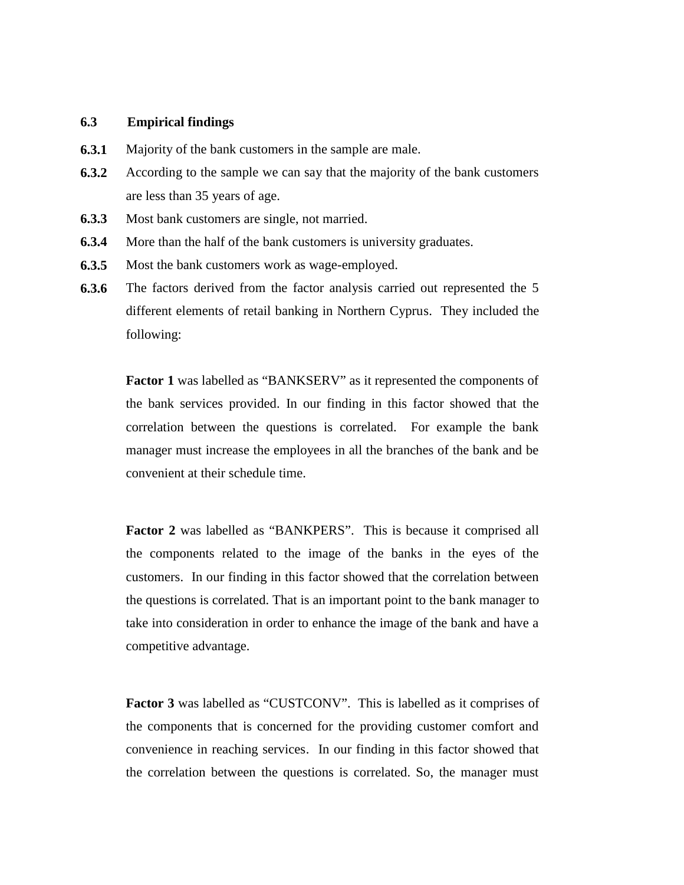### 6.3 Empirical findings

**6.3.1** Majority of the bank customers in the sample are male.

**6.3.2** According to the sample we can say that the majority of the bank customers are less than 35 years of age.

**6.3.3** Most bank customers are single, not married.

**6.3.4** More than the half of the bank customers is university graduates.

**6.3.5** Most the bank customers work as wage-employed.

**6.3.6** The factors derived from the factor analysis carried out represented the 5 different elements of retail banking in Northern Cyprus. They included the following:

**Factor 1** was labelled as "BANKSERV" as it represented the components of the bank services provided. In our finding in this factor showed that the correlation between the questions is correlated. For example the bank manager must increase the employees in all the branches of the bank and be convenient at their schedule time.

**Factor 2** was labelled as "BANKPERS". This is because it comprised all the components related to the image of the banks in the eyes of the customers. In our finding in this factor showed that the correlation between the questions is correlated. That is an important point to the bank manager to take into consideration in order to enhance the image of the bank and have a competitive advantage.

**Factor 3** was labelled as "CUSTCONV". This is labelled as it comprises of the components that is concerned for the providing customer comfort and convenience in reaching services. In our finding in this factor showed that the correlation between the questions is correlated. So, the manager must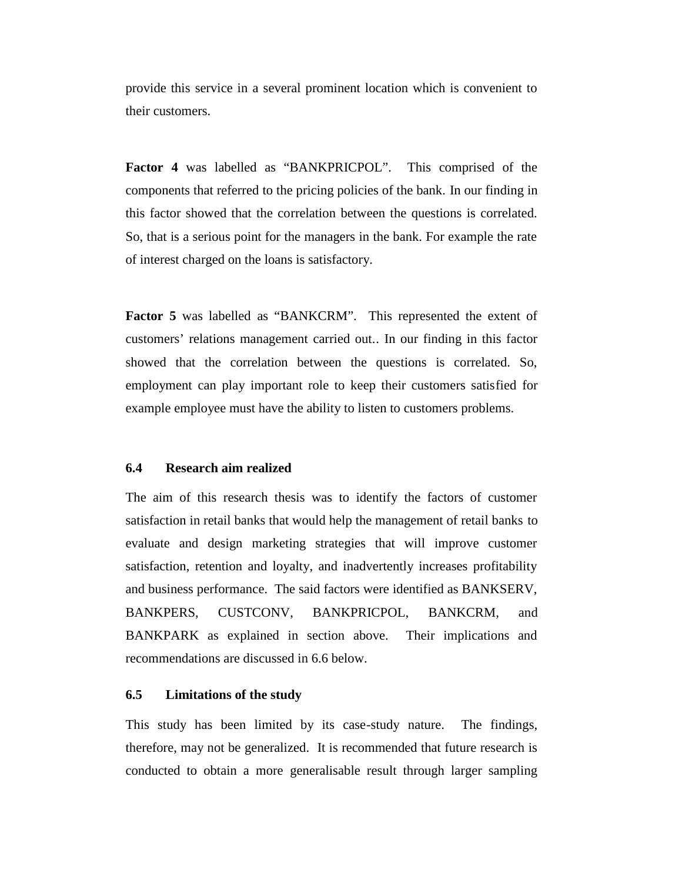provide this service in a several prominent location which is convenient to their customers.

**Factor 4** was labelled as “BANKPRICPOL”. This comprised of the components that referred to the pricing policies of the bank. In our finding in this factor showed that the correlation between the questions is correlated. So, that is a serious point for the managers in the bank. For example the rate of interest charged on the loans is satisfactory.

**Factor 5** was labelled as “BANKCRM”. This represented the extent of customers’ relations management carried out.. In our finding in this factor showed that the correlation between the questions is correlated. So, employment can play important role to keep their customers satisfied for example employee must have the ability to listen to customers problems.

### 6.4 Research aim realized

The aim of this research thesis was to identify the factors of customer satisfaction in retail banks that would help the management of retail banks to evaluate and design marketing strategies that will improve customer satisfaction, retention and loyalty, and inadvertently increases profitability and business performance. The said factors were identified as BANKSERV, BANKPERS, CUSTCONV, BANKPRICPOL, BANKCRM, and BANKPARK as explained in section above. Their implications and recommendations are discussed in 6.6 below.

### 6.5 Limitations of the study

This study has been limited by its case-study nature. The findings, therefore, may not be generalized. It is recommended that future research is conducted to obtain a more generalisable result through larger sampling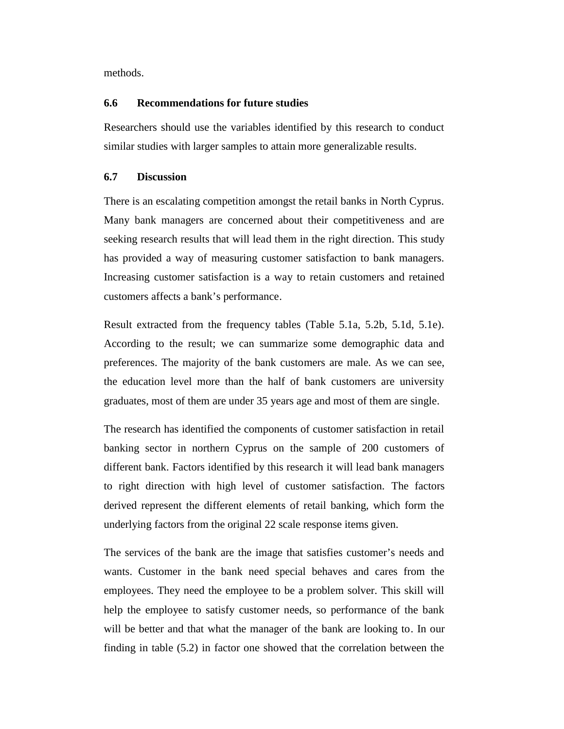methods.

### 6.6 Recommendations for future studies

Researchers should use the variables identified by this research to conduct similar studies with larger samples to attain more generalizable results.

### 6.7 Discussion

There is an escalating competition amongst the retail banks in North Cyprus. Many bank managers are concerned about their competitiveness and are seeking research results that will lead them in the right direction. This study has provided a way of measuring customer satisfaction to bank managers. Increasing customer satisfaction is a way to retain customers and retained customers affects a bank's performance.

Result extracted from the frequency tables (Table 5.1a, 5.2b, 5.1d, 5.1e). According to the result; we can summarize some demographic data and preferences. The majority of the bank customers are male. As we can see, the education level more than the half of bank customers are university graduates, most of them are under 35 years age and most of them are single.

The research has identified the components of customer satisfaction in retail banking sector in northern Cyprus on the sample of 200 customers of different bank. Factors identified by this research it will lead bank managers to right direction with high level of customer satisfaction. The factors derived represent the different elements of retail banking, which form the underlying factors from the original 22 scale response items given.

The services of the bank are the image that satisfies customer's needs and wants. Customer in the bank need special behaves and cares from the employees. They need the employee to be a problem solver. This skill will help the employee to satisfy customer needs, so performance of the bank will be better and that what the manager of the bank are looking to. In our finding in table (5.2) in factor one showed that the correlation between the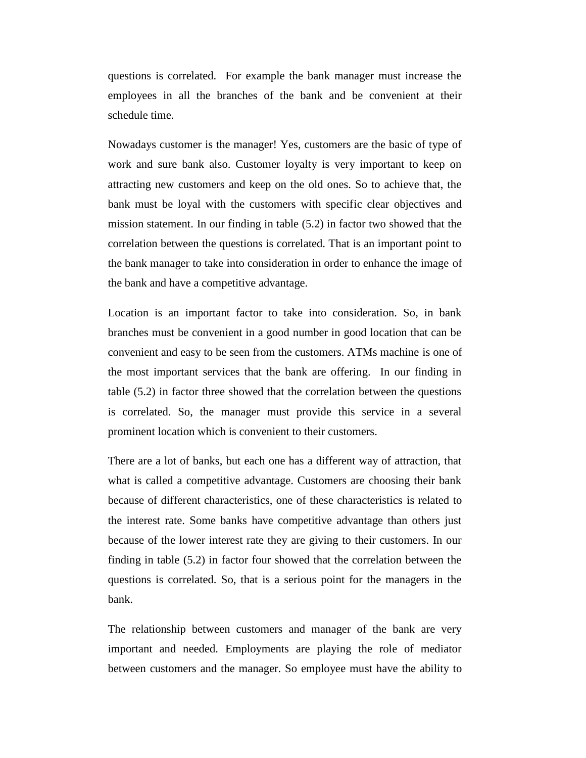questions is correlated. For example the bank manager must increase the employees in all the branches of the bank and be convenient at their schedule time.

Nowadays customer is the manager! Yes, customers are the basic of type of work and sure bank also. Customer loyalty is very important to keep on attracting new customers and keep on the old ones. So to achieve that, the bank must be loyal with the customers with specific clear objectives and mission statement. In our finding in table (5.2) in factor two showed that the correlation between the questions is correlated. That is an important point to the bank manager to take into consideration in order to enhance the image of the bank and have a competitive advantage.

Location is an important factor to take into consideration. So, in bank branches must be convenient in a good number in good location that can be convenient and easy to be seen from the customers. ATMs machine is one of the most important services that the bank are offering. In our finding in table (5.2) in factor three showed that the correlation between the questions is correlated. So, the manager must provide this service in a several prominent location which is convenient to their customers.

There are a lot of banks, but each one has a different way of attraction, that what is called a competitive advantage. Customers are choosing their bank because of different characteristics, one of these characteristics is related to the interest rate. Some banks have competitive advantage than others just because of the lower interest rate they are giving to their customers. In our finding in table (5.2) in factor four showed that the correlation between the questions is correlated. So, that is a serious point for the managers in the bank.

The relationship between customers and manager of the bank are very important and needed. Employments are playing the role of mediator between customers and the manager. So employee must have the ability to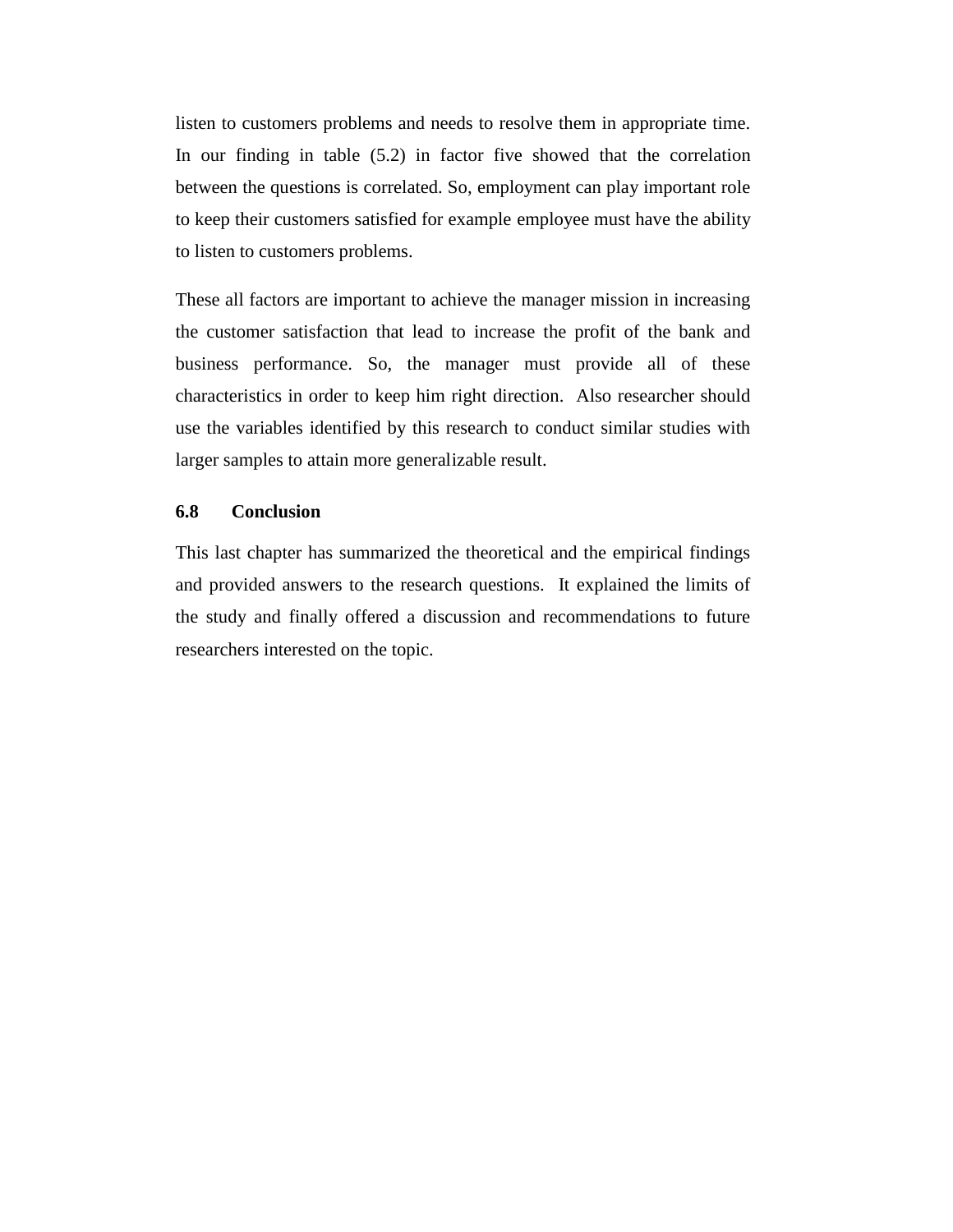listen to customers problems and needs to resolve them in appropriate time. In our finding in table (5.2) in factor five showed that the correlation between the questions is correlated. So, employment can play important role to keep their customers satisfied for example employee must have the ability to listen to customers problems.

These all factors are important to achieve the manager mission in increasing the customer satisfaction that lead to increase the profit of the bank and business performance. So, the manager must provide all of these characteristics in order to keep him right direction. Also researcher should use the variables identified by this research to conduct similar studies with larger samples to attain more generalizable result.

### 6.8 Conclusion

This last chapter has summarized the theoretical and the empirical findings and provided answers to the research questions. It explained the limits of the study and finally offered a discussion and recommendations to future researchers interested on the topic.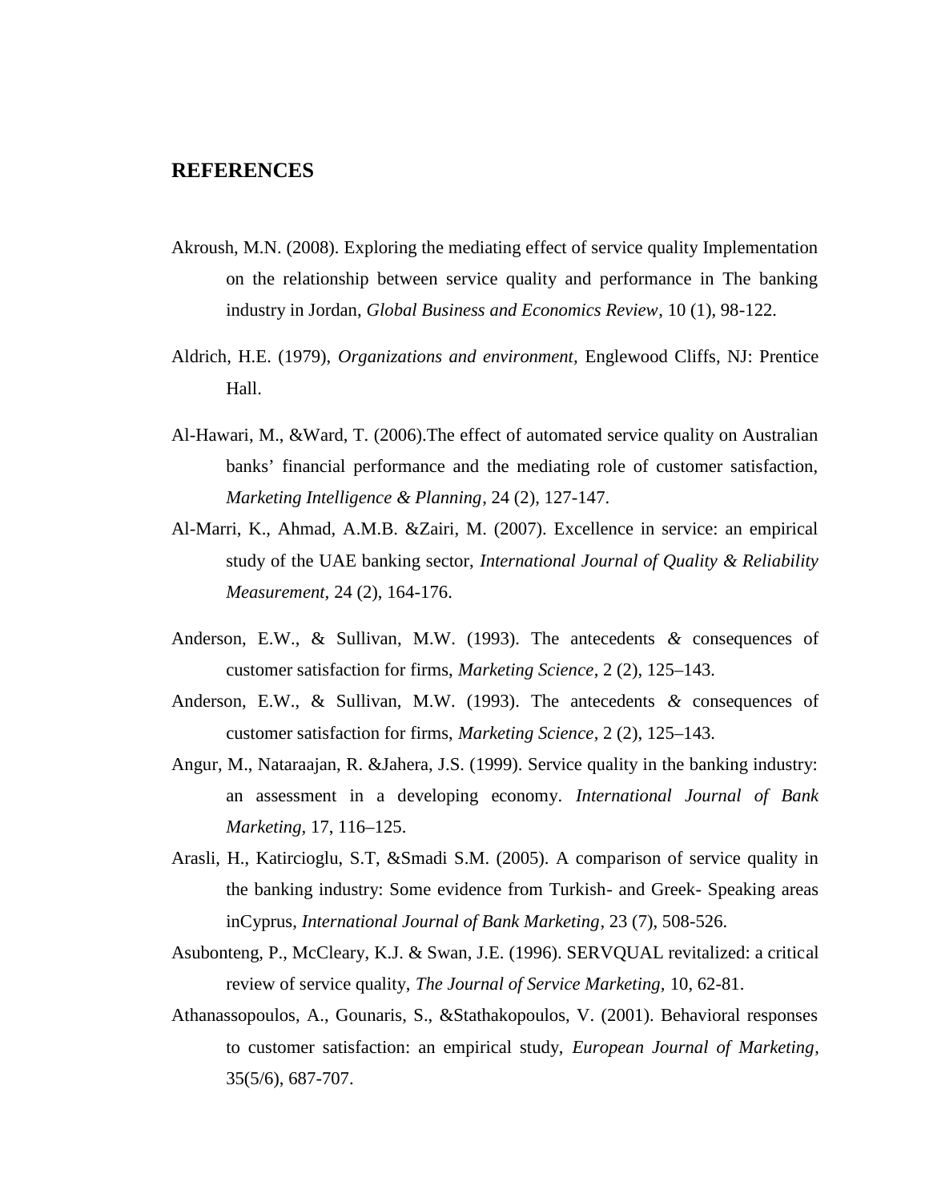## REFERENCES

Akroush, M.N. (2008). Exploring the mediating effect of service quality Implementation on the relationship between service quality and performance in The banking industry in Jordan, *Global Business and Economics Review*, 10 (1), 98-122.

Aldrich, H.E. (1979), *Organizations and environment,* Englewood Cliffs, NJ: Prentice Hall.

Al-Hawari, M., &Ward, T. (2006).The effect of automated service quality on Australian banks' financial performance and the mediating role of customer satisfaction, *Marketing Intelligence & Planning*, 24 (2), 127-147.

Al-Marri, K., Ahmad, A.M.B. &Zairi, M. (2007). Excellence in service: an empirical study of the UAE banking sector, *International Journal of Quality & Reliability Measurement,* 24 (2), 164-176.

Anderson, E.W., & Sullivan, M.W. (1993). The antecedents *&* consequences of customer satisfaction for firms, *Marketing Science*, 2 (2), 125–143.

Anderson, E.W., & Sullivan, M.W. (1993). The antecedents *&* consequences of customer satisfaction for firms, *Marketing Science*, 2 (2), 125–143.

Angur, M., Nataraajan, R. &Jahera, J.S. (1999). Service quality in the banking industry: an assessment in a developing economy. *International Journal of Bank Marketing,* 17, 116–125.

Arasli, H., Katircioglu, S.T, &Smadi S.M. (2005). A comparison of service quality in the banking industry: Some evidence from Turkish- and Greek- Speaking areas inCyprus, *International Journal of Bank Marketing*, 23 (7), 508-526.

Asubonteng, P., McCleary, K.J. & Swan, J.E. (1996). SERVQUAL revitalized: a critical review of service quality, *The Journal of Service Marketing,* 10, 62-81.

Athanassopoulos, A., Gounaris, S., &Stathakopoulos, V. (2001). Behavioral responses to customer satisfaction: an empirical study, *European Journal of Marketing*, 35(5/6), 687-707.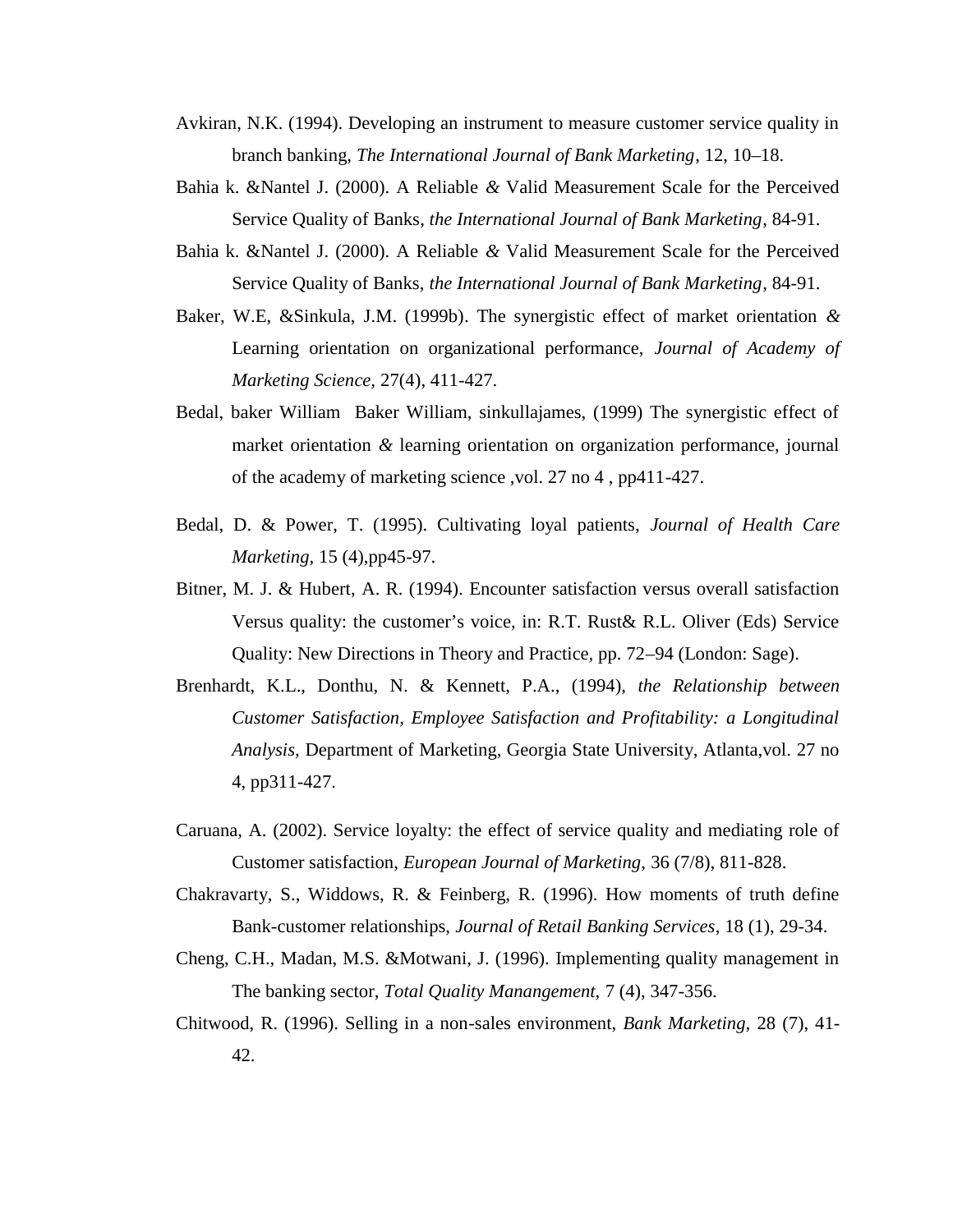Avkiran, N.K. (1994). Developing an instrument to measure customer service quality in branch banking, *The International Journal of Bank Marketing*, 12, 10–18.

Bahia k. &Nantel J. (2000). A Reliable *&* Valid Measurement Scale for the Perceived Service Quality of Banks, *the International Journal of Bank Marketing*, 84-91.

Bahia k. &Nantel J. (2000). A Reliable *&* Valid Measurement Scale for the Perceived Service Quality of Banks, *the International Journal of Bank Marketing*, 84-91.

Baker, W.E, &Sinkula, J.M. (1999b). The synergistic effect of market orientation *&* Learning orientation on organizational performance, *Journal of Academy of Marketing Science,* 27(4), 411-427.

Bedal, baker William Baker William, sinkullajames, (1999) The synergistic effect of market orientation *&* learning orientation on organization performance, journal of the academy of marketing science ,vol. 27 no 4 , pp411-427.

Bedal, D. & Power, T. (1995). Cultivating loyal patients, *Journal of Health Care Marketing*, 15 (4),pp45-97.

Bitner, M. J. & Hubert, A. R. (1994). Encounter satisfaction versus overall satisfaction Versus quality: the customer's voice, in: R.T. Rust& R.L. Oliver (Eds) Service Quality: New Directions in Theory and Practice, pp. 72–94 (London: Sage).

Brenhardt, K.L., Donthu, N. & Kennett, P.A., (1994), *the Relationship between Customer Satisfaction, Employee Satisfaction and Profitability: a Longitudinal Analysis,* Department of Marketing, Georgia State University, Atlanta,vol. 27 no 4, pp311-427.

Caruana, A. (2002). Service loyalty: the effect of service quality and mediating role of Customer satisfaction, *European Journal of Marketing,* 36 (7/8), 811-828.

Chakravarty, S., Widdows, R. & Feinberg, R. (1996). How moments of truth define Bank-customer relationships, *Journal of Retail Banking Services*, 18 (1), 29-34.

Cheng, C.H., Madan, M.S. &Motwani, J. (1996). Implementing quality management in The banking sector, *Total Quality Manangement,* 7 (4), 347-356.

Chitwood, R. (1996). Selling in a non-sales environment, *Bank Marketing,* 28 (7), 41-42.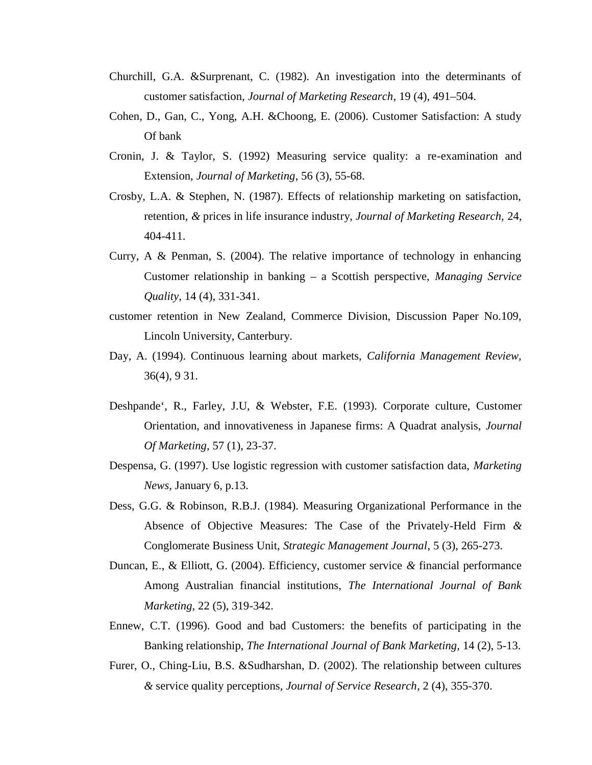Churchill, G.A. &Surprenant, C. (1982). An investigation into the determinants of customer satisfaction, *Journal of Marketing Research*, 19 (4), 491–504.

Cohen, D., Gan, C., Yong, A.H. &Choong, E. (2006). Customer Satisfaction: A study Of bank

Cronin, J. & Taylor, S. (1992) Measuring service quality: a re-examination and Extension, *Journal of Marketing*, 56 (3), 55-68.

Crosby, L.A. & Stephen, N. (1987). Effects of relationship marketing on satisfaction, retention, *&* prices in life insurance industry, *Journal of Marketing Research*, 24, 404-411.

Curry, A & Penman, S. (2004). The relative importance of technology in enhancing Customer relationship in banking – a Scottish perspective, *Managing Service Quality*, 14 (4), 331-341.

customer retention in New Zealand, Commerce Division, Discussion Paper No.109, Lincoln University, Canterbury.

Day, A. (1994). Continuous learning about markets, *California Management Review*, 36(4), 9 31.

Deshpande‘, R., Farley, J.U, & Webster, F.E. (1993). Corporate culture, Customer Orientation, and innovativeness in Japanese firms: A Quadrat analysis, *Journal Of Marketing*, 57 (1), 23-37.

Despensa, G. (1997). Use logistic regression with customer satisfaction data, *Marketing News*, January 6, p.13.

Dess, G.G. & Robinson, R.B.J. (1984). Measuring Organizational Performance in the Absence of Objective Measures: The Case of the Privately-Held Firm *&* Conglomerate Business Unit, *Strategic Management Journal*, 5 (3), 265-273.

Duncan, E., & Elliott, G. (2004). Efficiency, customer service *&* financial performance Among Australian financial institutions, *The International Journal of Bank Marketing*, 22 (5), 319-342.

Ennew, C.T. (1996). Good and bad Customers: the benefits of participating in the Banking relationship, *The International Journal of Bank Marketing*, 14 (2), 5-13.

Furer, O., Ching-Liu, B.S. &Sudharshan, D. (2002). The relationship between cultures *&* service quality perceptions, *Journal of Service Research*, 2 (4), 355-370.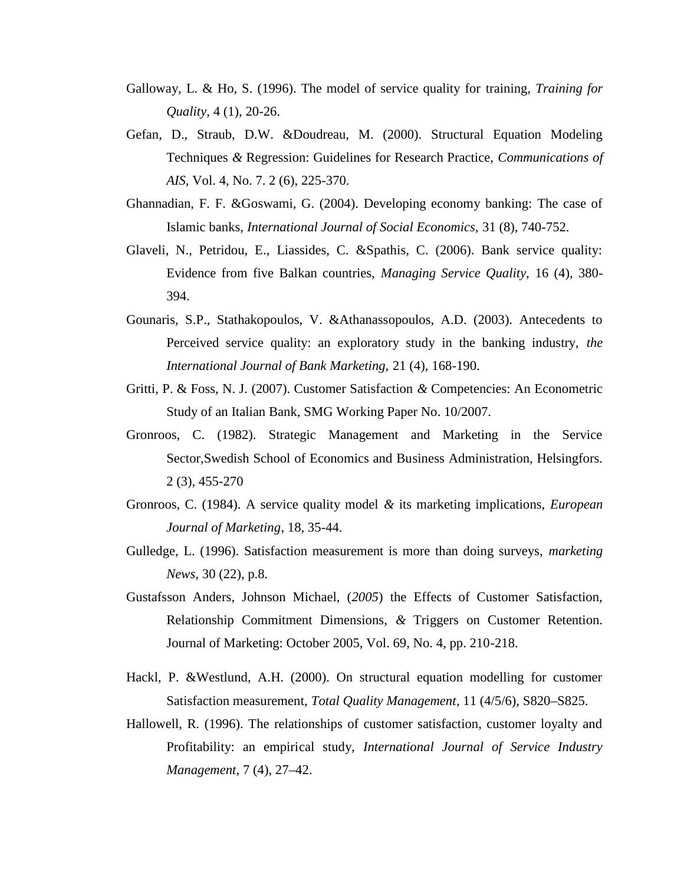Galloway, L. & Ho, S. (1996). The model of service quality for training, *Training for Quality,* 4 (1), 20-26.

Gefan, D., Straub, D.W. &Doudreau, M. (2000). Structural Equation Modeling Techniques *&* Regression: Guidelines for Research Practice, *Communications of AIS,* Vol. 4, No. 7. 2 (6), 225-370.

Ghannadian, F. F. &Goswami, G. (2004). Developing economy banking: The case of Islamic banks, *International Journal of Social Economics,* 31 (8), 740-752.

Glaveli, N., Petridou, E., Liassides, C. &Spathis, C. (2006). Bank service quality: Evidence from five Balkan countries, *Managing Service Quality,* 16 (4), 380-394.

Gounaris, S.P., Stathakopoulos, V. &Athanassopoulos, A.D. (2003). Antecedents to Perceived service quality: an exploratory study in the banking industry, *the International Journal of Bank Marketing,* 21 (4), 168-190.

Gritti, P. & Foss, N. J. (2007). Customer Satisfaction *&* Competencies: An Econometric Study of an Italian Bank, SMG Working Paper No. 10/2007.

Gronroos, C. (1982). Strategic Management and Marketing in the Service Sector,Swedish School of Economics and Business Administration, Helsingfors. 2 (3), 455-270

Gronroos, C. (1984). A service quality model *&* its marketing implications, *European Journal of Marketing*, 18, 35-44.

Gulledge, L. (1996). Satisfaction measurement is more than doing surveys, *marketing News*, 30 (22), p.8.

Gustafsson Anders, Johnson Michael, (*2005*) the Effects of Customer Satisfaction, Relationship Commitment Dimensions, *&* Triggers on Customer Retention. Journal of Marketing: October 2005, Vol. 69, No. 4, pp. 210-218.

Hackl, P. &Westlund, A.H. (2000). On structural equation modelling for customer Satisfaction measurement, *Total Quality Management*, 11 (4/5/6), S820–S825.

Hallowell, R. (1996). The relationships of customer satisfaction, customer loyalty and Profitability: an empirical study, *International Journal of Service Industry Management*, 7 (4), 27–42.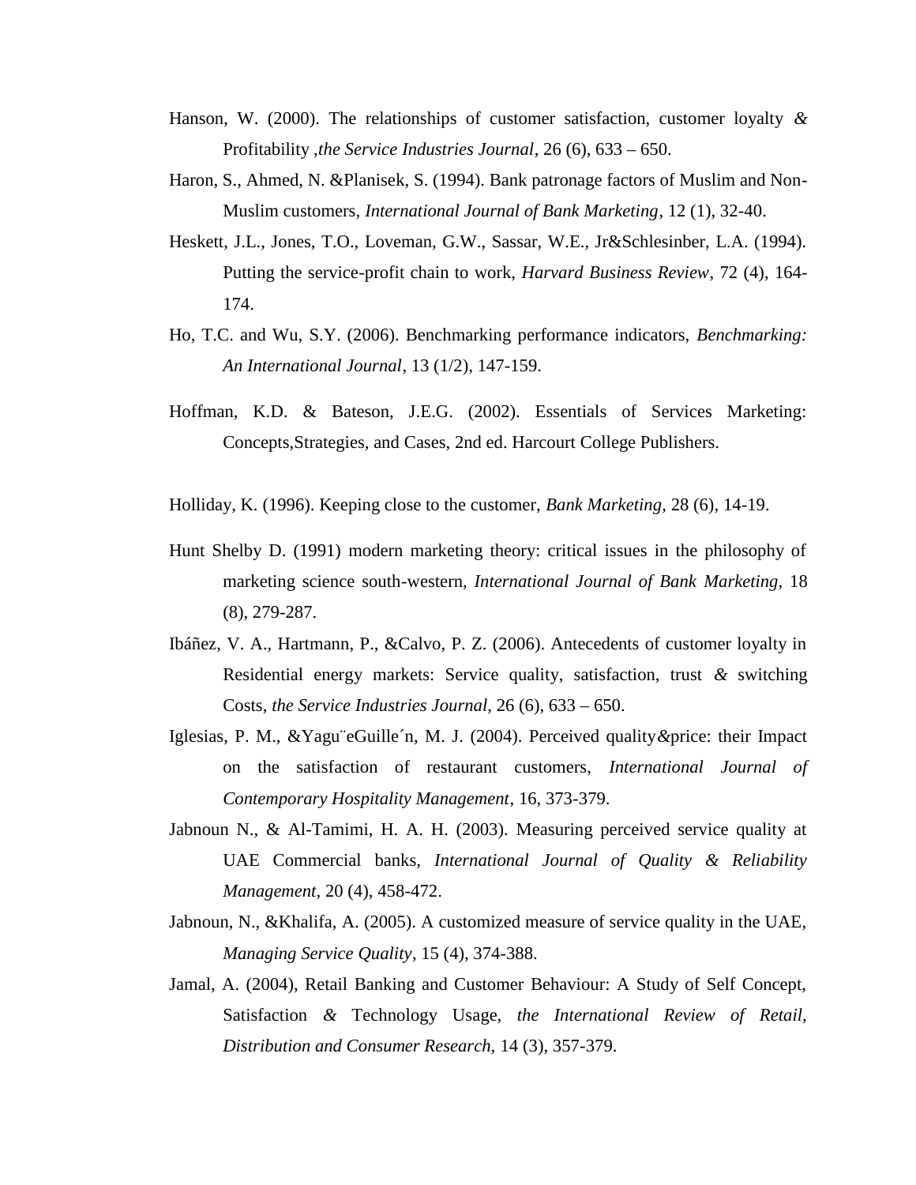Hanson, W. (2000). The relationships of customer satisfaction, customer loyalty & Profitability ,*the Service Industries Journal*, 26 (6), 633 – 650.

Haron, S., Ahmed, N. &Planisek, S. (1994). Bank patronage factors of Muslim and Non-Muslim customers, *International Journal of Bank Marketing*, 12 (1), 32-40.

Heskett, J.L., Jones, T.O., Loveman, G.W., Sassar, W.E., Jr&Schlesinber, L.A. (1994). Putting the service-profit chain to work, *Harvard Business Review*, 72 (4), 164-174.

Ho, T.C. and Wu, S.Y. (2006). Benchmarking performance indicators, *Benchmarking: An International Journal*, 13 (1/2), 147-159.

Hoffman, K.D. & Bateson, J.E.G. (2002). Essentials of Services Marketing: Concepts,Strategies, and Cases, 2nd ed. Harcourt College Publishers.

Holliday, K. (1996). Keeping close to the customer, *Bank Marketing*, 28 (6), 14-19.

Hunt Shelby D. (1991) modern marketing theory: critical issues in the philosophy of marketing science south-western, *International Journal of Bank Marketing*, 18 (8), 279-287.

Ibáñez, V. A., Hartmann, P., &Calvo, P. Z. (2006). Antecedents of customer loyalty in Residential energy markets: Service quality, satisfaction, trust & switching Costs, *the Service Industries Journal*, 26 (6), 633 – 650.

Iglesias, P. M., &Yagu¨eGuille´n, M. J. (2004). Perceived quality&price: their Impact on the satisfaction of restaurant customers, *International Journal of Contemporary Hospitality Management*, 16, 373-379.

Jabnoun N., & Al-Tamimi, H. A. H. (2003). Measuring perceived service quality at UAE Commercial banks, *International Journal of Quality & Reliability Management*, 20 (4), 458-472.

Jabnoun, N., &Khalifa, A. (2005). A customized measure of service quality in the UAE, *Managing Service Quality*, 15 (4), 374-388.

Jamal, A. (2004), Retail Banking and Customer Behaviour: A Study of Self Concept, Satisfaction & Technology Usage, *the International Review of Retail, Distribution and Consumer Research,* 14 (3), 357-379.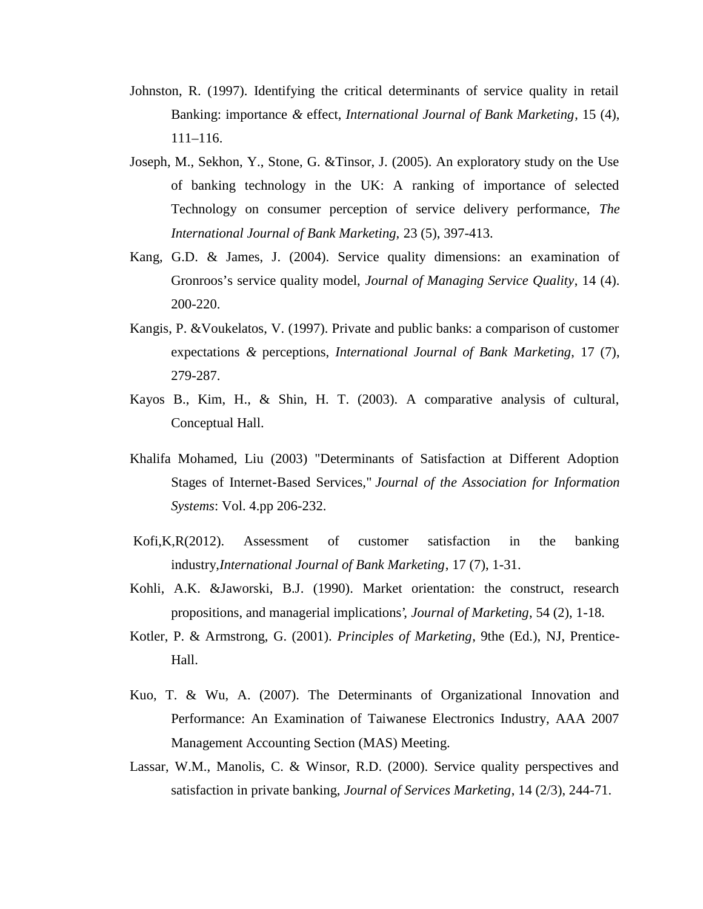Johnston, R. (1997). Identifying the critical determinants of service quality in retail Banking: importance *&* effect, *International Journal of Bank Marketing*, 15 (4), 111–116.

Joseph, M., Sekhon, Y., Stone, G. &Tinsor, J. (2005). An exploratory study on the Use of banking technology in the UK: A ranking of importance of selected Technology on consumer perception of service delivery performance, *The International Journal of Bank Marketing,* 23 (5), 397-413.

Kang, G.D. & James, J. (2004). Service quality dimensions: an examination of Gronroos's service quality model, *Journal of Managing Service Quality*, 14 (4). 200-220.

Kangis, P. &Voukelatos, V. (1997). Private and public banks: a comparison of customer expectations *&* perceptions, *International Journal of Bank Marketing*, 17 (7), 279-287.

Kayos B., Kim, H., & Shin, H. T. (2003). A comparative analysis of cultural, Conceptual Hall.

Khalifa Mohamed, Liu (2003) "Determinants of Satisfaction at Different Adoption Stages of Internet-Based Services," *Journal of the Association for Information Systems*: Vol. 4.pp 206-232.

Kofi,K,R(2012). Assessment of customer satisfaction in the banking industry,*International Journal of Bank Marketing*, 17 (7), 1-31.

Kohli, A.K. &Jaworski, B.J. (1990). Market orientation: the construct, research propositions, and managerial implications', *Journal of Marketing*, 54 (2), 1-18.

Kotler, P. & Armstrong, G. (2001). *Principles of Marketing*, 9the (Ed.), NJ, Prentice-Hall.

Kuo, T. & Wu, A. (2007). The Determinants of Organizational Innovation and Performance: An Examination of Taiwanese Electronics Industry, AAA 2007 Management Accounting Section (MAS) Meeting.

Lassar, W.M., Manolis, C. & Winsor, R.D. (2000). Service quality perspectives and satisfaction in private banking, *Journal of Services Marketing*, 14 (2/3), 244-71.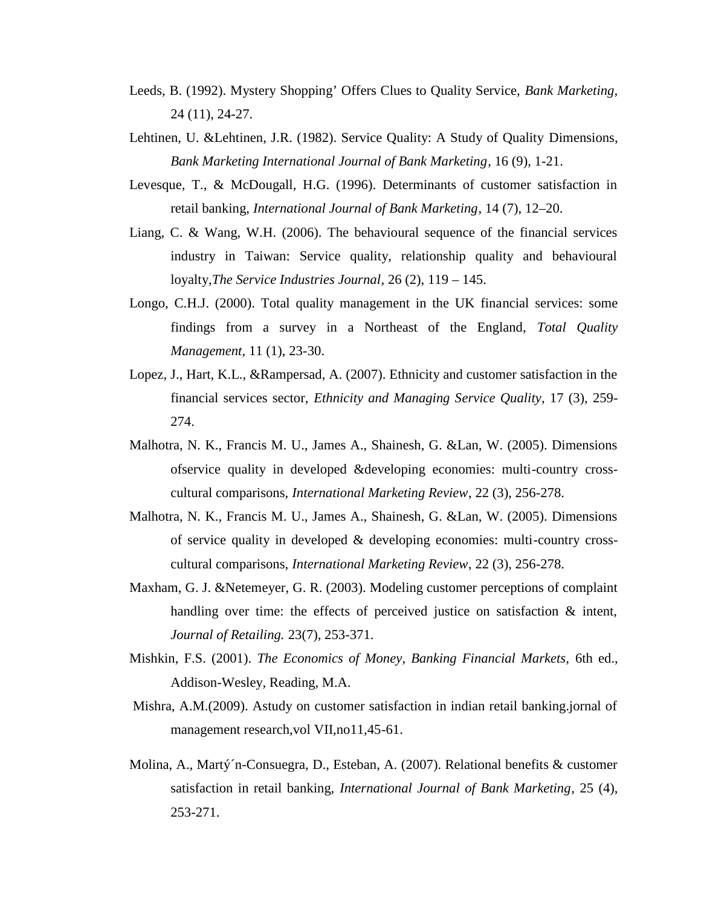Leeds, B. (1992). Mystery Shopping' Offers Clues to Quality Service, *Bank Marketing*, 24 (11), 24-27.

Lehtinen, U. &Lehtinen, J.R. (1982). Service Quality: A Study of Quality Dimensions, *Bank Marketing International Journal of Bank Marketing*, 16 (9), 1-21.

Levesque, T., & McDougall, H.G. (1996). Determinants of customer satisfaction in retail banking, *International Journal of Bank Marketing*, 14 (7), 12–20.

Liang, C. & Wang, W.H. (2006). The behavioural sequence of the financial services industry in Taiwan: Service quality, relationship quality and behavioural loyalty,*The Service Industries Journal*, 26 (2), 119 – 145.

Longo, C.H.J. (2000). Total quality management in the UK financial services: some findings from a survey in a Northeast of the England, *Total Quality Management*, 11 (1), 23-30.

Lopez, J., Hart, K.L., &Rampersad, A. (2007). Ethnicity and customer satisfaction in the financial services sector, *Ethnicity and Managing Service Quality*, 17 (3), 259-274.

Malhotra, N. K., Francis M. U., James A., Shainesh, G. &Lan, W. (2005). Dimensions ofservice quality in developed &developing economies: multi-country cross-cultural comparisons, *International Marketing Review*, 22 (3), 256-278.

Malhotra, N. K., Francis M. U., James A., Shainesh, G. &Lan, W. (2005). Dimensions of service quality in developed & developing economies: multi-country cross-cultural comparisons, *International Marketing Review*, 22 (3), 256-278.

Maxham, G. J. &Netemeyer, G. R. (2003). Modeling customer perceptions of complaint handling over time: the effects of perceived justice on satisfaction & intent, *Journal of Retailing.* 23(7), 253-371.

Mishkin, F.S. (2001). *The Economics of Money, Banking Financial Markets*, 6th ed., Addison-Wesley, Reading, M.A.

Mishra, A.M.(2009). Astudy on customer satisfaction in indian retail banking.jornal of management research,vol VII,no11,45-61.

Molina, A., Martý´n-Consuegra, D., Esteban, A. (2007). Relational benefits & customer satisfaction in retail banking, *International Journal of Bank Marketing*, 25 (4), 253-271.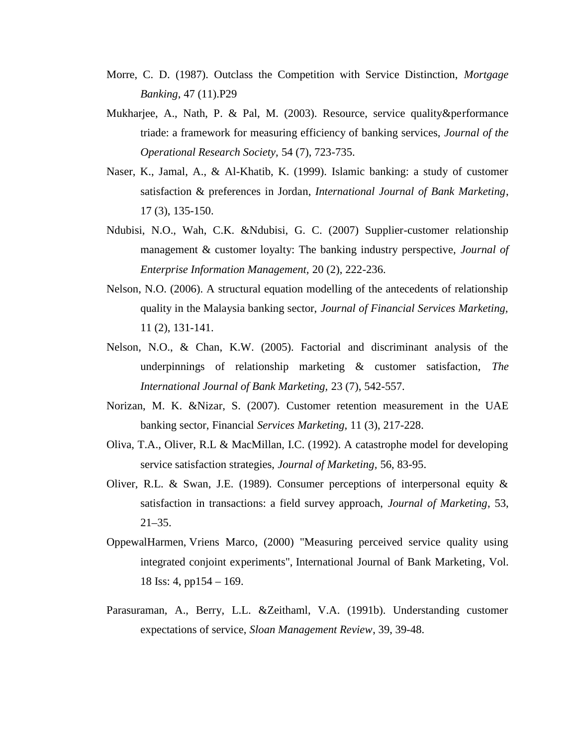Morre, C. D. (1987). Outclass the Competition with Service Distinction, *Mortgage Banking*, 47 (11).P29

Mukharjee, A., Nath, P. & Pal, M. (2003). Resource, service quality&performance triade: a framework for measuring efficiency of banking services, *Journal of the Operational Research Society*, 54 (7), 723-735.

Naser, K., Jamal, A., & Al-Khatib, K. (1999). Islamic banking: a study of customer satisfaction & preferences in Jordan, *International Journal of Bank Marketing*, 17 (3), 135-150.

Ndubisi, N.O., Wah, C.K. &Ndubisi, G. C. (2007) Supplier-customer relationship management & customer loyalty: The banking industry perspective, *Journal of Enterprise Information Management*, 20 (2), 222-236.

Nelson, N.O. (2006). A structural equation modelling of the antecedents of relationship quality in the Malaysia banking sector, *Journal of Financial Services Marketing*, 11 (2), 131-141.

Nelson, N.O., & Chan, K.W. (2005). Factorial and discriminant analysis of the underpinnings of relationship marketing & customer satisfaction, *The International Journal of Bank Marketing*, 23 (7), 542-557.

Norizan, M. K. &Nizar, S. (2007). Customer retention measurement in the UAE banking sector, Financial *Services Marketing*, 11 (3), 217-228.

Oliva, T.A., Oliver, R.L & MacMillan, I.C. (1992). A catastrophe model for developing service satisfaction strategies, *Journal of Marketing*, 56, 83-95.

Oliver, R.L. & Swan, J.E. (1989). Consumer perceptions of interpersonal equity & satisfaction in transactions: a field survey approach, *Journal of Marketing*, 53, 21–35.

OppewalHarmen, Vriens Marco, (2000) "Measuring perceived service quality using integrated conjoint experiments", International Journal of Bank Marketing, Vol. 18 Iss: 4, pp154 – 169.

Parasuraman, A., Berry, L.L. &Zeithaml, V.A. (1991b). Understanding customer expectations of service, *Sloan Management Review*, 39, 39-48.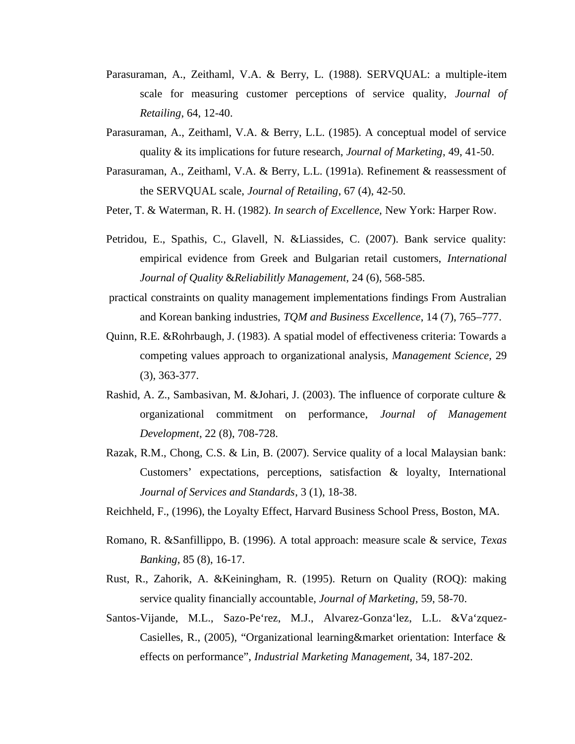Parasuraman, A., Zeithaml, V.A. & Berry, L. (1988). SERVQUAL: a multiple-item scale for measuring customer perceptions of service quality, *Journal of Retailing*, 64, 12-40.

Parasuraman, A., Zeithaml, V.A. & Berry, L.L. (1985). A conceptual model of service quality & its implications for future research, *Journal of Marketing*, 49, 41-50.

Parasuraman, A., Zeithaml, V.A. & Berry, L.L. (1991a). Refinement & reassessment of the SERVQUAL scale, *Journal of Retailing*, 67 (4), 42-50.

Peter, T. & Waterman, R. H. (1982). *In search of Excellence,* New York: Harper Row.

Petridou, E., Spathis, C., Glavell, N. &Liassides, C. (2007). Bank service quality: empirical evidence from Greek and Bulgarian retail customers, *International Journal of Quality* &*Reliabilitly Management,* 24 (6), 568-585.

practical constraints on quality management implementations findings From Australian and Korean banking industries, *TQM and Business Excellence*, 14 (7), 765–777.

Quinn, R.E. &Rohrbaugh, J. (1983). A spatial model of effectiveness criteria: Towards a competing values approach to organizational analysis, *Management Science,* 29 (3), 363-377.

Rashid, A. Z., Sambasivan, M. &Johari, J. (2003). The influence of corporate culture & organizational commitment on performance, *Journal of Management Development*, 22 (8), 708-728.

Razak, R.M., Chong, C.S. & Lin, B. (2007). Service quality of a local Malaysian bank: Customers' expectations, perceptions, satisfaction & loyalty, International *Journal of Services and Standards*, 3 (1), 18-38.

Reichheld, F., (1996), the Loyalty Effect, Harvard Business School Press, Boston, MA.

Romano, R. &Sanfillippo, B. (1996). A total approach: measure scale & service, *Texas Banking*, 85 (8), 16-17.

Rust, R., Zahorik, A. &Keiningham, R. (1995). Return on Quality (ROQ): making service quality financially accountable, *Journal of Marketing,* 59, 58-70.

Santos-Vijande, M.L., Sazo-Pe'rez, M.J., Alvarez-Gonza'lez, L.L. &Va'zquez-Casielles, R., (2005), "Organizational learning&market orientation: Interface & effects on performance", *Industrial Marketing Management,* 34, 187-202.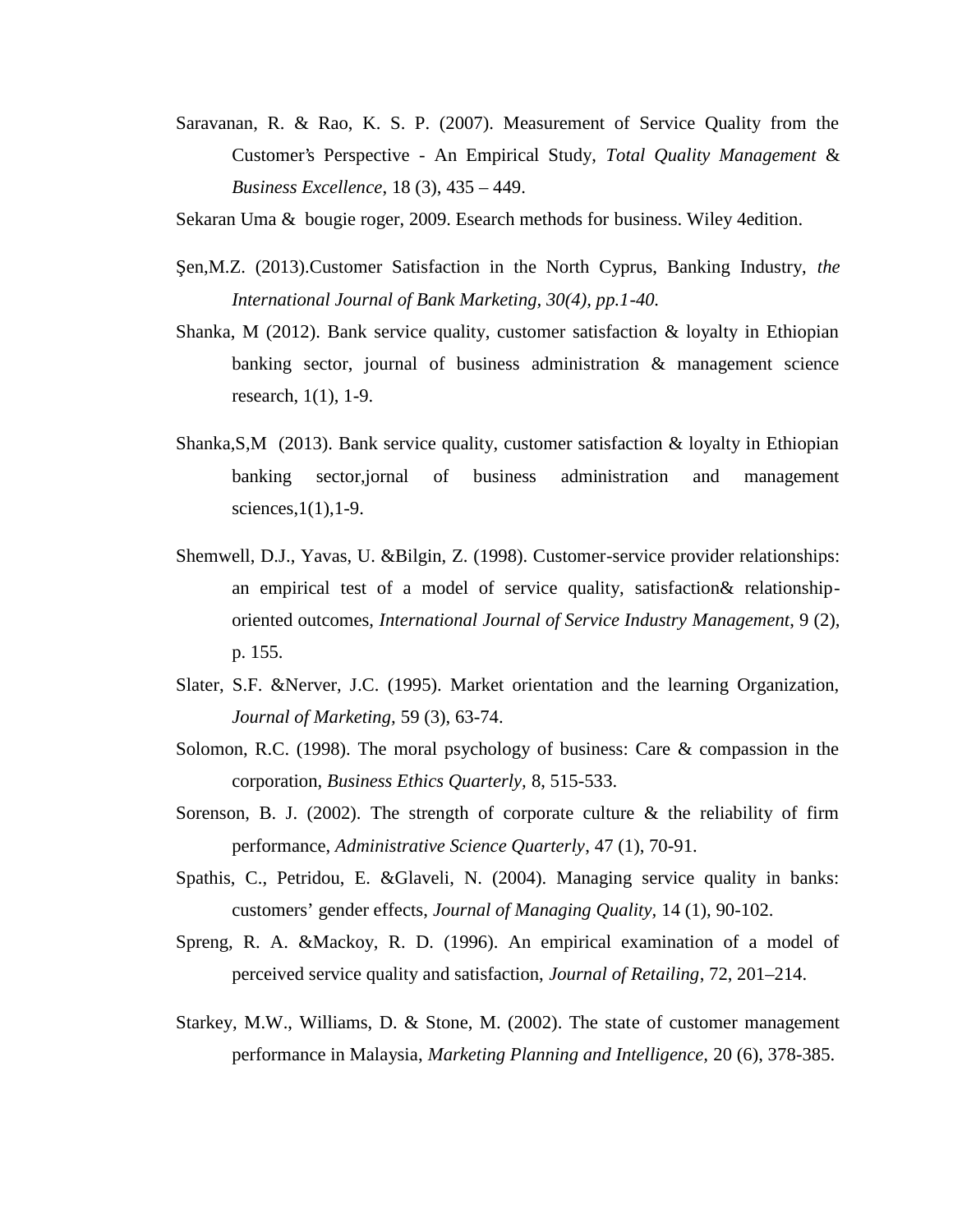Saravanan, R. & Rao, K. S. P. (2007). Measurement of Service Quality from the Customer's Perspective - An Empirical Study, *Total Quality Management & Business Excellence*, 18 (3), 435 – 449.

Sekaran Uma & bougie roger, 2009. Esearch methods for business. Wiley 4edition.

Şen,M.Z. (2013).Customer Satisfaction in the North Cyprus, Banking Industry, *the International Journal of Bank Marketing, 30(4), pp.1-40.*

Shanka, M (2012). Bank service quality, customer satisfaction & loyalty in Ethiopian banking sector, journal of business administration & management science research, 1(1), 1-9.

Shanka,S,M (2013). Bank service quality, customer satisfaction & loyalty in Ethiopian banking sector,jornal of business administration and management sciences,1(1),1-9.

Shemwell, D.J., Yavas, U. &Bilgin, Z. (1998). Customer-service provider relationships: an empirical test of a model of service quality, satisfaction& relationship-oriented outcomes, *International Journal of Service Industry Management*, 9 (2), p. 155.

Slater, S.F. &Nerver, J.C. (1995). Market orientation and the learning Organization, *Journal of Marketing*, 59 (3), 63-74.

Solomon, R.C. (1998). The moral psychology of business: Care & compassion in the corporation, *Business Ethics Quarterly*, 8, 515-533.

Sorenson, B. J. (2002). The strength of corporate culture & the reliability of firm performance, *Administrative Science Quarterly*, 47 (1), 70-91.

Spathis, C., Petridou, E. &Glaveli, N. (2004). Managing service quality in banks: customers' gender effects, *Journal of Managing Quality*, 14 (1), 90-102.

Spreng, R. A. &Mackoy, R. D. (1996). An empirical examination of a model of perceived service quality and satisfaction, *Journal of Retailing*, 72, 201–214.

Starkey, M.W., Williams, D. & Stone, M. (2002). The state of customer management performance in Malaysia, *Marketing Planning and Intelligence*, 20 (6), 378-385.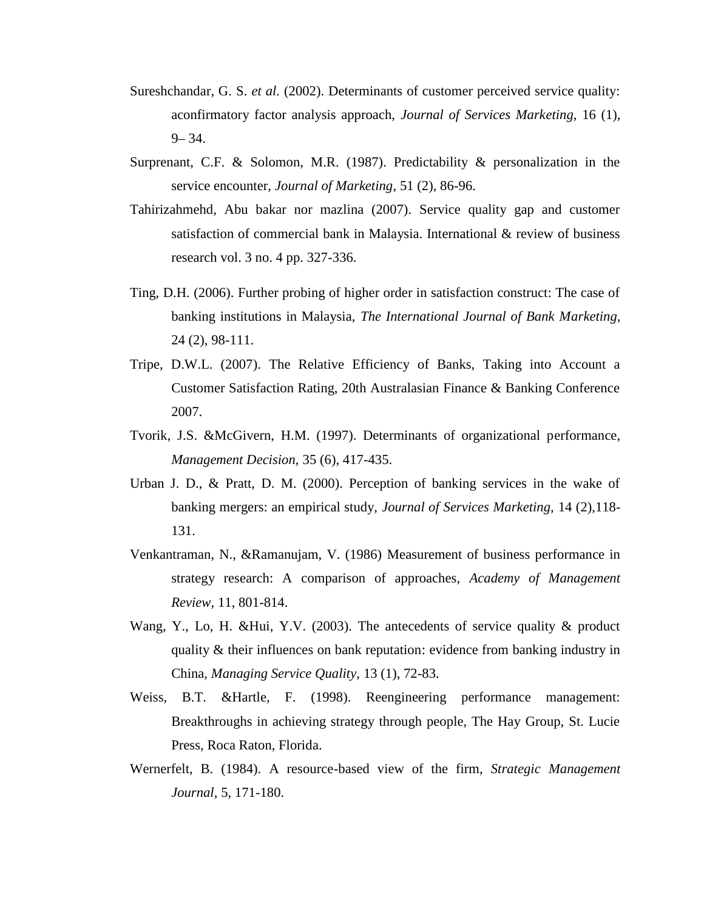Sureshchandar, G. S. *et al.* (2002). Determinants of customer perceived service quality: aconfirmatory factor analysis approach, *Journal of Services Marketing*, 16 (1), 9– 34.

Surprenant, C.F. & Solomon, M.R. (1987). Predictability & personalization in the service encounter, *Journal of Marketing*, 51 (2), 86-96.

Tahirizahmehd, Abu bakar nor mazlina (2007). Service quality gap and customer satisfaction of commercial bank in Malaysia. International & review of business research vol. 3 no. 4 pp. 327-336.

Ting, D.H. (2006). Further probing of higher order in satisfaction construct: The case of banking institutions in Malaysia, *The International Journal of Bank Marketing*, 24 (2), 98-111.

Tripe, D.W.L. (2007). The Relative Efficiency of Banks, Taking into Account a Customer Satisfaction Rating, 20th Australasian Finance & Banking Conference 2007.

Tvorik, J.S. &McGivern, H.M. (1997). Determinants of organizational performance, *Management Decision*, 35 (6), 417-435.

Urban J. D., & Pratt, D. M. (2000). Perception of banking services in the wake of banking mergers: an empirical study, *Journal of Services Marketing*, 14 (2),118-131.

Venkantraman, N., &Ramanujam, V. (1986) Measurement of business performance in strategy research: A comparison of approaches, *Academy of Management Review*, 11, 801-814.

Wang, Y., Lo, H. &Hui, Y.V. (2003). The antecedents of service quality & product quality & their influences on bank reputation: evidence from banking industry in China, *Managing Service Quality*, 13 (1), 72-83.

Weiss, B.T. &Hartle, F. (1998). Reengineering performance management: Breakthroughs in achieving strategy through people, The Hay Group, St. Lucie Press, Roca Raton, Florida.

Wernerfelt, B. (1984). A resource-based view of the firm, *Strategic Management Journal*, 5, 171-180.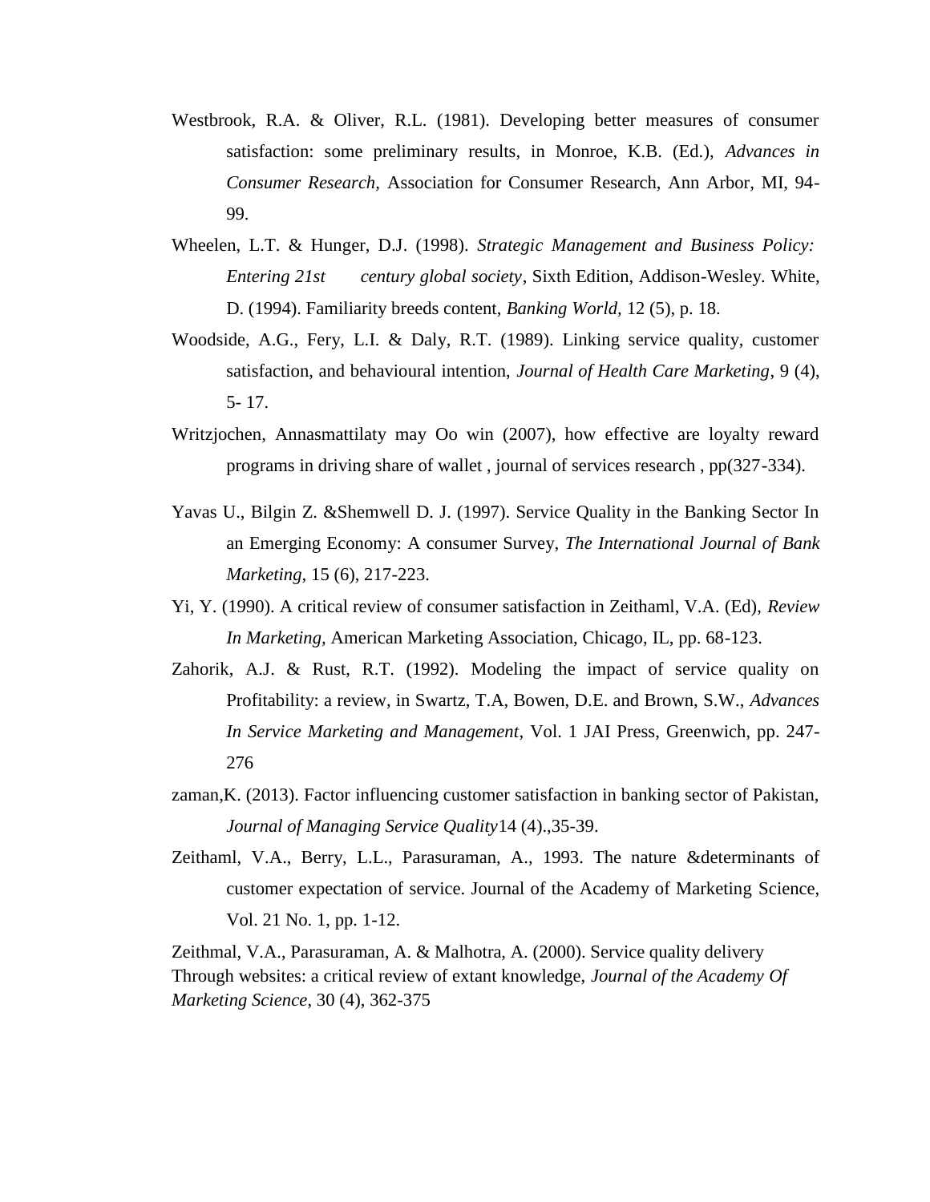Westbrook, R.A. & Oliver, R.L. (1981). Developing better measures of consumer satisfaction: some preliminary results, in Monroe, K.B. (Ed.), *Advances in Consumer Research*, Association for Consumer Research, Ann Arbor, MI, 94-99.

Wheelen, L.T. & Hunger, D.J. (1998). *Strategic Management and Business Policy: Entering 21st century global society*, Sixth Edition, Addison-Wesley. White, D. (1994). Familiarity breeds content, *Banking World,* 12 (5), p. 18.

Woodside, A.G., Fery, L.I. & Daly, R.T. (1989). Linking service quality, customer satisfaction, and behavioural intention, *Journal of Health Care Marketing*, 9 (4), 5- 17.

Writzjochen, Annasmattilaty may Oo win (2007), how effective are loyalty reward programs in driving share of wallet , journal of services research , pp(327-334).

Yavas U., Bilgin Z. &Shemwell D. J. (1997). Service Quality in the Banking Sector In an Emerging Economy: A consumer Survey, *The International Journal of Bank Marketing*, 15 (6), 217-223.

Yi, Y. (1990). A critical review of consumer satisfaction in Zeithaml, V.A. (Ed), *Review In Marketing*, American Marketing Association, Chicago, IL, pp. 68-123.

Zahorik, A.J. & Rust, R.T. (1992). Modeling the impact of service quality on Profitability: a review, in Swartz, T.A, Bowen, D.E. and Brown, S.W., *Advances In Service Marketing and Management*, Vol. 1 JAI Press, Greenwich, pp. 247-276

zaman,K. (2013). Factor influencing customer satisfaction in banking sector of Pakistan, *Journal of Managing Service Quality*14 (4).,35-39.

Zeithaml, V.A., Berry, L.L., Parasuraman, A., 1993. The nature &determinants of customer expectation of service. Journal of the Academy of Marketing Science, Vol. 21 No. 1, pp. 1-12.

Zeithmal, V.A., Parasuraman, A. & Malhotra, A. (2000). Service quality delivery Through websites: a critical review of extant knowledge, *Journal of the Academy Of Marketing Science*, 30 (4), 362-375